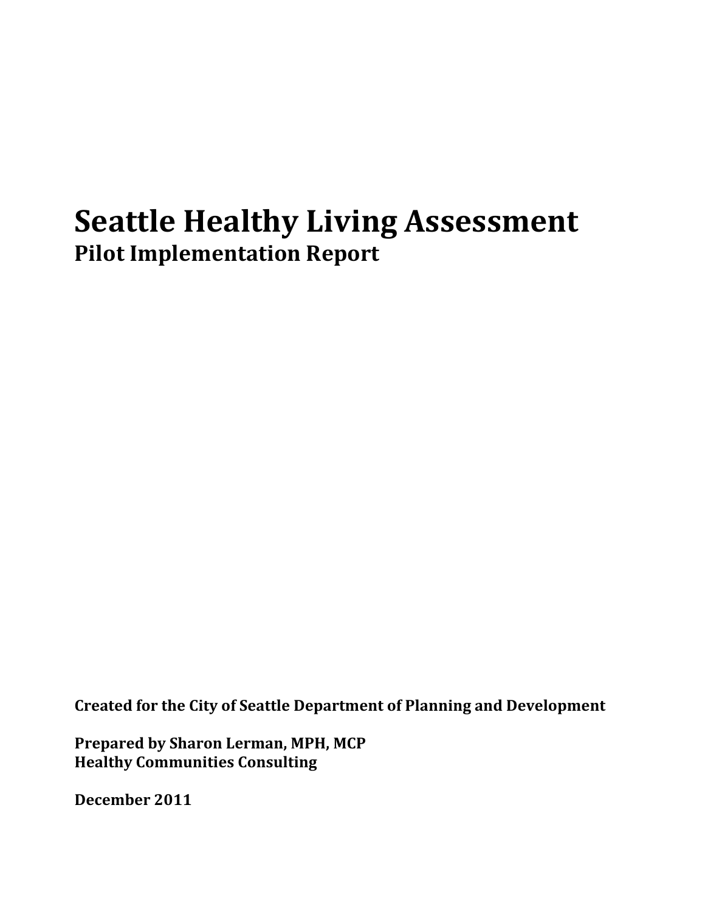# Seattle Healthy Living Assessment

## Pilot Implementation Report

**Created for the City of Seattle Department of Planning and Development**

**Prepared by Sharon Lerman, MPH, MCP**
**Healthy Communities Consulting**

**December 2011**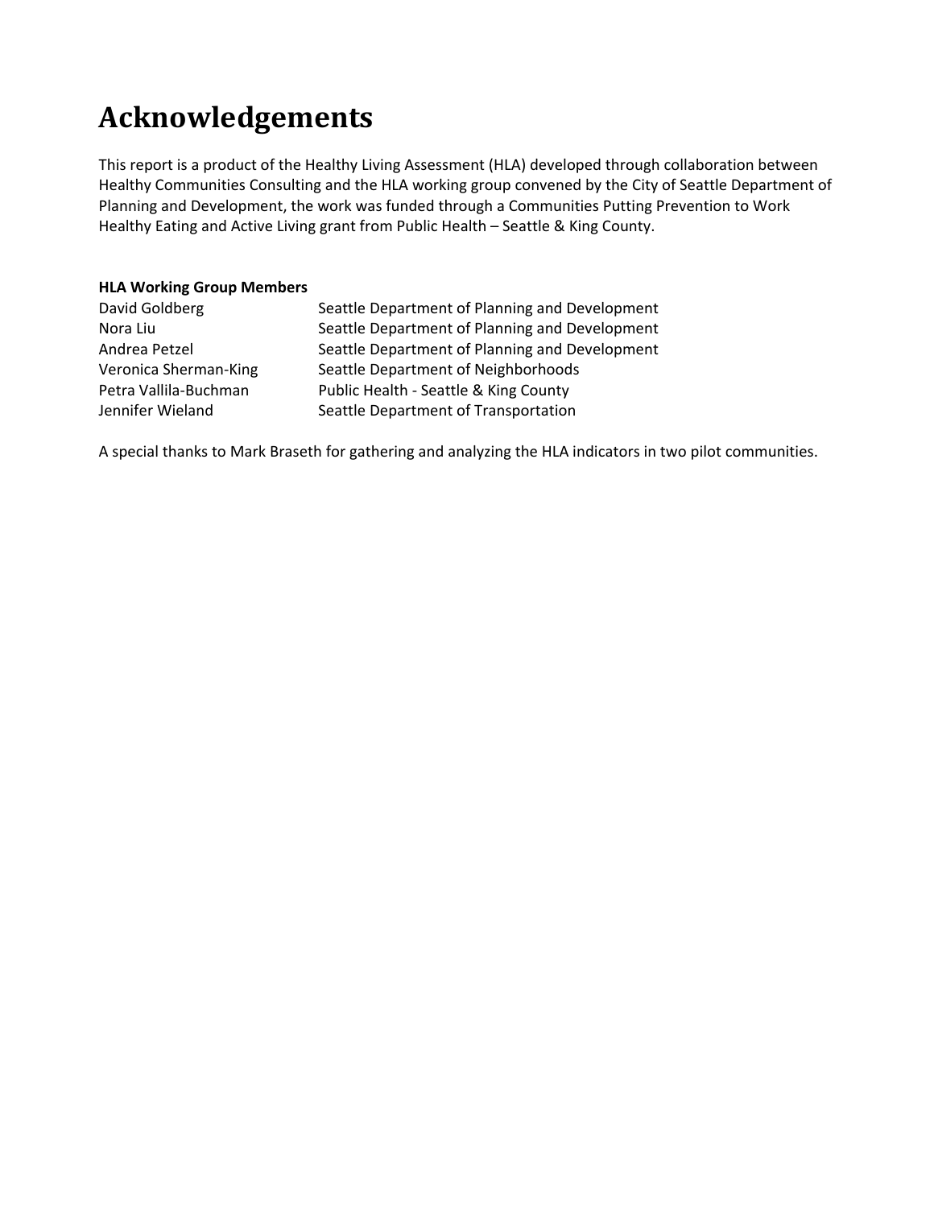# Acknowledgements

This report is a product of the Healthy Living Assessment (HLA) developed through collaboration between Healthy Communities Consulting and the HLA working group convened by the City of Seattle Department of Planning and Development, the work was funded through a Communities Putting Prevention to Work Healthy Eating and Active Living grant from Public Health – Seattle & King County.

**HLA Working Group Members**

| | |
|---|---|
| David Goldberg | Seattle Department of Planning and Development |
| Nora Liu | Seattle Department of Planning and Development |
| Andrea Petzel | Seattle Department of Planning and Development |
| Veronica Sherman-King | Seattle Department of Neighborhoods |
| Petra Vallila-Buchman | Public Health - Seattle & King County |
| Jennifer Wieland | Seattle Department of Transportation |

A special thanks to Mark Braseth for gathering and analyzing the HLA indicators in two pilot communities.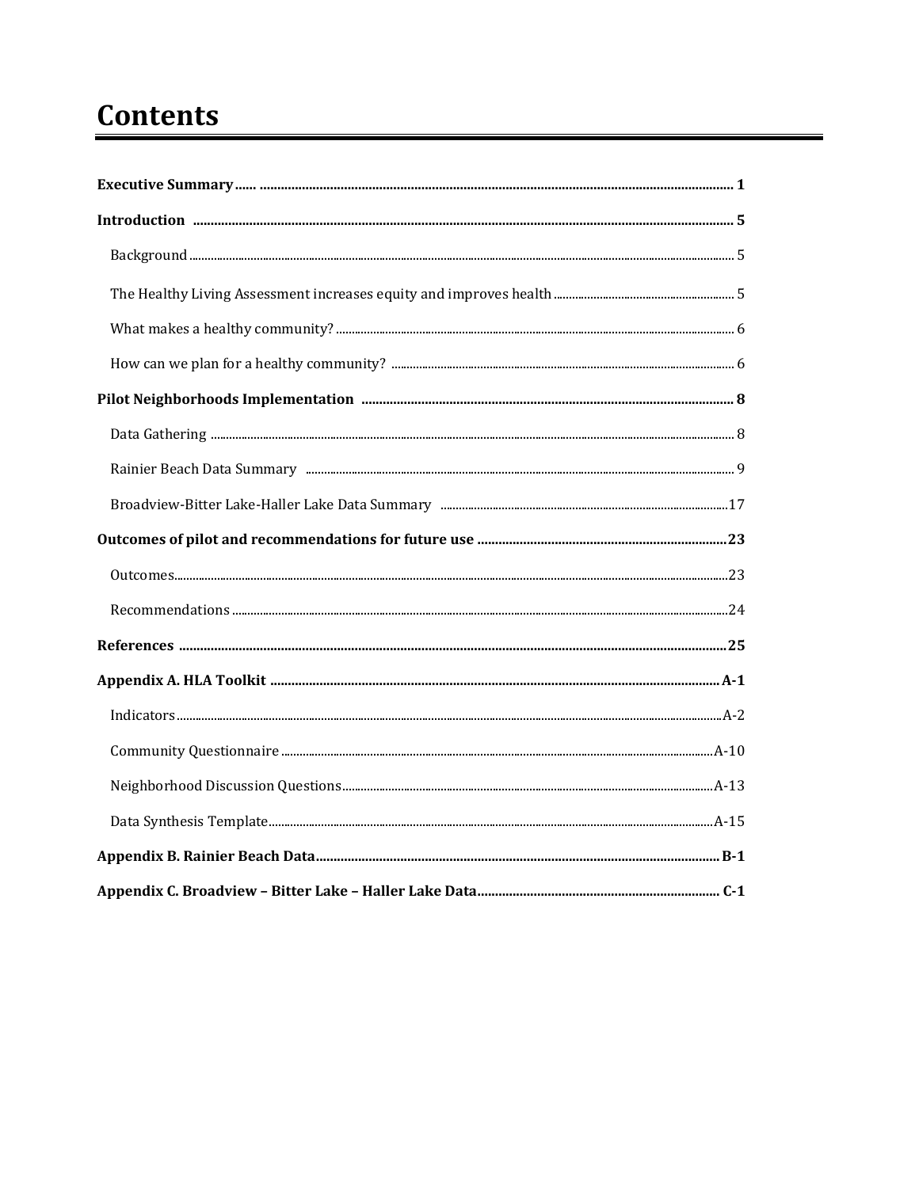# Contents

**Executive Summary** ...... 1

**Introduction** ...... 5

- Background ...... 5
- The Healthy Living Assessment increases equity and improves health ...... 5
- What makes a healthy community? ...... 6
- How can we plan for a healthy community? ...... 6

**Pilot Neighborhoods Implementation** ...... 8

- Data Gathering ...... 8
- Rainier Beach Data Summary ...... 9
- Broadview-Bitter Lake-Haller Lake Data Summary ...... 17

**Outcomes of pilot and recommendations for future use** ...... 23

- Outcomes ...... 23
- Recommendations ...... 24

**References** ...... 25

**Appendix A. HLA Toolkit** ...... A-1

- Indicators ...... A-2
- Community Questionnaire ...... A-10
- Neighborhood Discussion Questions ...... A-13
- Data Synthesis Template ...... A-15

**Appendix B. Rainier Beach Data** ...... B-1

**Appendix C. Broadview – Bitter Lake – Haller Lake Data** ...... C-1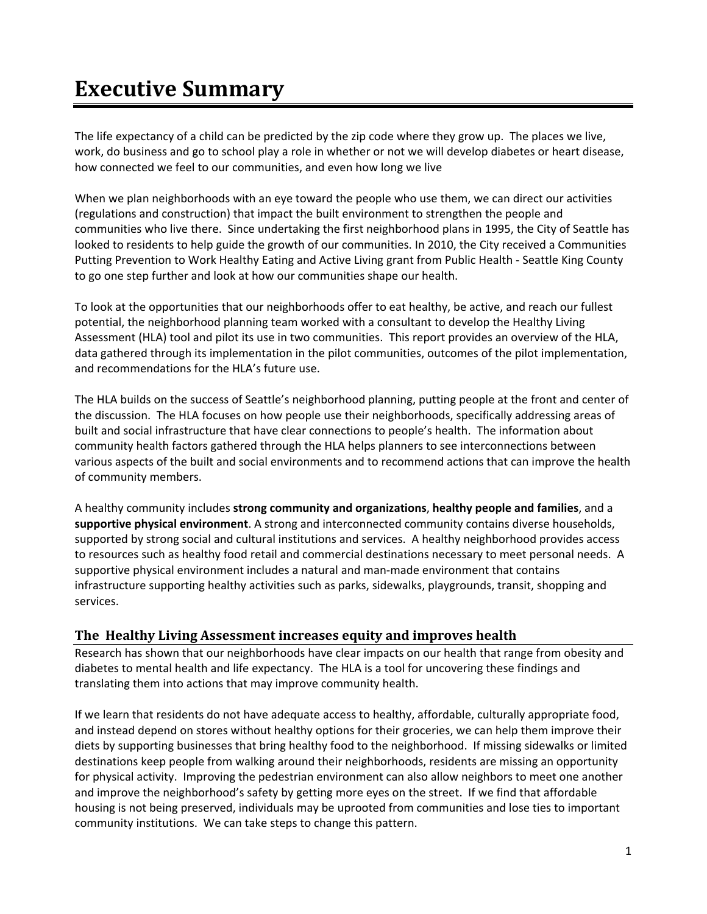# Executive Summary

The life expectancy of a child can be predicted by the zip code where they grow up. The places we live, work, do business and go to school play a role in whether or not we will develop diabetes or heart disease, how connected we feel to our communities, and even how long we live

When we plan neighborhoods with an eye toward the people who use them, we can direct our activities (regulations and construction) that impact the built environment to strengthen the people and communities who live there. Since undertaking the first neighborhood plans in 1995, the City of Seattle has looked to residents to help guide the growth of our communities. In 2010, the City received a Communities Putting Prevention to Work Healthy Eating and Active Living grant from Public Health - Seattle King County to go one step further and look at how our communities shape our health.

To look at the opportunities that our neighborhoods offer to eat healthy, be active, and reach our fullest potential, the neighborhood planning team worked with a consultant to develop the Healthy Living Assessment (HLA) tool and pilot its use in two communities. This report provides an overview of the HLA, data gathered through its implementation in the pilot communities, outcomes of the pilot implementation, and recommendations for the HLA's future use.

The HLA builds on the success of Seattle's neighborhood planning, putting people at the front and center of the discussion. The HLA focuses on how people use their neighborhoods, specifically addressing areas of built and social infrastructure that have clear connections to people's health. The information about community health factors gathered through the HLA helps planners to see interconnections between various aspects of the built and social environments and to recommend actions that can improve the health of community members.

A healthy community includes **strong community and organizations**, **healthy people and families**, and a **supportive physical environment**. A strong and interconnected community contains diverse households, supported by strong social and cultural institutions and services. A healthy neighborhood provides access to resources such as healthy food retail and commercial destinations necessary to meet personal needs. A supportive physical environment includes a natural and man-made environment that contains infrastructure supporting healthy activities such as parks, sidewalks, playgrounds, transit, shopping and services.

## The Healthy Living Assessment increases equity and improves health

Research has shown that our neighborhoods have clear impacts on our health that range from obesity and diabetes to mental health and life expectancy. The HLA is a tool for uncovering these findings and translating them into actions that may improve community health.

If we learn that residents do not have adequate access to healthy, affordable, culturally appropriate food, and instead depend on stores without healthy options for their groceries, we can help them improve their diets by supporting businesses that bring healthy food to the neighborhood. If missing sidewalks or limited destinations keep people from walking around their neighborhoods, residents are missing an opportunity for physical activity. Improving the pedestrian environment can also allow neighbors to meet one another and improve the neighborhood's safety by getting more eyes on the street. If we find that affordable housing is not being preserved, individuals may be uprooted from communities and lose ties to important community institutions. We can take steps to change this pattern.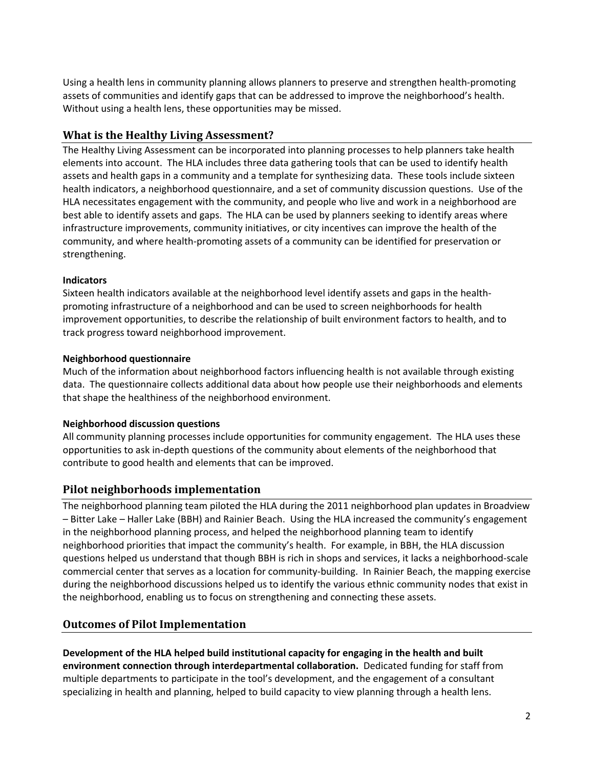Using a health lens in community planning allows planners to preserve and strengthen health-promoting assets of communities and identify gaps that can be addressed to improve the neighborhood's health. Without using a health lens, these opportunities may be missed.

## What is the Healthy Living Assessment?

The Healthy Living Assessment can be incorporated into planning processes to help planners take health elements into account. The HLA includes three data gathering tools that can be used to identify health assets and health gaps in a community and a template for synthesizing data. These tools include sixteen health indicators, a neighborhood questionnaire, and a set of community discussion questions. Use of the HLA necessitates engagement with the community, and people who live and work in a neighborhood are best able to identify assets and gaps. The HLA can be used by planners seeking to identify areas where infrastructure improvements, community initiatives, or city incentives can improve the health of the community, and where health-promoting assets of a community can be identified for preservation or strengthening.

**Indicators**

Sixteen health indicators available at the neighborhood level identify assets and gaps in the health-promoting infrastructure of a neighborhood and can be used to screen neighborhoods for health improvement opportunities, to describe the relationship of built environment factors to health, and to track progress toward neighborhood improvement.

**Neighborhood questionnaire**

Much of the information about neighborhood factors influencing health is not available through existing data. The questionnaire collects additional data about how people use their neighborhoods and elements that shape the healthiness of the neighborhood environment.

**Neighborhood discussion questions**

All community planning processes include opportunities for community engagement. The HLA uses these opportunities to ask in-depth questions of the community about elements of the neighborhood that contribute to good health and elements that can be improved.

## Pilot neighborhoods implementation

The neighborhood planning team piloted the HLA during the 2011 neighborhood plan updates in Broadview – Bitter Lake – Haller Lake (BBH) and Rainier Beach. Using the HLA increased the community's engagement in the neighborhood planning process, and helped the neighborhood planning team to identify neighborhood priorities that impact the community's health. For example, in BBH, the HLA discussion questions helped us understand that though BBH is rich in shops and services, it lacks a neighborhood-scale commercial center that serves as a location for community-building. In Rainier Beach, the mapping exercise during the neighborhood discussions helped us to identify the various ethnic community nodes that exist in the neighborhood, enabling us to focus on strengthening and connecting these assets.

## Outcomes of Pilot Implementation

**Development of the HLA helped build institutional capacity for engaging in the health and built environment connection through interdepartmental collaboration.** Dedicated funding for staff from multiple departments to participate in the tool's development, and the engagement of a consultant specializing in health and planning, helped to build capacity to view planning through a health lens.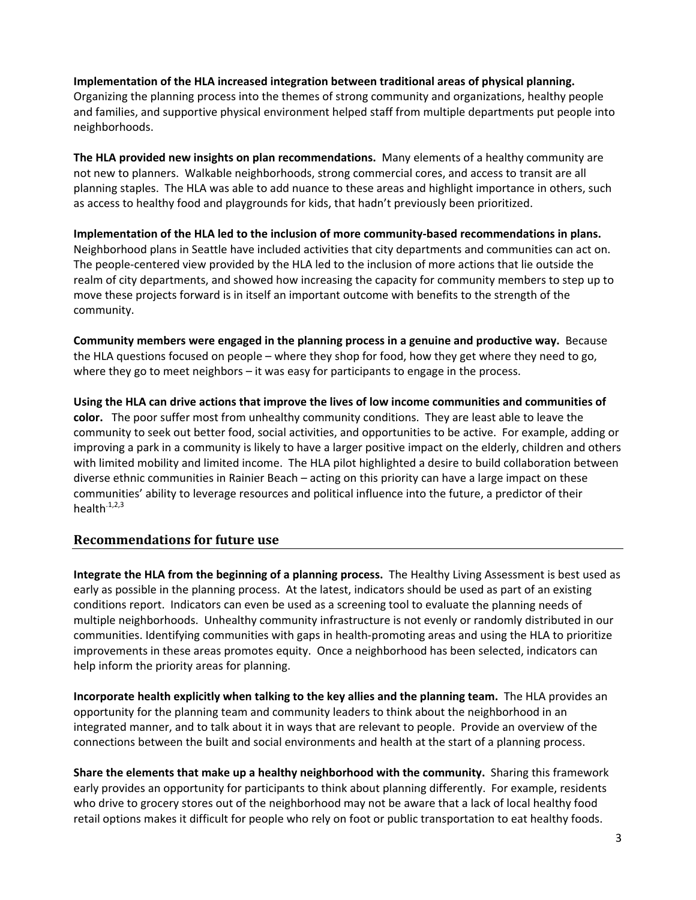**Implementation of the HLA increased integration between traditional areas of physical planning.** Organizing the planning process into the themes of strong community and organizations, healthy people and families, and supportive physical environment helped staff from multiple departments put people into neighborhoods.

**The HLA provided new insights on plan recommendations.** Many elements of a healthy community are not new to planners. Walkable neighborhoods, strong commercial cores, and access to transit are all planning staples. The HLA was able to add nuance to these areas and highlight importance in others, such as access to healthy food and playgrounds for kids, that hadn't previously been prioritized.

**Implementation of the HLA led to the inclusion of more community-based recommendations in plans.** Neighborhood plans in Seattle have included activities that city departments and communities can act on. The people-centered view provided by the HLA led to the inclusion of more actions that lie outside the realm of city departments, and showed how increasing the capacity for community members to step up to move these projects forward is in itself an important outcome with benefits to the strength of the community.

**Community members were engaged in the planning process in a genuine and productive way.** Because the HLA questions focused on people – where they shop for food, how they get where they need to go, where they go to meet neighbors – it was easy for participants to engage in the process.

**Using the HLA can drive actions that improve the lives of low income communities and communities of color.** The poor suffer most from unhealthy community conditions. They are least able to leave the community to seek out better food, social activities, and opportunities to be active. For example, adding or improving a park in a community is likely to have a larger positive impact on the elderly, children and others with limited mobility and limited income. The HLA pilot highlighted a desire to build collaboration between diverse ethnic communities in Rainier Beach – acting on this priority can have a large impact on these communities' ability to leverage resources and political influence into the future, a predictor of their health.[1,2,3]

## Recommendations for future use

**Integrate the HLA from the beginning of a planning process.** The Healthy Living Assessment is best used as early as possible in the planning process. At the latest, indicators should be used as part of an existing conditions report. Indicators can even be used as a screening tool to evaluate the planning needs of multiple neighborhoods. Unhealthy community infrastructure is not evenly or randomly distributed in our communities. Identifying communities with gaps in health-promoting areas and using the HLA to prioritize improvements in these areas promotes equity. Once a neighborhood has been selected, indicators can help inform the priority areas for planning.

**Incorporate health explicitly when talking to the key allies and the planning team.** The HLA provides an opportunity for the planning team and community leaders to think about the neighborhood in an integrated manner, and to talk about it in ways that are relevant to people. Provide an overview of the connections between the built and social environments and health at the start of a planning process.

**Share the elements that make up a healthy neighborhood with the community.** Sharing this framework early provides an opportunity for participants to think about planning differently. For example, residents who drive to grocery stores out of the neighborhood may not be aware that a lack of local healthy food retail options makes it difficult for people who rely on foot or public transportation to eat healthy foods.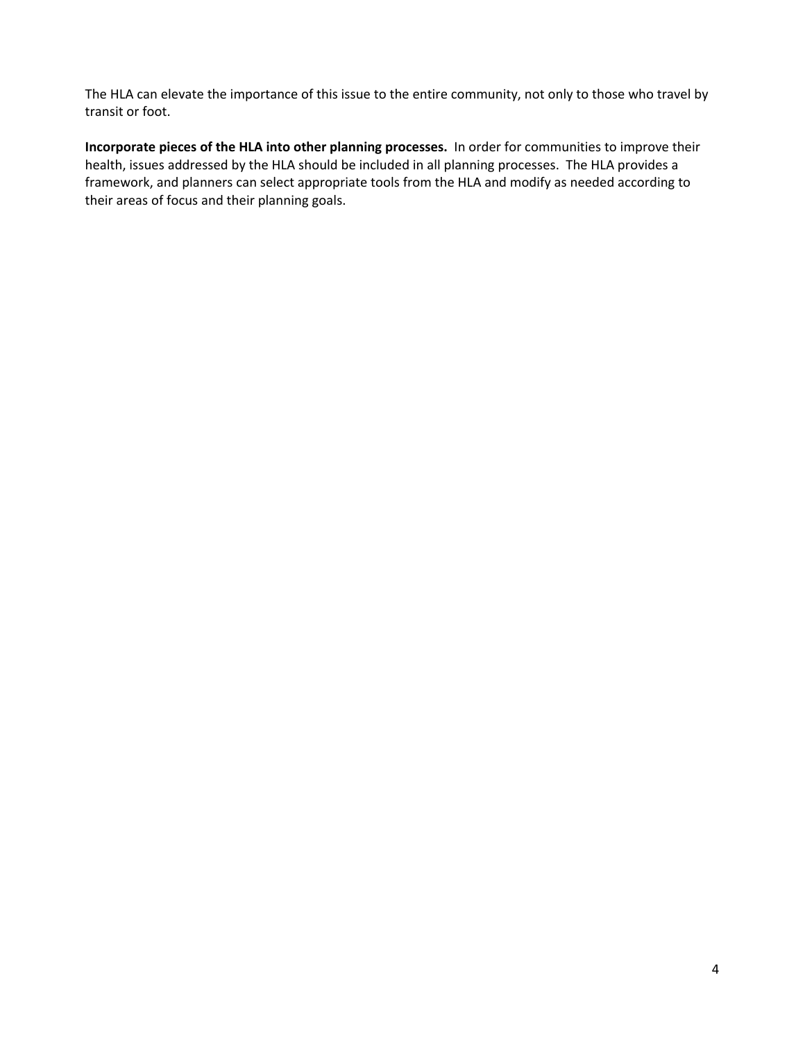The HLA can elevate the importance of this issue to the entire community, not only to those who travel by transit or foot.

**Incorporate pieces of the HLA into other planning processes.** In order for communities to improve their health, issues addressed by the HLA should be included in all planning processes. The HLA provides a framework, and planners can select appropriate tools from the HLA and modify as needed according to their areas of focus and their planning goals.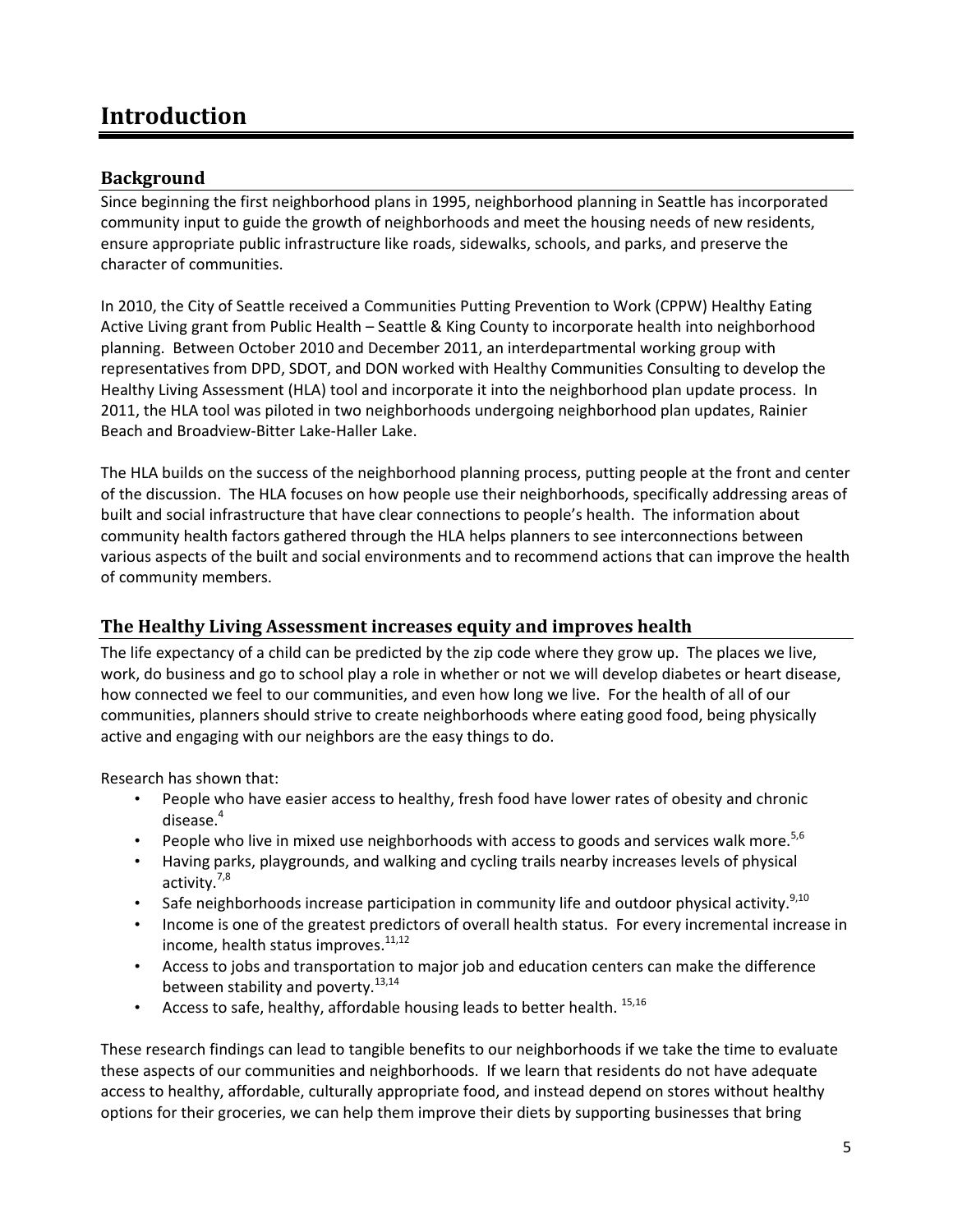# Introduction

## Background

Since beginning the first neighborhood plans in 1995, neighborhood planning in Seattle has incorporated community input to guide the growth of neighborhoods and meet the housing needs of new residents, ensure appropriate public infrastructure like roads, sidewalks, schools, and parks, and preserve the character of communities.

In 2010, the City of Seattle received a Communities Putting Prevention to Work (CPPW) Healthy Eating Active Living grant from Public Health – Seattle & King County to incorporate health into neighborhood planning. Between October 2010 and December 2011, an interdepartmental working group with representatives from DPD, SDOT, and DON worked with Healthy Communities Consulting to develop the Healthy Living Assessment (HLA) tool and incorporate it into the neighborhood plan update process. In 2011, the HLA tool was piloted in two neighborhoods undergoing neighborhood plan updates, Rainier Beach and Broadview-Bitter Lake-Haller Lake.

The HLA builds on the success of the neighborhood planning process, putting people at the front and center of the discussion. The HLA focuses on how people use their neighborhoods, specifically addressing areas of built and social infrastructure that have clear connections to people's health. The information about community health factors gathered through the HLA helps planners to see interconnections between various aspects of the built and social environments and to recommend actions that can improve the health of community members.

## The Healthy Living Assessment increases equity and improves health

The life expectancy of a child can be predicted by the zip code where they grow up. The places we live, work, do business and go to school play a role in whether or not we will develop diabetes or heart disease, how connected we feel to our communities, and even how long we live. For the health of all of our communities, planners should strive to create neighborhoods where eating good food, being physically active and engaging with our neighbors are the easy things to do.

Research has shown that:

- People who have easier access to healthy, fresh food have lower rates of obesity and chronic disease.[4]
- People who live in mixed use neighborhoods with access to goods and services walk more.[5,6]
- Having parks, playgrounds, and walking and cycling trails nearby increases levels of physical activity.[7,8]
- Safe neighborhoods increase participation in community life and outdoor physical activity.[9,10]
- Income is one of the greatest predictors of overall health status. For every incremental increase in income, health status improves.[11,12]
- Access to jobs and transportation to major job and education centers can make the difference between stability and poverty.[13,14]
- Access to safe, healthy, affordable housing leads to better health.[15,16]

These research findings can lead to tangible benefits to our neighborhoods if we take the time to evaluate these aspects of our communities and neighborhoods. If we learn that residents do not have adequate access to healthy, affordable, culturally appropriate food, and instead depend on stores without healthy options for their groceries, we can help them improve their diets by supporting businesses that bring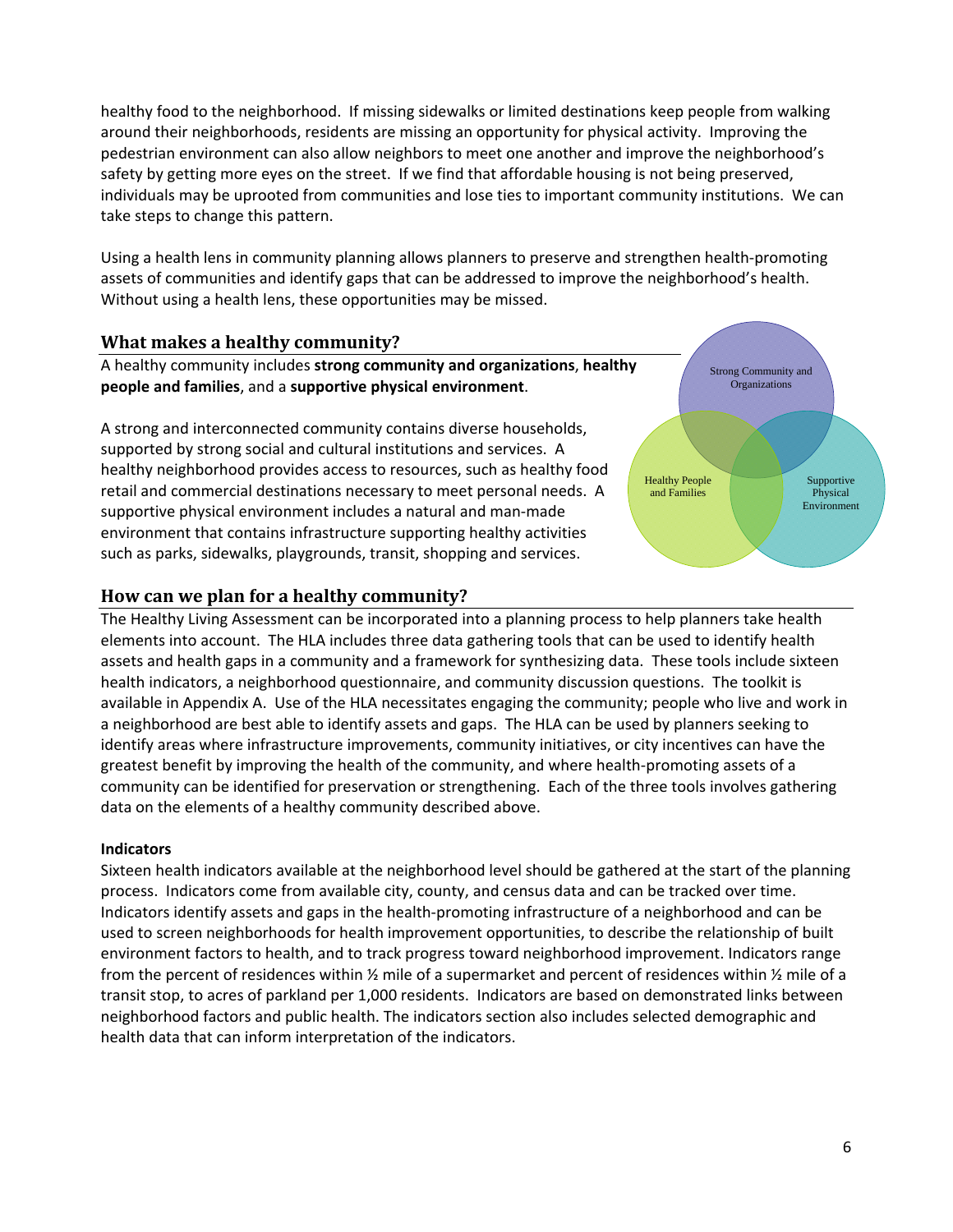healthy food to the neighborhood. If missing sidewalks or limited destinations keep people from walking around their neighborhoods, residents are missing an opportunity for physical activity. Improving the pedestrian environment can also allow neighbors to meet one another and improve the neighborhood's safety by getting more eyes on the street. If we find that affordable housing is not being preserved, individuals may be uprooted from communities and lose ties to important community institutions. We can take steps to change this pattern.

Using a health lens in community planning allows planners to preserve and strengthen health-promoting assets of communities and identify gaps that can be addressed to improve the neighborhood's health. Without using a health lens, these opportunities may be missed.

## What makes a healthy community?

A healthy community includes **strong community and organizations**, **healthy people and families**, and a **supportive physical environment**.

A strong and interconnected community contains diverse households, supported by strong social and cultural institutions and services. A healthy neighborhood provides access to resources, such as healthy food retail and commercial destinations necessary to meet personal needs. A supportive physical environment includes a natural and man-made environment that contains infrastructure supporting healthy activities such as parks, sidewalks, playgrounds, transit, shopping and services.

Strong Community and Organizations

Healthy People and Families

Supportive Physical Environment

## How can we plan for a healthy community?

The Healthy Living Assessment can be incorporated into a planning process to help planners take health elements into account. The HLA includes three data gathering tools that can be used to identify health assets and health gaps in a community and a framework for synthesizing data. These tools include sixteen health indicators, a neighborhood questionnaire, and community discussion questions. The toolkit is available in Appendix A. Use of the HLA necessitates engaging the community; people who live and work in a neighborhood are best able to identify assets and gaps. The HLA can be used by planners seeking to identify areas where infrastructure improvements, community initiatives, or city incentives can have the greatest benefit by improving the health of the community, and where health-promoting assets of a community can be identified for preservation or strengthening. Each of the three tools involves gathering data on the elements of a healthy community described above.

**Indicators**

Sixteen health indicators available at the neighborhood level should be gathered at the start of the planning process. Indicators come from available city, county, and census data and can be tracked over time. Indicators identify assets and gaps in the health-promoting infrastructure of a neighborhood and can be used to screen neighborhoods for health improvement opportunities, to describe the relationship of built environment factors to health, and to track progress toward neighborhood improvement. Indicators range from the percent of residences within ½ mile of a supermarket and percent of residences within ½ mile of a transit stop, to acres of parkland per 1,000 residents. Indicators are based on demonstrated links between neighborhood factors and public health. The indicators section also includes selected demographic and health data that can inform interpretation of the indicators.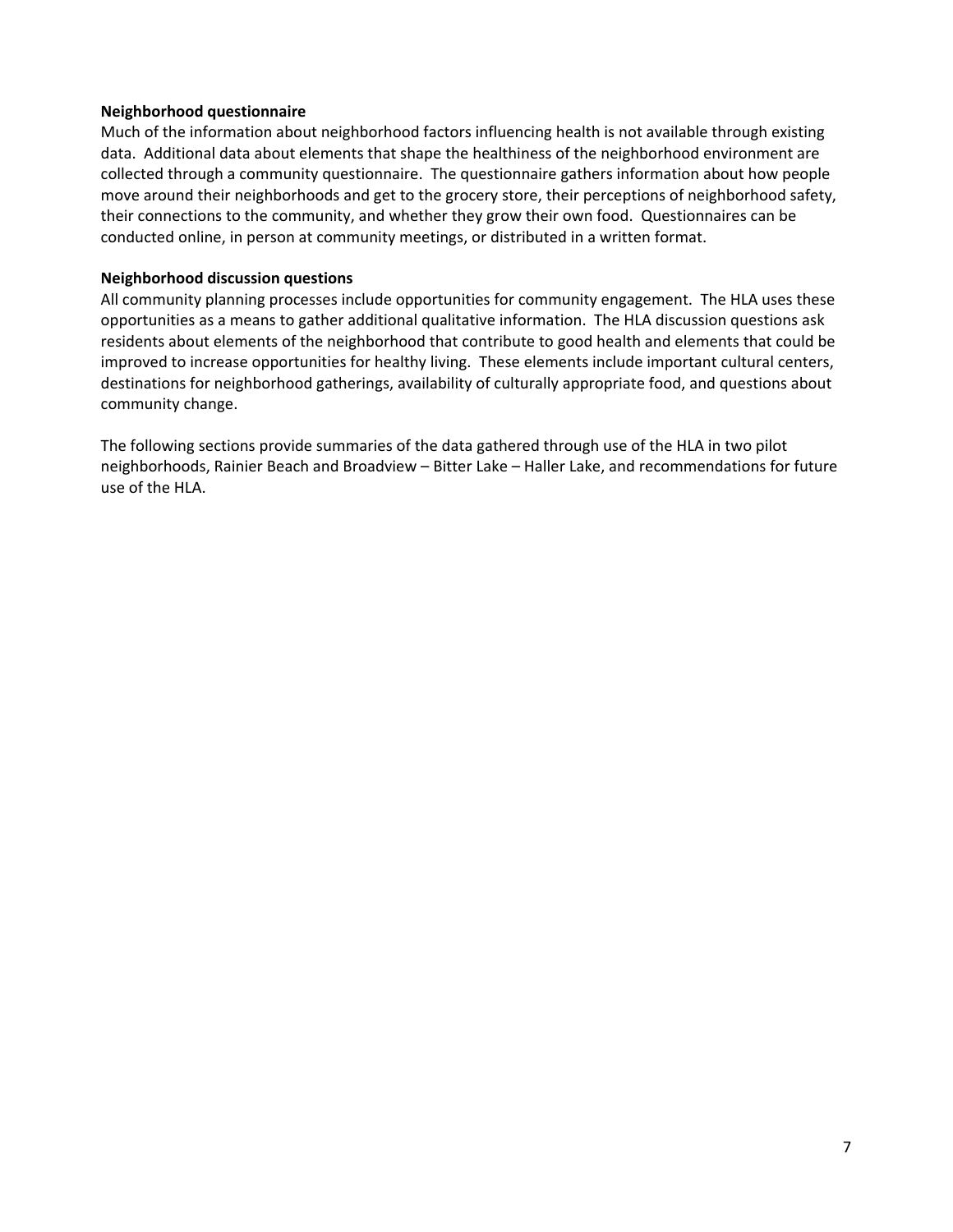**Neighborhood questionnaire**

Much of the information about neighborhood factors influencing health is not available through existing data. Additional data about elements that shape the healthiness of the neighborhood environment are collected through a community questionnaire. The questionnaire gathers information about how people move around their neighborhoods and get to the grocery store, their perceptions of neighborhood safety, their connections to the community, and whether they grow their own food. Questionnaires can be conducted online, in person at community meetings, or distributed in a written format.

**Neighborhood discussion questions**

All community planning processes include opportunities for community engagement. The HLA uses these opportunities as a means to gather additional qualitative information. The HLA discussion questions ask residents about elements of the neighborhood that contribute to good health and elements that could be improved to increase opportunities for healthy living. These elements include important cultural centers, destinations for neighborhood gatherings, availability of culturally appropriate food, and questions about community change.

The following sections provide summaries of the data gathered through use of the HLA in two pilot neighborhoods, Rainier Beach and Broadview – Bitter Lake – Haller Lake, and recommendations for future use of the HLA.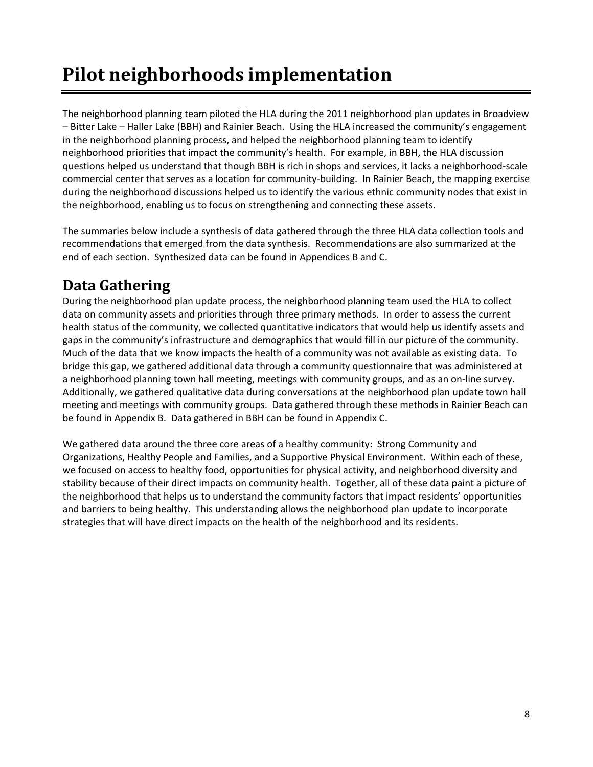# Pilot neighborhoods implementation

The neighborhood planning team piloted the HLA during the 2011 neighborhood plan updates in Broadview – Bitter Lake – Haller Lake (BBH) and Rainier Beach. Using the HLA increased the community's engagement in the neighborhood planning process, and helped the neighborhood planning team to identify neighborhood priorities that impact the community's health. For example, in BBH, the HLA discussion questions helped us understand that though BBH is rich in shops and services, it lacks a neighborhood-scale commercial center that serves as a location for community-building. In Rainier Beach, the mapping exercise during the neighborhood discussions helped us to identify the various ethnic community nodes that exist in the neighborhood, enabling us to focus on strengthening and connecting these assets.

The summaries below include a synthesis of data gathered through the three HLA data collection tools and recommendations that emerged from the data synthesis. Recommendations are also summarized at the end of each section. Synthesized data can be found in Appendices B and C.

## Data Gathering

During the neighborhood plan update process, the neighborhood planning team used the HLA to collect data on community assets and priorities through three primary methods. In order to assess the current health status of the community, we collected quantitative indicators that would help us identify assets and gaps in the community's infrastructure and demographics that would fill in our picture of the community. Much of the data that we know impacts the health of a community was not available as existing data. To bridge this gap, we gathered additional data through a community questionnaire that was administered at a neighborhood planning town hall meeting, meetings with community groups, and as an on-line survey. Additionally, we gathered qualitative data during conversations at the neighborhood plan update town hall meeting and meetings with community groups. Data gathered through these methods in Rainier Beach can be found in Appendix B. Data gathered in BBH can be found in Appendix C.

We gathered data around the three core areas of a healthy community: Strong Community and Organizations, Healthy People and Families, and a Supportive Physical Environment. Within each of these, we focused on access to healthy food, opportunities for physical activity, and neighborhood diversity and stability because of their direct impacts on community health. Together, all of these data paint a picture of the neighborhood that helps us to understand the community factors that impact residents' opportunities and barriers to being healthy. This understanding allows the neighborhood plan update to incorporate strategies that will have direct impacts on the health of the neighborhood and its residents.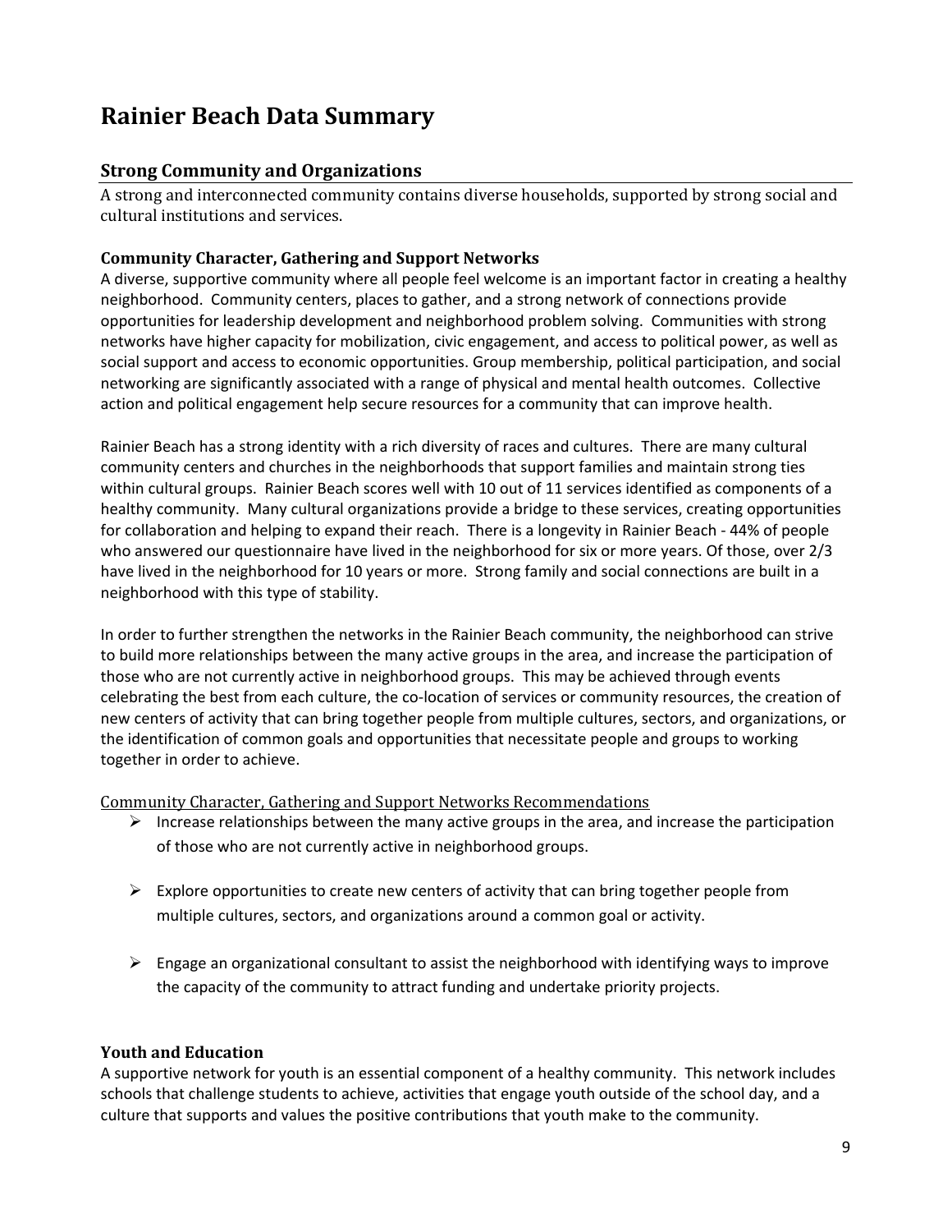# Rainier Beach Data Summary

## Strong Community and Organizations

A strong and interconnected community contains diverse households, supported by strong social and cultural institutions and services.

### Community Character, Gathering and Support Networks

A diverse, supportive community where all people feel welcome is an important factor in creating a healthy neighborhood. Community centers, places to gather, and a strong network of connections provide opportunities for leadership development and neighborhood problem solving. Communities with strong networks have higher capacity for mobilization, civic engagement, and access to political power, as well as social support and access to economic opportunities. Group membership, political participation, and social networking are significantly associated with a range of physical and mental health outcomes. Collective action and political engagement help secure resources for a community that can improve health.

Rainier Beach has a strong identity with a rich diversity of races and cultures. There are many cultural community centers and churches in the neighborhoods that support families and maintain strong ties within cultural groups. Rainier Beach scores well with 10 out of 11 services identified as components of a healthy community. Many cultural organizations provide a bridge to these services, creating opportunities for collaboration and helping to expand their reach. There is a longevity in Rainier Beach - 44% of people who answered our questionnaire have lived in the neighborhood for six or more years. Of those, over 2/3 have lived in the neighborhood for 10 years or more. Strong family and social connections are built in a neighborhood with this type of stability.

In order to further strengthen the networks in the Rainier Beach community, the neighborhood can strive to build more relationships between the many active groups in the area, and increase the participation of those who are not currently active in neighborhood groups. This may be achieved through events celebrating the best from each culture, the co-location of services or community resources, the creation of new centers of activity that can bring together people from multiple cultures, sectors, and organizations, or the identification of common goals and opportunities that necessitate people and groups to working together in order to achieve.

Community Character, Gathering and Support Networks Recommendations

- Increase relationships between the many active groups in the area, and increase the participation of those who are not currently active in neighborhood groups.
- Explore opportunities to create new centers of activity that can bring together people from multiple cultures, sectors, and organizations around a common goal or activity.
- Engage an organizational consultant to assist the neighborhood with identifying ways to improve the capacity of the community to attract funding and undertake priority projects.

### Youth and Education

A supportive network for youth is an essential component of a healthy community. This network includes schools that challenge students to achieve, activities that engage youth outside of the school day, and a culture that supports and values the positive contributions that youth make to the community.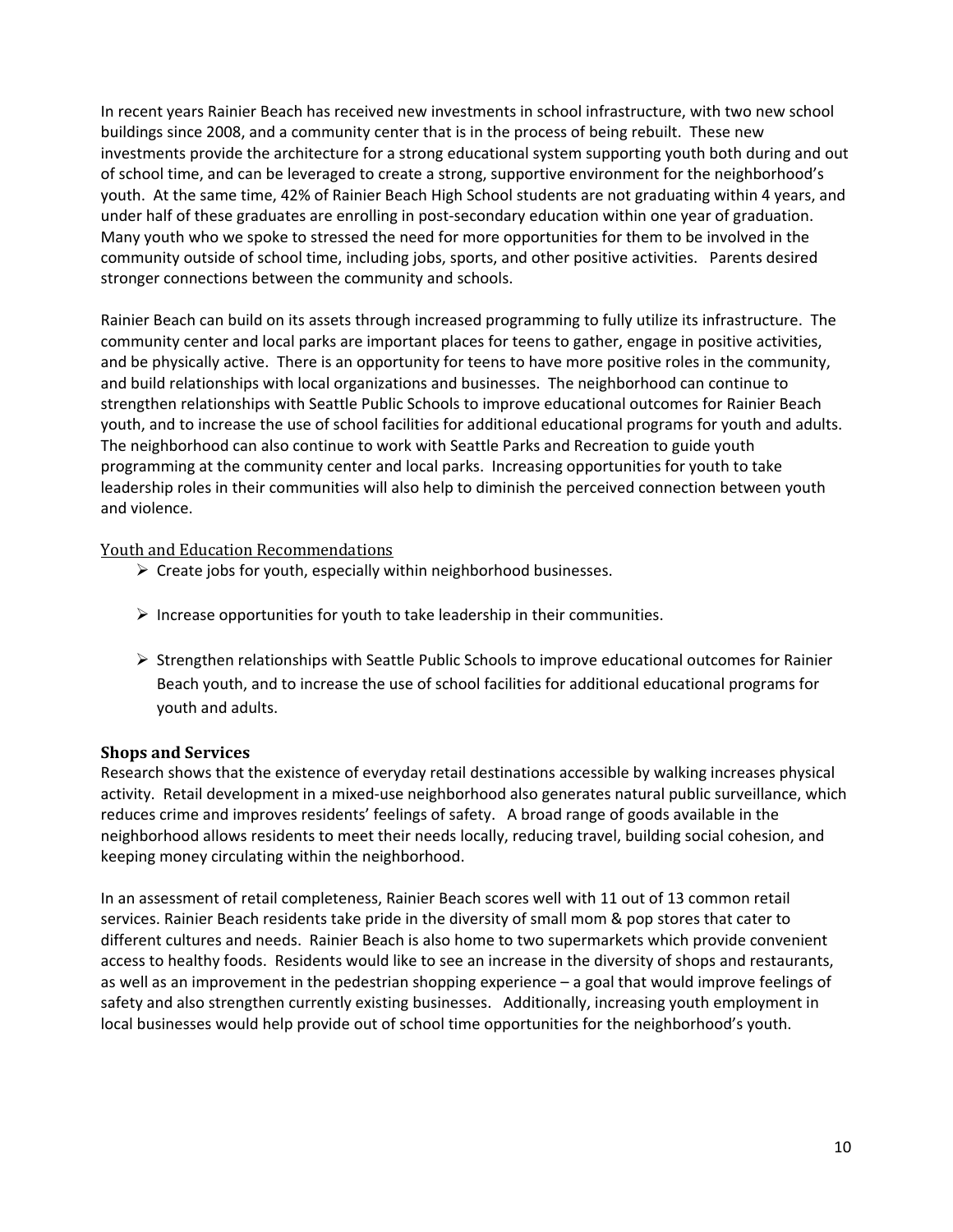In recent years Rainier Beach has received new investments in school infrastructure, with two new school buildings since 2008, and a community center that is in the process of being rebuilt. These new investments provide the architecture for a strong educational system supporting youth both during and out of school time, and can be leveraged to create a strong, supportive environment for the neighborhood's youth. At the same time, 42% of Rainier Beach High School students are not graduating within 4 years, and under half of these graduates are enrolling in post-secondary education within one year of graduation. Many youth who we spoke to stressed the need for more opportunities for them to be involved in the community outside of school time, including jobs, sports, and other positive activities. Parents desired stronger connections between the community and schools.

Rainier Beach can build on its assets through increased programming to fully utilize its infrastructure. The community center and local parks are important places for teens to gather, engage in positive activities, and be physically active. There is an opportunity for teens to have more positive roles in the community, and build relationships with local organizations and businesses. The neighborhood can continue to strengthen relationships with Seattle Public Schools to improve educational outcomes for Rainier Beach youth, and to increase the use of school facilities for additional educational programs for youth and adults. The neighborhood can also continue to work with Seattle Parks and Recreation to guide youth programming at the community center and local parks. Increasing opportunities for youth to take leadership roles in their communities will also help to diminish the perceived connection between youth and violence.

### Youth and Education Recommendations

- Create jobs for youth, especially within neighborhood businesses.
- Increase opportunities for youth to take leadership in their communities.
- Strengthen relationships with Seattle Public Schools to improve educational outcomes for Rainier Beach youth, and to increase the use of school facilities for additional educational programs for youth and adults.

## Shops and Services

Research shows that the existence of everyday retail destinations accessible by walking increases physical activity. Retail development in a mixed-use neighborhood also generates natural public surveillance, which reduces crime and improves residents' feelings of safety. A broad range of goods available in the neighborhood allows residents to meet their needs locally, reducing travel, building social cohesion, and keeping money circulating within the neighborhood.

In an assessment of retail completeness, Rainier Beach scores well with 11 out of 13 common retail services. Rainier Beach residents take pride in the diversity of small mom & pop stores that cater to different cultures and needs. Rainier Beach is also home to two supermarkets which provide convenient access to healthy foods. Residents would like to see an increase in the diversity of shops and restaurants, as well as an improvement in the pedestrian shopping experience – a goal that would improve feelings of safety and also strengthen currently existing businesses. Additionally, increasing youth employment in local businesses would help provide out of school time opportunities for the neighborhood's youth.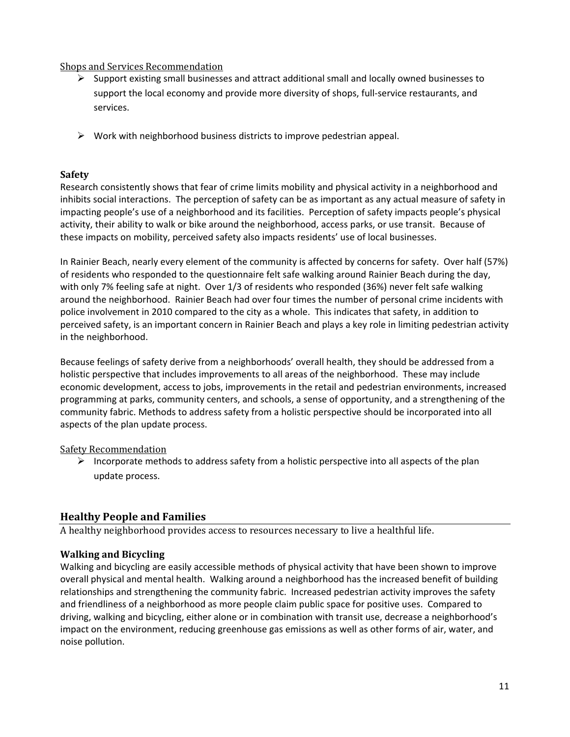Shops and Services Recommendation

- Support existing small businesses and attract additional small and locally owned businesses to support the local economy and provide more diversity of shops, full-service restaurants, and services.
- Work with neighborhood business districts to improve pedestrian appeal.

### Safety

Research consistently shows that fear of crime limits mobility and physical activity in a neighborhood and inhibits social interactions. The perception of safety can be as important as any actual measure of safety in impacting people's use of a neighborhood and its facilities. Perception of safety impacts people's physical activity, their ability to walk or bike around the neighborhood, access parks, or use transit. Because of these impacts on mobility, perceived safety also impacts residents' use of local businesses.

In Rainier Beach, nearly every element of the community is affected by concerns for safety. Over half (57%) of residents who responded to the questionnaire felt safe walking around Rainier Beach during the day, with only 7% feeling safe at night. Over 1/3 of residents who responded (36%) never felt safe walking around the neighborhood. Rainier Beach had over four times the number of personal crime incidents with police involvement in 2010 compared to the city as a whole. This indicates that safety, in addition to perceived safety, is an important concern in Rainier Beach and plays a key role in limiting pedestrian activity in the neighborhood.

Because feelings of safety derive from a neighborhoods' overall health, they should be addressed from a holistic perspective that includes improvements to all areas of the neighborhood. These may include economic development, access to jobs, improvements in the retail and pedestrian environments, increased programming at parks, community centers, and schools, a sense of opportunity, and a strengthening of the community fabric. Methods to address safety from a holistic perspective should be incorporated into all aspects of the plan update process.

Safety Recommendation

- Incorporate methods to address safety from a holistic perspective into all aspects of the plan update process.

## Healthy People and Families

A healthy neighborhood provides access to resources necessary to live a healthful life.

### Walking and Bicycling

Walking and bicycling are easily accessible methods of physical activity that have been shown to improve overall physical and mental health. Walking around a neighborhood has the increased benefit of building relationships and strengthening the community fabric. Increased pedestrian activity improves the safety and friendliness of a neighborhood as more people claim public space for positive uses. Compared to driving, walking and bicycling, either alone or in combination with transit use, decrease a neighborhood's impact on the environment, reducing greenhouse gas emissions as well as other forms of air, water, and noise pollution.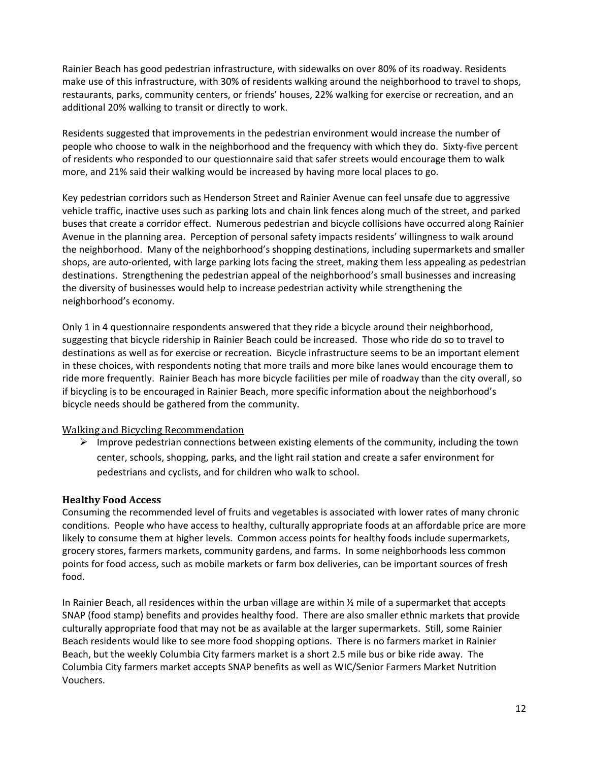Rainier Beach has good pedestrian infrastructure, with sidewalks on over 80% of its roadway. Residents make use of this infrastructure, with 30% of residents walking around the neighborhood to travel to shops, restaurants, parks, community centers, or friends' houses, 22% walking for exercise or recreation, and an additional 20% walking to transit or directly to work.

Residents suggested that improvements in the pedestrian environment would increase the number of people who choose to walk in the neighborhood and the frequency with which they do. Sixty-five percent of residents who responded to our questionnaire said that safer streets would encourage them to walk more, and 21% said their walking would be increased by having more local places to go.

Key pedestrian corridors such as Henderson Street and Rainier Avenue can feel unsafe due to aggressive vehicle traffic, inactive uses such as parking lots and chain link fences along much of the street, and parked buses that create a corridor effect. Numerous pedestrian and bicycle collisions have occurred along Rainier Avenue in the planning area. Perception of personal safety impacts residents' willingness to walk around the neighborhood. Many of the neighborhood's shopping destinations, including supermarkets and smaller shops, are auto-oriented, with large parking lots facing the street, making them less appealing as pedestrian destinations. Strengthening the pedestrian appeal of the neighborhood's small businesses and increasing the diversity of businesses would help to increase pedestrian activity while strengthening the neighborhood's economy.

Only 1 in 4 questionnaire respondents answered that they ride a bicycle around their neighborhood, suggesting that bicycle ridership in Rainier Beach could be increased. Those who ride do so to travel to destinations as well as for exercise or recreation. Bicycle infrastructure seems to be an important element in these choices, with respondents noting that more trails and more bike lanes would encourage them to ride more frequently. Rainier Beach has more bicycle facilities per mile of roadway than the city overall, so if bicycling is to be encouraged in Rainier Beach, more specific information about the neighborhood's bicycle needs should be gathered from the community.

### Walking and Bicycling Recommendation

- Improve pedestrian connections between existing elements of the community, including the town center, schools, shopping, parks, and the light rail station and create a safer environment for pedestrians and cyclists, and for children who walk to school.

## Healthy Food Access

Consuming the recommended level of fruits and vegetables is associated with lower rates of many chronic conditions. People who have access to healthy, culturally appropriate foods at an affordable price are more likely to consume them at higher levels. Common access points for healthy foods include supermarkets, grocery stores, farmers markets, community gardens, and farms. In some neighborhoods less common points for food access, such as mobile markets or farm box deliveries, can be important sources of fresh food.

In Rainier Beach, all residences within the urban village are within ½ mile of a supermarket that accepts SNAP (food stamp) benefits and provides healthy food. There are also smaller ethnic markets that provide culturally appropriate food that may not be as available at the larger supermarkets. Still, some Rainier Beach residents would like to see more food shopping options. There is no farmers market in Rainier Beach, but the weekly Columbia City farmers market is a short 2.5 mile bus or bike ride away. The Columbia City farmers market accepts SNAP benefits as well as WIC/Senior Farmers Market Nutrition Vouchers.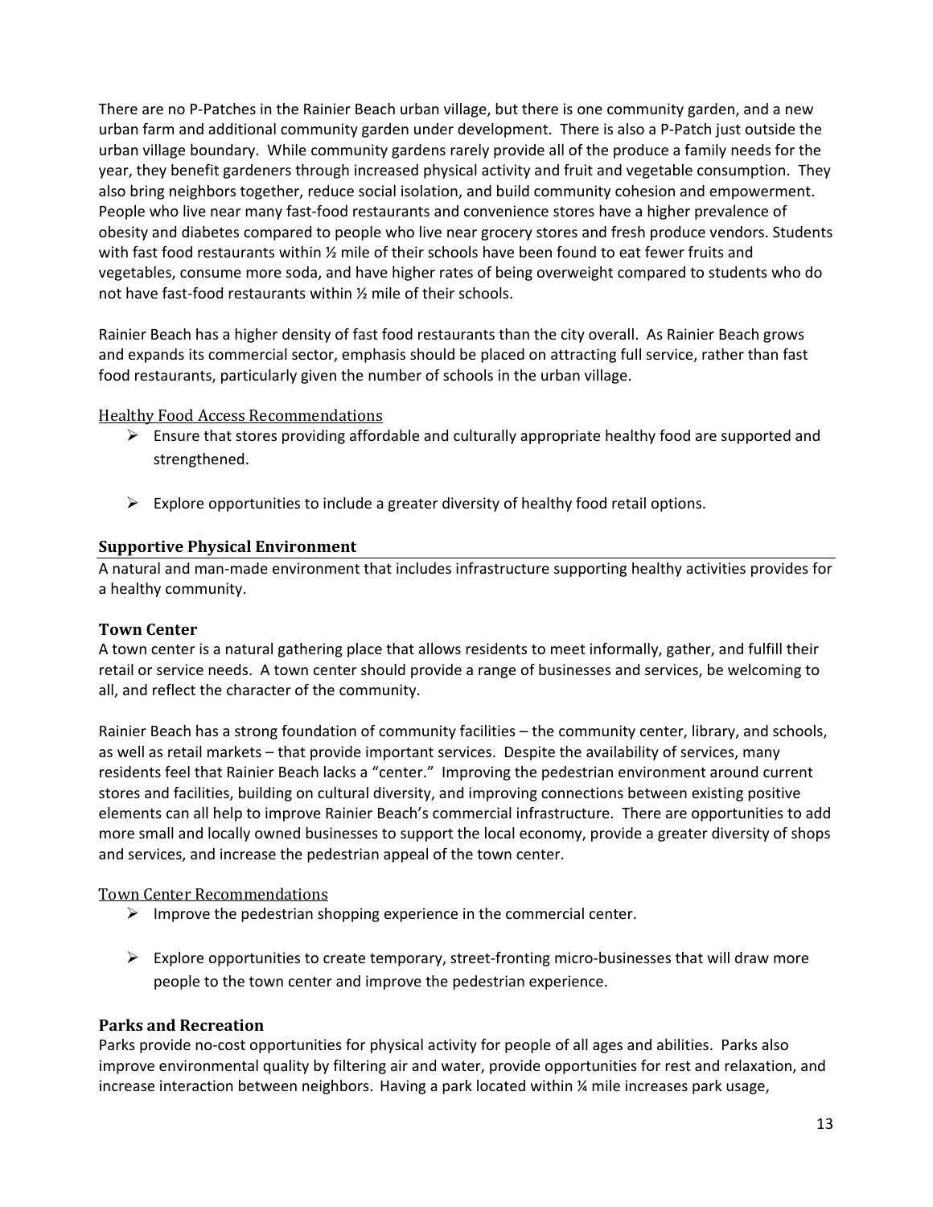There are no P-Patches in the Rainier Beach urban village, but there is one community garden, and a new urban farm and additional community garden under development. There is also a P-Patch just outside the urban village boundary. While community gardens rarely provide all of the produce a family needs for the year, they benefit gardeners through increased physical activity and fruit and vegetable consumption. They also bring neighbors together, reduce social isolation, and build community cohesion and empowerment. People who live near many fast-food restaurants and convenience stores have a higher prevalence of obesity and diabetes compared to people who live near grocery stores and fresh produce vendors. Students with fast food restaurants within ½ mile of their schools have been found to eat fewer fruits and vegetables, consume more soda, and have higher rates of being overweight compared to students who do not have fast-food restaurants within ½ mile of their schools.

Rainier Beach has a higher density of fast food restaurants than the city overall. As Rainier Beach grows and expands its commercial sector, emphasis should be placed on attracting full service, rather than fast food restaurants, particularly given the number of schools in the urban village.

#### Healthy Food Access Recommendations

- Ensure that stores providing affordable and culturally appropriate healthy food are supported and strengthened.
- Explore opportunities to include a greater diversity of healthy food retail options.

### Supportive Physical Environment

A natural and man-made environment that includes infrastructure supporting healthy activities provides for a healthy community.

### Town Center

A town center is a natural gathering place that allows residents to meet informally, gather, and fulfill their retail or service needs. A town center should provide a range of businesses and services, be welcoming to all, and reflect the character of the community.

Rainier Beach has a strong foundation of community facilities – the community center, library, and schools, as well as retail markets – that provide important services. Despite the availability of services, many residents feel that Rainier Beach lacks a "center." Improving the pedestrian environment around current stores and facilities, building on cultural diversity, and improving connections between existing positive elements can all help to improve Rainier Beach's commercial infrastructure. There are opportunities to add more small and locally owned businesses to support the local economy, provide a greater diversity of shops and services, and increase the pedestrian appeal of the town center.

#### Town Center Recommendations

- Improve the pedestrian shopping experience in the commercial center.
- Explore opportunities to create temporary, street-fronting micro-businesses that will draw more people to the town center and improve the pedestrian experience.

### Parks and Recreation

Parks provide no-cost opportunities for physical activity for people of all ages and abilities. Parks also improve environmental quality by filtering air and water, provide opportunities for rest and relaxation, and increase interaction between neighbors. Having a park located within ¼ mile increases park usage,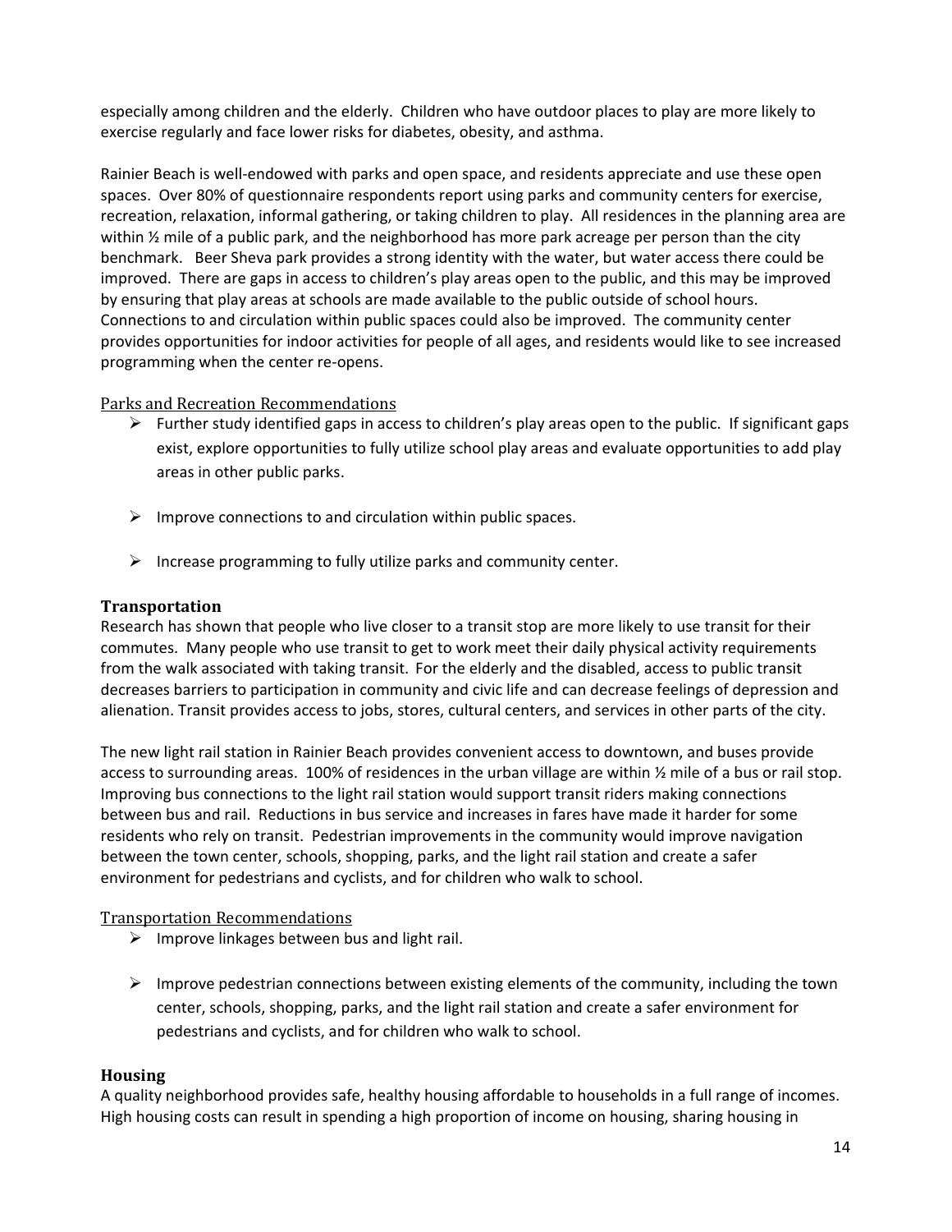especially among children and the elderly. Children who have outdoor places to play are more likely to exercise regularly and face lower risks for diabetes, obesity, and asthma.

Rainier Beach is well-endowed with parks and open space, and residents appreciate and use these open spaces. Over 80% of questionnaire respondents report using parks and community centers for exercise, recreation, relaxation, informal gathering, or taking children to play. All residences in the planning area are within ½ mile of a public park, and the neighborhood has more park acreage per person than the city benchmark. Beer Sheva park provides a strong identity with the water, but water access there could be improved. There are gaps in access to children's play areas open to the public, and this may be improved by ensuring that play areas at schools are made available to the public outside of school hours. Connections to and circulation within public spaces could also be improved. The community center provides opportunities for indoor activities for people of all ages, and residents would like to see increased programming when the center re-opens.

### Parks and Recreation Recommendations

- Further study identified gaps in access to children's play areas open to the public. If significant gaps exist, explore opportunities to fully utilize school play areas and evaluate opportunities to add play areas in other public parks.
- Improve connections to and circulation within public spaces.
- Increase programming to fully utilize parks and community center.

## Transportation

Research has shown that people who live closer to a transit stop are more likely to use transit for their commutes. Many people who use transit to get to work meet their daily physical activity requirements from the walk associated with taking transit. For the elderly and the disabled, access to public transit decreases barriers to participation in community and civic life and can decrease feelings of depression and alienation. Transit provides access to jobs, stores, cultural centers, and services in other parts of the city.

The new light rail station in Rainier Beach provides convenient access to downtown, and buses provide access to surrounding areas. 100% of residences in the urban village are within ½ mile of a bus or rail stop. Improving bus connections to the light rail station would support transit riders making connections between bus and rail. Reductions in bus service and increases in fares have made it harder for some residents who rely on transit. Pedestrian improvements in the community would improve navigation between the town center, schools, shopping, parks, and the light rail station and create a safer environment for pedestrians and cyclists, and for children who walk to school.

### Transportation Recommendations

- Improve linkages between bus and light rail.
- Improve pedestrian connections between existing elements of the community, including the town center, schools, shopping, parks, and the light rail station and create a safer environment for pedestrians and cyclists, and for children who walk to school.

## Housing

A quality neighborhood provides safe, healthy housing affordable to households in a full range of incomes. High housing costs can result in spending a high proportion of income on housing, sharing housing in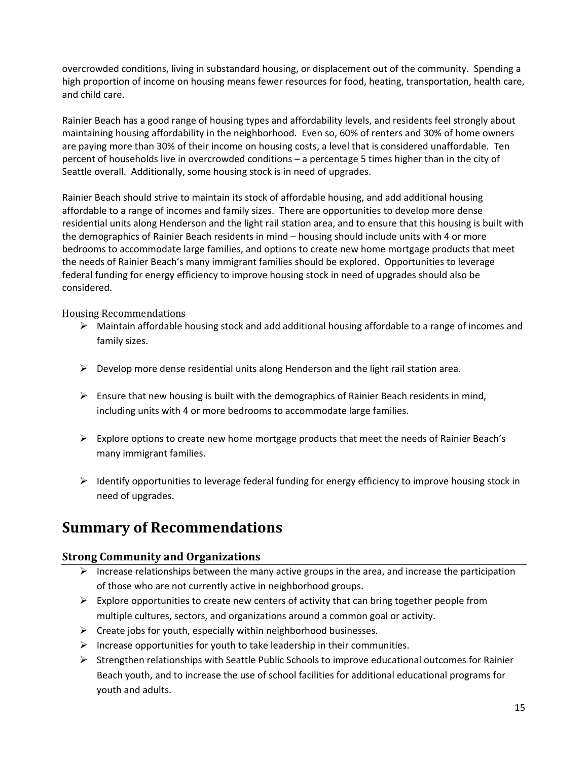overcrowded conditions, living in substandard housing, or displacement out of the community. Spending a high proportion of income on housing means fewer resources for food, heating, transportation, health care, and child care.

Rainier Beach has a good range of housing types and affordability levels, and residents feel strongly about maintaining housing affordability in the neighborhood. Even so, 60% of renters and 30% of home owners are paying more than 30% of their income on housing costs, a level that is considered unaffordable. Ten percent of households live in overcrowded conditions – a percentage 5 times higher than in the city of Seattle overall. Additionally, some housing stock is in need of upgrades.

Rainier Beach should strive to maintain its stock of affordable housing, and add additional housing affordable to a range of incomes and family sizes. There are opportunities to develop more dense residential units along Henderson and the light rail station area, and to ensure that this housing is built with the demographics of Rainier Beach residents in mind – housing should include units with 4 or more bedrooms to accommodate large families, and options to create new home mortgage products that meet the needs of Rainier Beach's many immigrant families should be explored. Opportunities to leverage federal funding for energy efficiency to improve housing stock in need of upgrades should also be considered.

#### Housing Recommendations

- Maintain affordable housing stock and add additional housing affordable to a range of incomes and family sizes.
- Develop more dense residential units along Henderson and the light rail station area.
- Ensure that new housing is built with the demographics of Rainier Beach residents in mind, including units with 4 or more bedrooms to accommodate large families.
- Explore options to create new home mortgage products that meet the needs of Rainier Beach's many immigrant families.
- Identify opportunities to leverage federal funding for energy efficiency to improve housing stock in need of upgrades.

## Summary of Recommendations

### Strong Community and Organizations

- Increase relationships between the many active groups in the area, and increase the participation of those who are not currently active in neighborhood groups.
- Explore opportunities to create new centers of activity that can bring together people from multiple cultures, sectors, and organizations around a common goal or activity.
- Create jobs for youth, especially within neighborhood businesses.
- Increase opportunities for youth to take leadership in their communities.
- Strengthen relationships with Seattle Public Schools to improve educational outcomes for Rainier Beach youth, and to increase the use of school facilities for additional educational programs for youth and adults.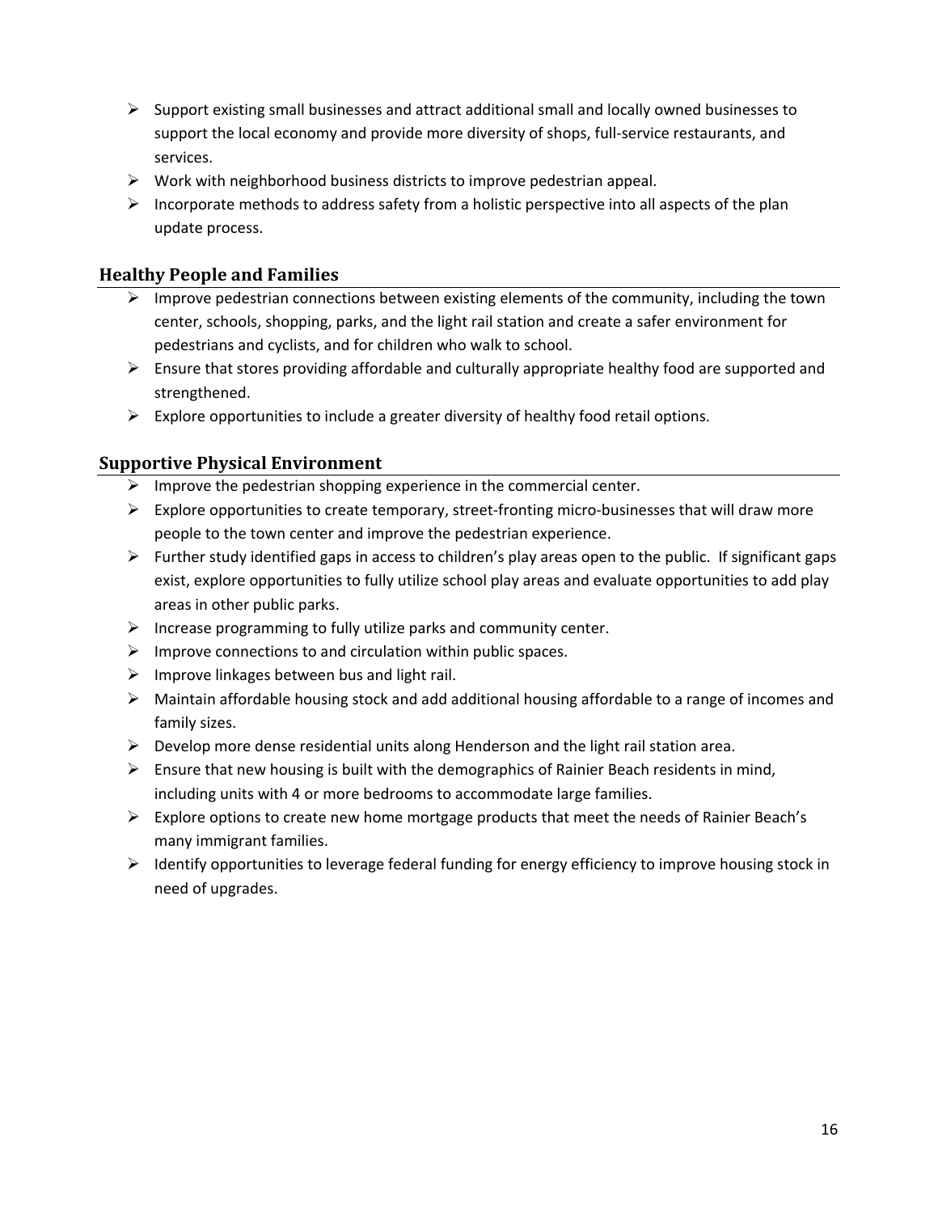- Support existing small businesses and attract additional small and locally owned businesses to support the local economy and provide more diversity of shops, full-service restaurants, and services.
- Work with neighborhood business districts to improve pedestrian appeal.
- Incorporate methods to address safety from a holistic perspective into all aspects of the plan update process.

## Healthy People and Families

- Improve pedestrian connections between existing elements of the community, including the town center, schools, shopping, parks, and the light rail station and create a safer environment for pedestrians and cyclists, and for children who walk to school.
- Ensure that stores providing affordable and culturally appropriate healthy food are supported and strengthened.
- Explore opportunities to include a greater diversity of healthy food retail options.

## Supportive Physical Environment

- Improve the pedestrian shopping experience in the commercial center.
- Explore opportunities to create temporary, street-fronting micro-businesses that will draw more people to the town center and improve the pedestrian experience.
- Further study identified gaps in access to children's play areas open to the public. If significant gaps exist, explore opportunities to fully utilize school play areas and evaluate opportunities to add play areas in other public parks.
- Increase programming to fully utilize parks and community center.
- Improve connections to and circulation within public spaces.
- Improve linkages between bus and light rail.
- Maintain affordable housing stock and add additional housing affordable to a range of incomes and family sizes.
- Develop more dense residential units along Henderson and the light rail station area.
- Ensure that new housing is built with the demographics of Rainier Beach residents in mind, including units with 4 or more bedrooms to accommodate large families.
- Explore options to create new home mortgage products that meet the needs of Rainier Beach's many immigrant families.
- Identify opportunities to leverage federal funding for energy efficiency to improve housing stock in need of upgrades.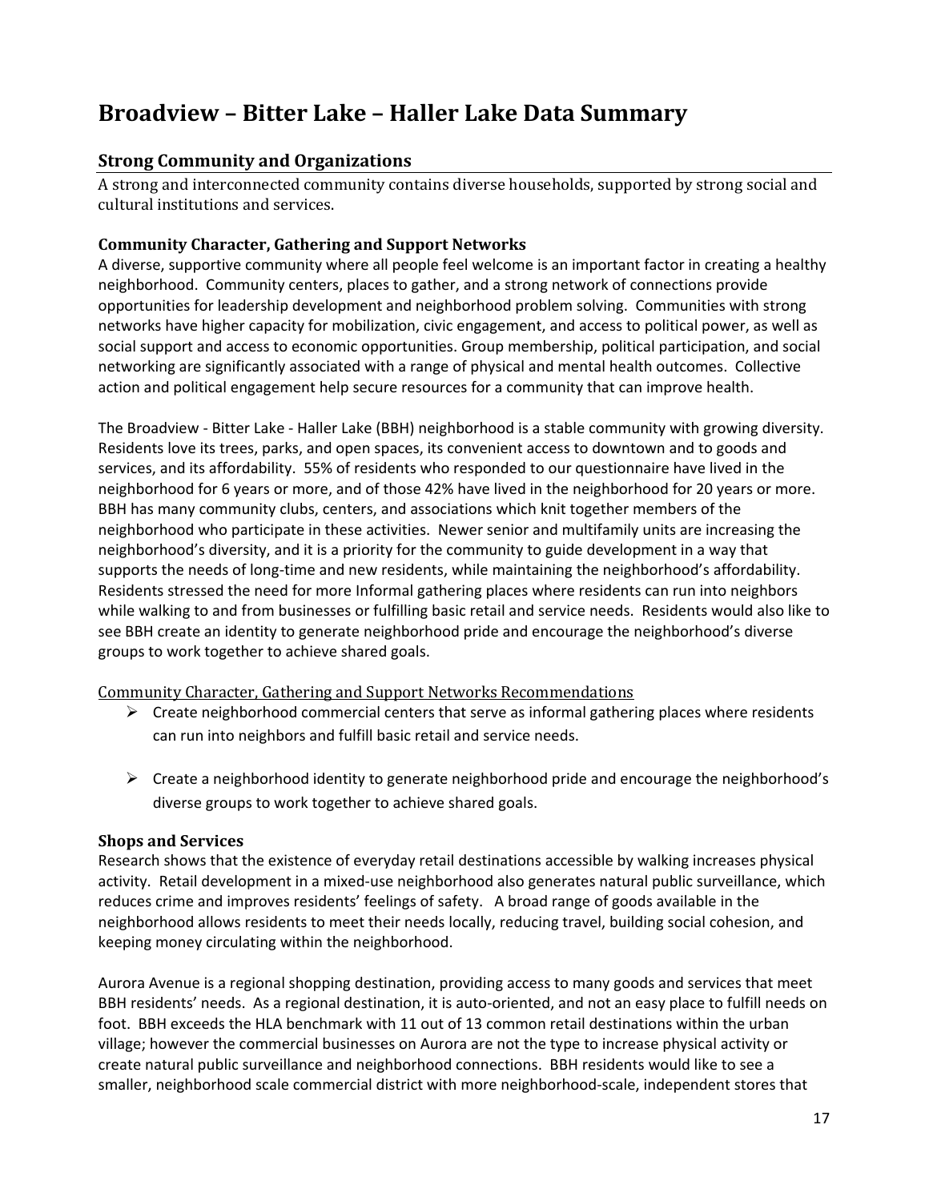# Broadview – Bitter Lake – Haller Lake Data Summary

## Strong Community and Organizations

A strong and interconnected community contains diverse households, supported by strong social and cultural institutions and services.

### Community Character, Gathering and Support Networks

A diverse, supportive community where all people feel welcome is an important factor in creating a healthy neighborhood. Community centers, places to gather, and a strong network of connections provide opportunities for leadership development and neighborhood problem solving. Communities with strong networks have higher capacity for mobilization, civic engagement, and access to political power, as well as social support and access to economic opportunities. Group membership, political participation, and social networking are significantly associated with a range of physical and mental health outcomes. Collective action and political engagement help secure resources for a community that can improve health.

The Broadview - Bitter Lake - Haller Lake (BBH) neighborhood is a stable community with growing diversity. Residents love its trees, parks, and open spaces, its convenient access to downtown and to goods and services, and its affordability. 55% of residents who responded to our questionnaire have lived in the neighborhood for 6 years or more, and of those 42% have lived in the neighborhood for 20 years or more. BBH has many community clubs, centers, and associations which knit together members of the neighborhood who participate in these activities. Newer senior and multifamily units are increasing the neighborhood's diversity, and it is a priority for the community to guide development in a way that supports the needs of long-time and new residents, while maintaining the neighborhood's affordability. Residents stressed the need for more Informal gathering places where residents can run into neighbors while walking to and from businesses or fulfilling basic retail and service needs. Residents would also like to see BBH create an identity to generate neighborhood pride and encourage the neighborhood's diverse groups to work together to achieve shared goals.

<u>Community Character, Gathering and Support Networks Recommendations</u>

- Create neighborhood commercial centers that serve as informal gathering places where residents can run into neighbors and fulfill basic retail and service needs.
- Create a neighborhood identity to generate neighborhood pride and encourage the neighborhood's diverse groups to work together to achieve shared goals.

### Shops and Services

Research shows that the existence of everyday retail destinations accessible by walking increases physical activity. Retail development in a mixed-use neighborhood also generates natural public surveillance, which reduces crime and improves residents' feelings of safety. A broad range of goods available in the neighborhood allows residents to meet their needs locally, reducing travel, building social cohesion, and keeping money circulating within the neighborhood.

Aurora Avenue is a regional shopping destination, providing access to many goods and services that meet BBH residents' needs. As a regional destination, it is auto-oriented, and not an easy place to fulfill needs on foot. BBH exceeds the HLA benchmark with 11 out of 13 common retail destinations within the urban village; however the commercial businesses on Aurora are not the type to increase physical activity or create natural public surveillance and neighborhood connections. BBH residents would like to see a smaller, neighborhood scale commercial district with more neighborhood-scale, independent stores that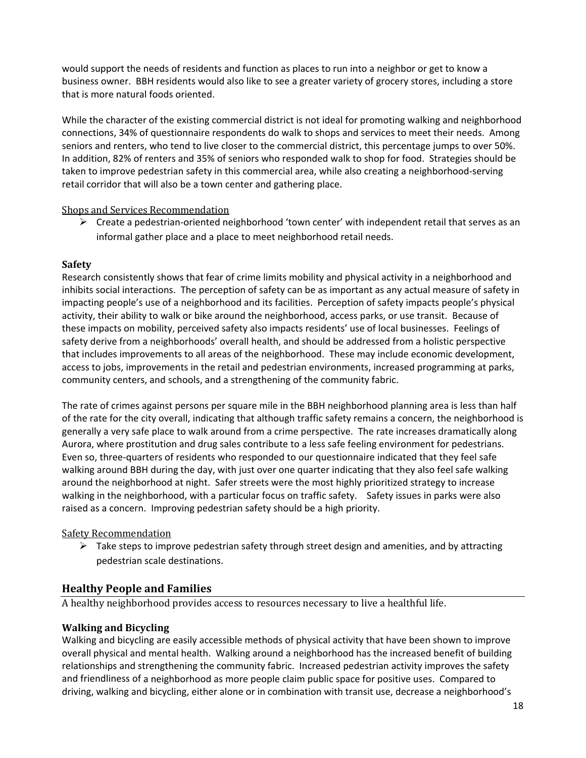would support the needs of residents and function as places to run into a neighbor or get to know a business owner. BBH residents would also like to see a greater variety of grocery stores, including a store that is more natural foods oriented.

While the character of the existing commercial district is not ideal for promoting walking and neighborhood connections, 34% of questionnaire respondents do walk to shops and services to meet their needs. Among seniors and renters, who tend to live closer to the commercial district, this percentage jumps to over 50%. In addition, 82% of renters and 35% of seniors who responded walk to shop for food. Strategies should be taken to improve pedestrian safety in this commercial area, while also creating a neighborhood-serving retail corridor that will also be a town center and gathering place.

Shops and Services Recommendation

- Create a pedestrian-oriented neighborhood 'town center' with independent retail that serves as an informal gather place and a place to meet neighborhood retail needs.

**Safety**

Research consistently shows that fear of crime limits mobility and physical activity in a neighborhood and inhibits social interactions. The perception of safety can be as important as any actual measure of safety in impacting people's use of a neighborhood and its facilities. Perception of safety impacts people's physical activity, their ability to walk or bike around the neighborhood, access parks, or use transit. Because of these impacts on mobility, perceived safety also impacts residents' use of local businesses. Feelings of safety derive from a neighborhoods' overall health, and should be addressed from a holistic perspective that includes improvements to all areas of the neighborhood. These may include economic development, access to jobs, improvements in the retail and pedestrian environments, increased programming at parks, community centers, and schools, and a strengthening of the community fabric.

The rate of crimes against persons per square mile in the BBH neighborhood planning area is less than half of the rate for the city overall, indicating that although traffic safety remains a concern, the neighborhood is generally a very safe place to walk around from a crime perspective. The rate increases dramatically along Aurora, where prostitution and drug sales contribute to a less safe feeling environment for pedestrians. Even so, three-quarters of residents who responded to our questionnaire indicated that they feel safe walking around BBH during the day, with just over one quarter indicating that they also feel safe walking around the neighborhood at night. Safer streets were the most highly prioritized strategy to increase walking in the neighborhood, with a particular focus on traffic safety. Safety issues in parks were also raised as a concern. Improving pedestrian safety should be a high priority.

Safety Recommendation

- Take steps to improve pedestrian safety through street design and amenities, and by attracting pedestrian scale destinations.

## Healthy People and Families

A healthy neighborhood provides access to resources necessary to live a healthful life.

**Walking and Bicycling**

Walking and bicycling are easily accessible methods of physical activity that have been shown to improve overall physical and mental health. Walking around a neighborhood has the increased benefit of building relationships and strengthening the community fabric. Increased pedestrian activity improves the safety and friendliness of a neighborhood as more people claim public space for positive uses. Compared to driving, walking and bicycling, either alone or in combination with transit use, decrease a neighborhood's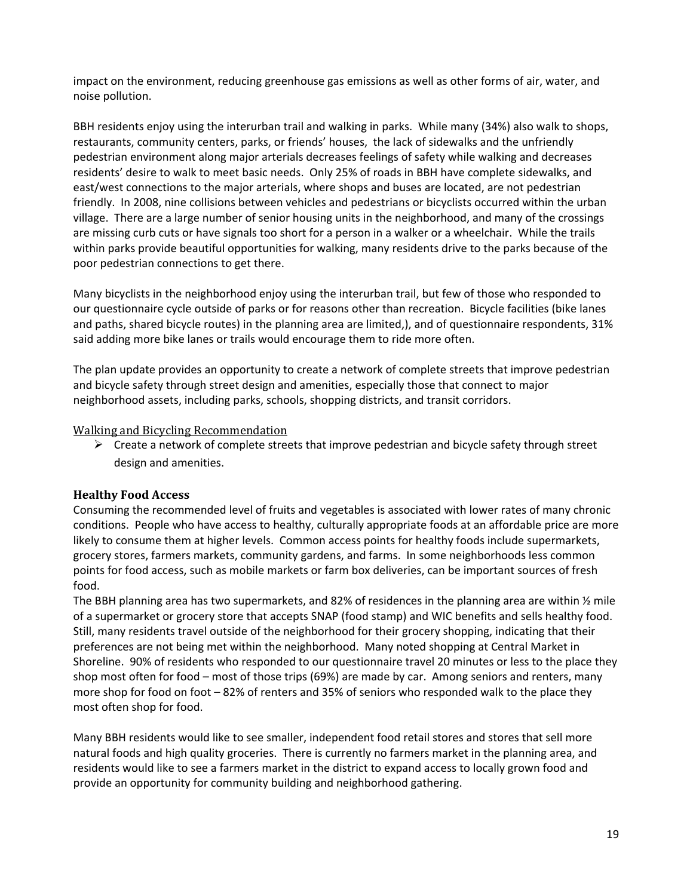impact on the environment, reducing greenhouse gas emissions as well as other forms of air, water, and noise pollution.

BBH residents enjoy using the interurban trail and walking in parks. While many (34%) also walk to shops, restaurants, community centers, parks, or friends' houses, the lack of sidewalks and the unfriendly pedestrian environment along major arterials decreases feelings of safety while walking and decreases residents' desire to walk to meet basic needs. Only 25% of roads in BBH have complete sidewalks, and east/west connections to the major arterials, where shops and buses are located, are not pedestrian friendly. In 2008, nine collisions between vehicles and pedestrians or bicyclists occurred within the urban village. There are a large number of senior housing units in the neighborhood, and many of the crossings are missing curb cuts or have signals too short for a person in a walker or a wheelchair. While the trails within parks provide beautiful opportunities for walking, many residents drive to the parks because of the poor pedestrian connections to get there.

Many bicyclists in the neighborhood enjoy using the interurban trail, but few of those who responded to our questionnaire cycle outside of parks or for reasons other than recreation. Bicycle facilities (bike lanes and paths, shared bicycle routes) in the planning area are limited,), and of questionnaire respondents, 31% said adding more bike lanes or trails would encourage them to ride more often.

The plan update provides an opportunity to create a network of complete streets that improve pedestrian and bicycle safety through street design and amenities, especially those that connect to major neighborhood assets, including parks, schools, shopping districts, and transit corridors.

### Walking and Bicycling Recommendation

- Create a network of complete streets that improve pedestrian and bicycle safety through street design and amenities.

## Healthy Food Access

Consuming the recommended level of fruits and vegetables is associated with lower rates of many chronic conditions. People who have access to healthy, culturally appropriate foods at an affordable price are more likely to consume them at higher levels. Common access points for healthy foods include supermarkets, grocery stores, farmers markets, community gardens, and farms. In some neighborhoods less common points for food access, such as mobile markets or farm box deliveries, can be important sources of fresh food.

The BBH planning area has two supermarkets, and 82% of residences in the planning area are within ½ mile of a supermarket or grocery store that accepts SNAP (food stamp) and WIC benefits and sells healthy food. Still, many residents travel outside of the neighborhood for their grocery shopping, indicating that their preferences are not being met within the neighborhood. Many noted shopping at Central Market in Shoreline. 90% of residents who responded to our questionnaire travel 20 minutes or less to the place they shop most often for food – most of those trips (69%) are made by car. Among seniors and renters, many more shop for food on foot – 82% of renters and 35% of seniors who responded walk to the place they most often shop for food.

Many BBH residents would like to see smaller, independent food retail stores and stores that sell more natural foods and high quality groceries. There is currently no farmers market in the planning area, and residents would like to see a farmers market in the district to expand access to locally grown food and provide an opportunity for community building and neighborhood gathering.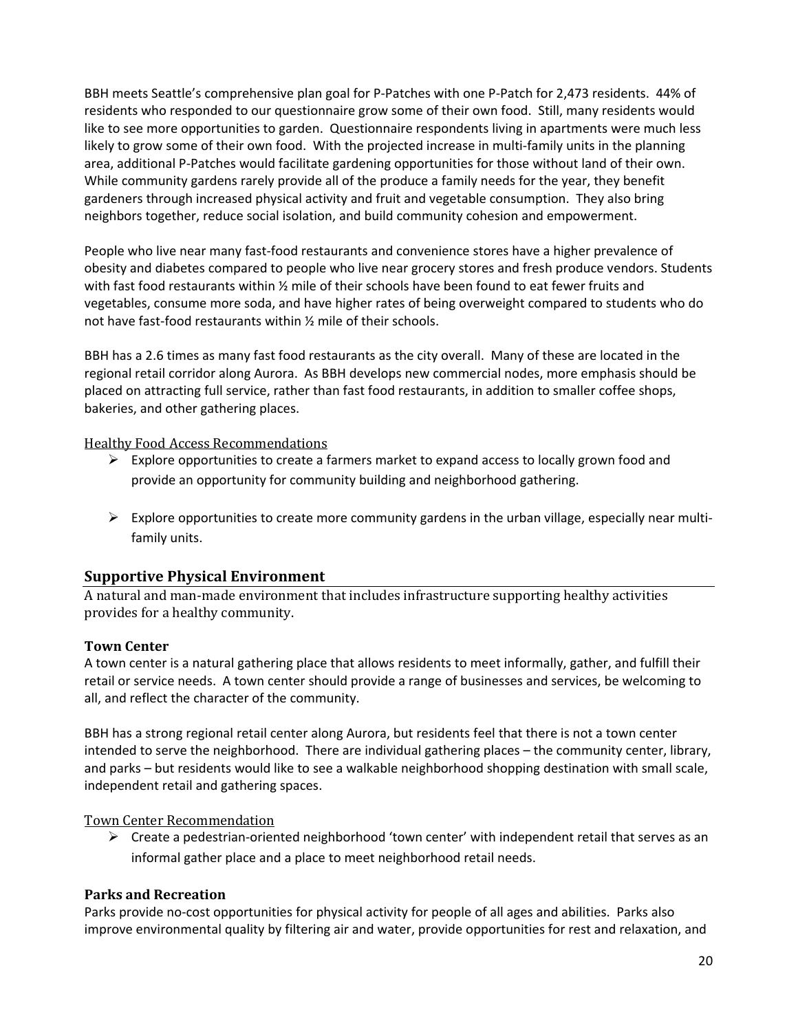BBH meets Seattle's comprehensive plan goal for P-Patches with one P-Patch for 2,473 residents. 44% of residents who responded to our questionnaire grow some of their own food. Still, many residents would like to see more opportunities to garden. Questionnaire respondents living in apartments were much less likely to grow some of their own food. With the projected increase in multi-family units in the planning area, additional P-Patches would facilitate gardening opportunities for those without land of their own. While community gardens rarely provide all of the produce a family needs for the year, they benefit gardeners through increased physical activity and fruit and vegetable consumption. They also bring neighbors together, reduce social isolation, and build community cohesion and empowerment.

People who live near many fast-food restaurants and convenience stores have a higher prevalence of obesity and diabetes compared to people who live near grocery stores and fresh produce vendors. Students with fast food restaurants within ½ mile of their schools have been found to eat fewer fruits and vegetables, consume more soda, and have higher rates of being overweight compared to students who do not have fast-food restaurants within ½ mile of their schools.

BBH has a 2.6 times as many fast food restaurants as the city overall. Many of these are located in the regional retail corridor along Aurora. As BBH develops new commercial nodes, more emphasis should be placed on attracting full service, rather than fast food restaurants, in addition to smaller coffee shops, bakeries, and other gathering places.

#### Healthy Food Access Recommendations

- Explore opportunities to create a farmers market to expand access to locally grown food and provide an opportunity for community building and neighborhood gathering.
- Explore opportunities to create more community gardens in the urban village, especially near multi-family units.

## Supportive Physical Environment

A natural and man-made environment that includes infrastructure supporting healthy activities provides for a healthy community.

### Town Center

A town center is a natural gathering place that allows residents to meet informally, gather, and fulfill their retail or service needs. A town center should provide a range of businesses and services, be welcoming to all, and reflect the character of the community.

BBH has a strong regional retail center along Aurora, but residents feel that there is not a town center intended to serve the neighborhood. There are individual gathering places – the community center, library, and parks – but residents would like to see a walkable neighborhood shopping destination with small scale, independent retail and gathering spaces.

#### Town Center Recommendation

- Create a pedestrian-oriented neighborhood 'town center' with independent retail that serves as an informal gather place and a place to meet neighborhood retail needs.

### Parks and Recreation

Parks provide no-cost opportunities for physical activity for people of all ages and abilities. Parks also improve environmental quality by filtering air and water, provide opportunities for rest and relaxation, and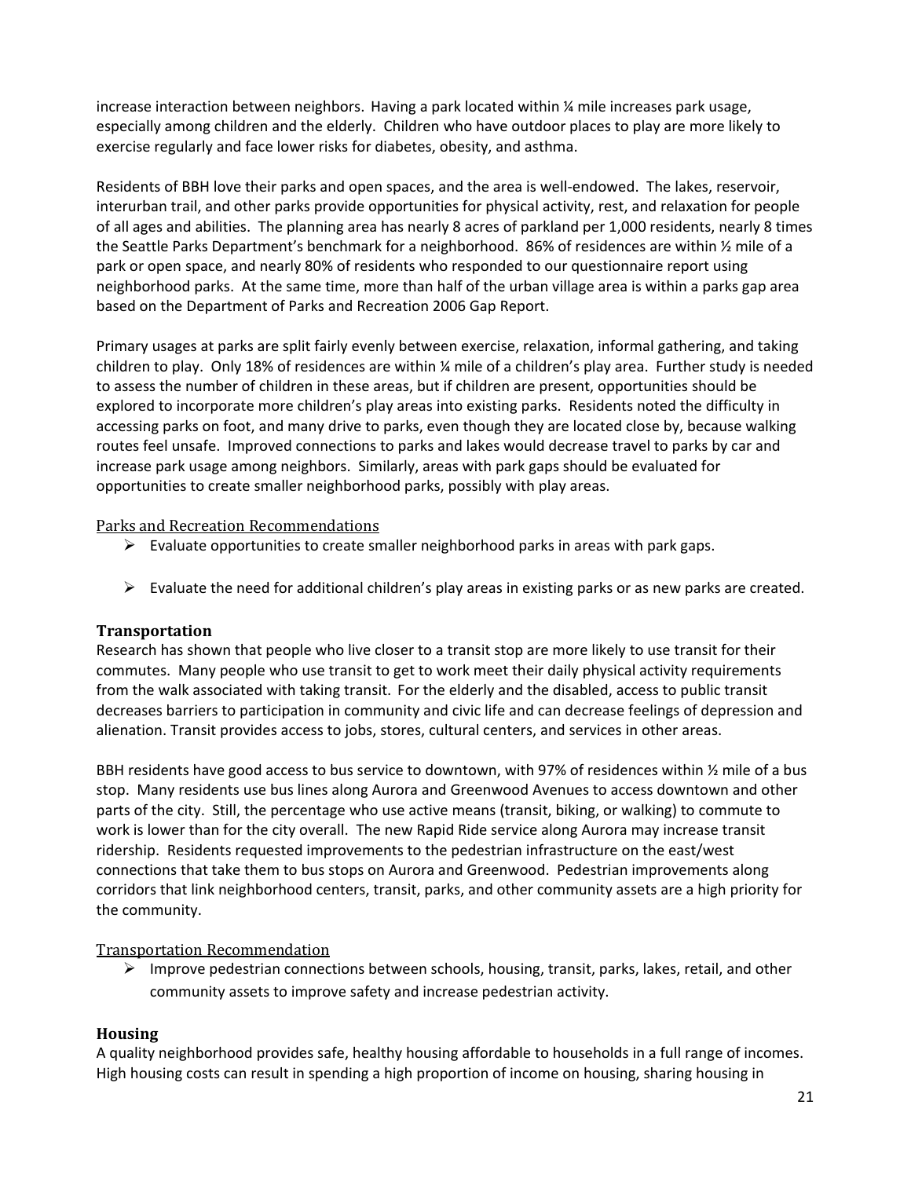increase interaction between neighbors. Having a park located within ¼ mile increases park usage, especially among children and the elderly. Children who have outdoor places to play are more likely to exercise regularly and face lower risks for diabetes, obesity, and asthma.

Residents of BBH love their parks and open spaces, and the area is well-endowed. The lakes, reservoir, interurban trail, and other parks provide opportunities for physical activity, rest, and relaxation for people of all ages and abilities. The planning area has nearly 8 acres of parkland per 1,000 residents, nearly 8 times the Seattle Parks Department's benchmark for a neighborhood. 86% of residences are within ½ mile of a park or open space, and nearly 80% of residents who responded to our questionnaire report using neighborhood parks. At the same time, more than half of the urban village area is within a parks gap area based on the Department of Parks and Recreation 2006 Gap Report.

Primary usages at parks are split fairly evenly between exercise, relaxation, informal gathering, and taking children to play. Only 18% of residences are within ¼ mile of a children's play area. Further study is needed to assess the number of children in these areas, but if children are present, opportunities should be explored to incorporate more children's play areas into existing parks. Residents noted the difficulty in accessing parks on foot, and many drive to parks, even though they are located close by, because walking routes feel unsafe. Improved connections to parks and lakes would decrease travel to parks by car and increase park usage among neighbors. Similarly, areas with park gaps should be evaluated for opportunities to create smaller neighborhood parks, possibly with play areas.

#### Parks and Recreation Recommendations

- Evaluate opportunities to create smaller neighborhood parks in areas with park gaps.
- Evaluate the need for additional children's play areas in existing parks or as new parks are created.

### Transportation

Research has shown that people who live closer to a transit stop are more likely to use transit for their commutes. Many people who use transit to get to work meet their daily physical activity requirements from the walk associated with taking transit. For the elderly and the disabled, access to public transit decreases barriers to participation in community and civic life and can decrease feelings of depression and alienation. Transit provides access to jobs, stores, cultural centers, and services in other areas.

BBH residents have good access to bus service to downtown, with 97% of residences within ½ mile of a bus stop. Many residents use bus lines along Aurora and Greenwood Avenues to access downtown and other parts of the city. Still, the percentage who use active means (transit, biking, or walking) to commute to work is lower than for the city overall. The new Rapid Ride service along Aurora may increase transit ridership. Residents requested improvements to the pedestrian infrastructure on the east/west connections that take them to bus stops on Aurora and Greenwood. Pedestrian improvements along corridors that link neighborhood centers, transit, parks, and other community assets are a high priority for the community.

#### Transportation Recommendation

- Improve pedestrian connections between schools, housing, transit, parks, lakes, retail, and other community assets to improve safety and increase pedestrian activity.

### Housing

A quality neighborhood provides safe, healthy housing affordable to households in a full range of incomes. High housing costs can result in spending a high proportion of income on housing, sharing housing in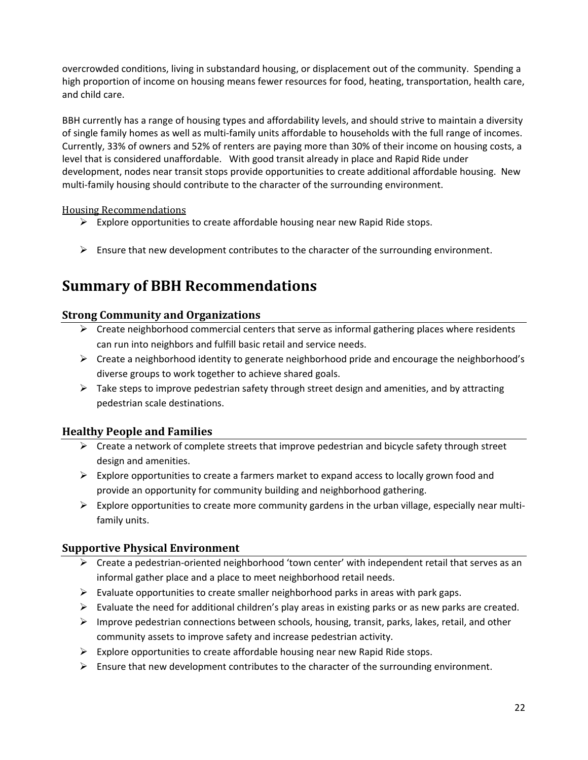overcrowded conditions, living in substandard housing, or displacement out of the community. Spending a high proportion of income on housing means fewer resources for food, heating, transportation, health care, and child care.

BBH currently has a range of housing types and affordability levels, and should strive to maintain a diversity of single family homes as well as multi-family units affordable to households with the full range of incomes. Currently, 33% of owners and 52% of renters are paying more than 30% of their income on housing costs, a level that is considered unaffordable. With good transit already in place and Rapid Ride under development, nodes near transit stops provide opportunities to create additional affordable housing. New multi-family housing should contribute to the character of the surrounding environment.

Housing Recommendations

- Explore opportunities to create affordable housing near new Rapid Ride stops.
- Ensure that new development contributes to the character of the surrounding environment.

# Summary of BBH Recommendations

## Strong Community and Organizations

- Create neighborhood commercial centers that serve as informal gathering places where residents can run into neighbors and fulfill basic retail and service needs.
- Create a neighborhood identity to generate neighborhood pride and encourage the neighborhood's diverse groups to work together to achieve shared goals.
- Take steps to improve pedestrian safety through street design and amenities, and by attracting pedestrian scale destinations.

## Healthy People and Families

- Create a network of complete streets that improve pedestrian and bicycle safety through street design and amenities.
- Explore opportunities to create a farmers market to expand access to locally grown food and provide an opportunity for community building and neighborhood gathering.
- Explore opportunities to create more community gardens in the urban village, especially near multi-family units.

## Supportive Physical Environment

- Create a pedestrian-oriented neighborhood 'town center' with independent retail that serves as an informal gather place and a place to meet neighborhood retail needs.
- Evaluate opportunities to create smaller neighborhood parks in areas with park gaps.
- Evaluate the need for additional children's play areas in existing parks or as new parks are created.
- Improve pedestrian connections between schools, housing, transit, parks, lakes, retail, and other community assets to improve safety and increase pedestrian activity.
- Explore opportunities to create affordable housing near new Rapid Ride stops.
- Ensure that new development contributes to the character of the surrounding environment.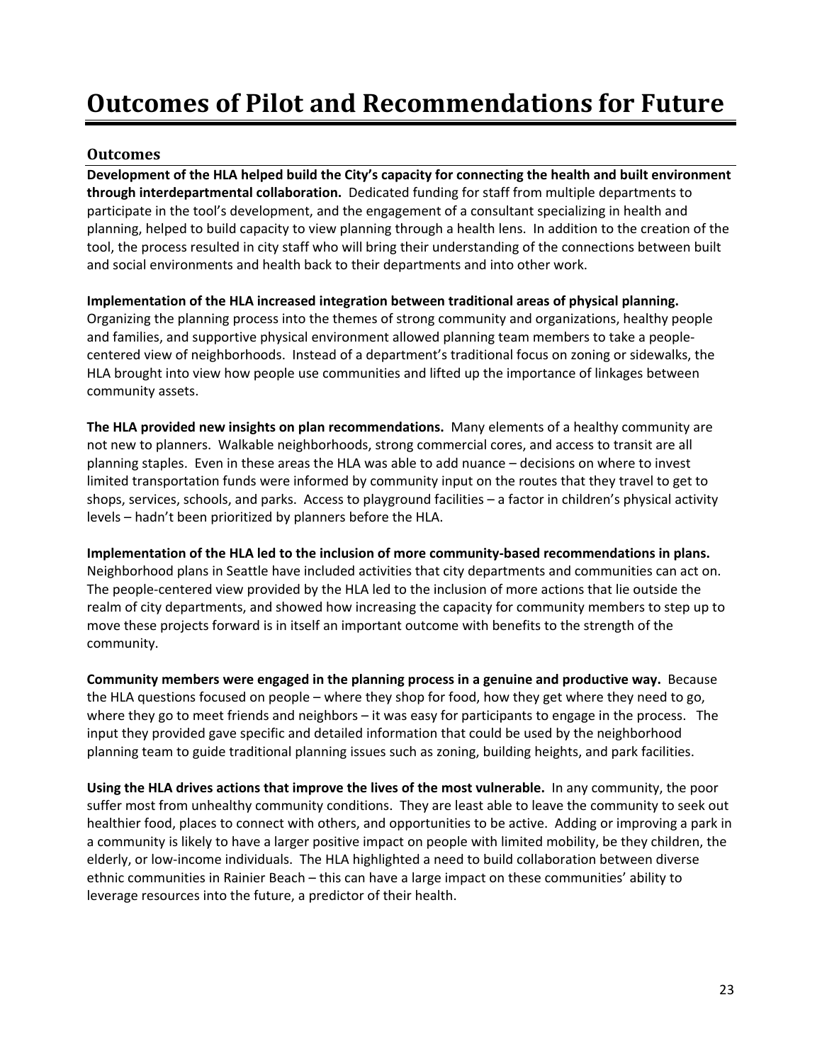# Outcomes of Pilot and Recommendations for Future

## Outcomes

**Development of the HLA helped build the City's capacity for connecting the health and built environment through interdepartmental collaboration.** Dedicated funding for staff from multiple departments to participate in the tool's development, and the engagement of a consultant specializing in health and planning, helped to build capacity to view planning through a health lens. In addition to the creation of the tool, the process resulted in city staff who will bring their understanding of the connections between built and social environments and health back to their departments and into other work.

**Implementation of the HLA increased integration between traditional areas of physical planning.** Organizing the planning process into the themes of strong community and organizations, healthy people and families, and supportive physical environment allowed planning team members to take a people-centered view of neighborhoods. Instead of a department's traditional focus on zoning or sidewalks, the HLA brought into view how people use communities and lifted up the importance of linkages between community assets.

**The HLA provided new insights on plan recommendations.** Many elements of a healthy community are not new to planners. Walkable neighborhoods, strong commercial cores, and access to transit are all planning staples. Even in these areas the HLA was able to add nuance – decisions on where to invest limited transportation funds were informed by community input on the routes that they travel to get to shops, services, schools, and parks. Access to playground facilities – a factor in children's physical activity levels – hadn't been prioritized by planners before the HLA.

**Implementation of the HLA led to the inclusion of more community-based recommendations in plans.** Neighborhood plans in Seattle have included activities that city departments and communities can act on. The people-centered view provided by the HLA led to the inclusion of more actions that lie outside the realm of city departments, and showed how increasing the capacity for community members to step up to move these projects forward is in itself an important outcome with benefits to the strength of the community.

**Community members were engaged in the planning process in a genuine and productive way.** Because the HLA questions focused on people – where they shop for food, how they get where they need to go, where they go to meet friends and neighbors – it was easy for participants to engage in the process. The input they provided gave specific and detailed information that could be used by the neighborhood planning team to guide traditional planning issues such as zoning, building heights, and park facilities.

**Using the HLA drives actions that improve the lives of the most vulnerable.** In any community, the poor suffer most from unhealthy community conditions. They are least able to leave the community to seek out healthier food, places to connect with others, and opportunities to be active. Adding or improving a park in a community is likely to have a larger positive impact on people with limited mobility, be they children, the elderly, or low-income individuals. The HLA highlighted a need to build collaboration between diverse ethnic communities in Rainier Beach – this can have a large impact on these communities' ability to leverage resources into the future, a predictor of their health.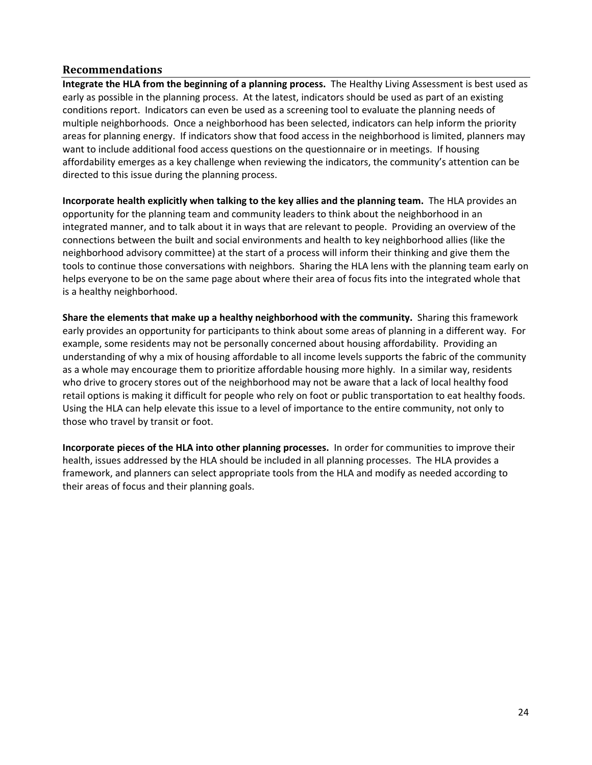## Recommendations

**Integrate the HLA from the beginning of a planning process.** The Healthy Living Assessment is best used as early as possible in the planning process. At the latest, indicators should be used as part of an existing conditions report. Indicators can even be used as a screening tool to evaluate the planning needs of multiple neighborhoods. Once a neighborhood has been selected, indicators can help inform the priority areas for planning energy. If indicators show that food access in the neighborhood is limited, planners may want to include additional food access questions on the questionnaire or in meetings. If housing affordability emerges as a key challenge when reviewing the indicators, the community's attention can be directed to this issue during the planning process.

**Incorporate health explicitly when talking to the key allies and the planning team.** The HLA provides an opportunity for the planning team and community leaders to think about the neighborhood in an integrated manner, and to talk about it in ways that are relevant to people. Providing an overview of the connections between the built and social environments and health to key neighborhood allies (like the neighborhood advisory committee) at the start of a process will inform their thinking and give them the tools to continue those conversations with neighbors. Sharing the HLA lens with the planning team early on helps everyone to be on the same page about where their area of focus fits into the integrated whole that is a healthy neighborhood.

**Share the elements that make up a healthy neighborhood with the community.** Sharing this framework early provides an opportunity for participants to think about some areas of planning in a different way. For example, some residents may not be personally concerned about housing affordability. Providing an understanding of why a mix of housing affordable to all income levels supports the fabric of the community as a whole may encourage them to prioritize affordable housing more highly. In a similar way, residents who drive to grocery stores out of the neighborhood may not be aware that a lack of local healthy food retail options is making it difficult for people who rely on foot or public transportation to eat healthy foods. Using the HLA can help elevate this issue to a level of importance to the entire community, not only to those who travel by transit or foot.

**Incorporate pieces of the HLA into other planning processes.** In order for communities to improve their health, issues addressed by the HLA should be included in all planning processes. The HLA provides a framework, and planners can select appropriate tools from the HLA and modify as needed according to their areas of focus and their planning goals.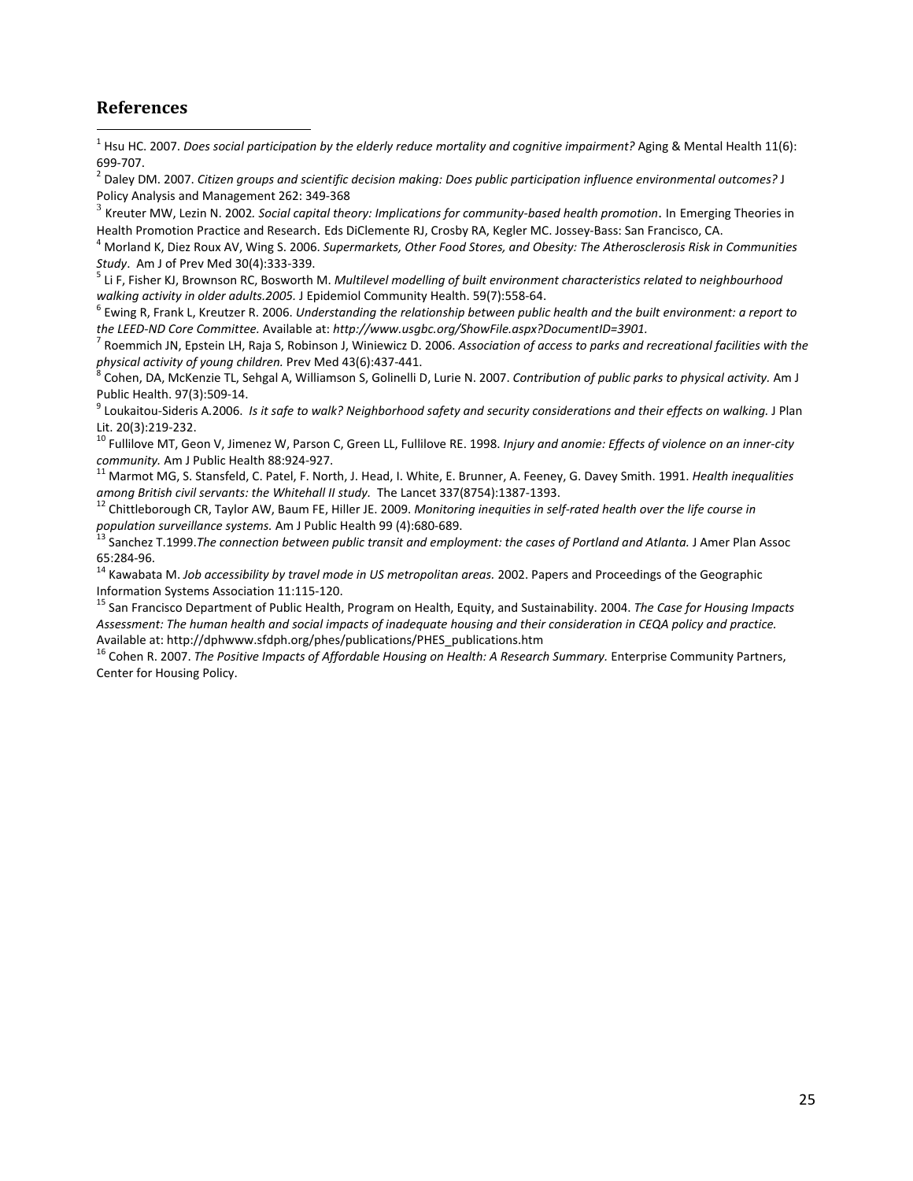## References

[1] Hsu HC. 2007. *Does social participation by the elderly reduce mortality and cognitive impairment?* Aging & Mental Health 11(6): 699-707.

[2] Daley DM. 2007. *Citizen groups and scientific decision making: Does public participation influence environmental outcomes?* J Policy Analysis and Management 262: 349-368

[3] Kreuter MW, Lezin N. 2002. *Social capital theory: Implications for community-based health promotion*. In Emerging Theories in Health Promotion Practice and Research. Eds DiClemente RJ, Crosby RA, Kegler MC. Jossey-Bass: San Francisco, CA.

[4] Morland K, Diez Roux AV, Wing S. 2006. *Supermarkets, Other Food Stores, and Obesity: The Atherosclerosis Risk in Communities Study*. Am J of Prev Med 30(4):333-339.

[5] Li F, Fisher KJ, Brownson RC, Bosworth M. *Multilevel modelling of built environment characteristics related to neighbourhood walking activity in older adults.2005.* J Epidemiol Community Health. 59(7):558-64.

[6] Ewing R, Frank L, Kreutzer R. 2006. *Understanding the relationship between public health and the built environment: a report to the LEED-ND Core Committee.* Available at: *http://www.usgbc.org/ShowFile.aspx?DocumentID=3901.*

[7] Roemmich JN, Epstein LH, Raja S, Robinson J, Winiewicz D. 2006. *Association of access to parks and recreational facilities with the physical activity of young children.* Prev Med 43(6):437-441.

[8] Cohen, DA, McKenzie TL, Sehgal A, Williamson S, Golinelli D, Lurie N. 2007. *Contribution of public parks to physical activity.* Am J Public Health. 97(3):509-14.

[9] Loukaitou-Sideris A.2006. *Is it safe to walk? Neighborhood safety and security considerations and their effects on walking.* J Plan Lit. 20(3):219-232.

[10] Fullilove MT, Geon V, Jimenez W, Parson C, Green LL, Fullilove RE. 1998. *Injury and anomie: Effects of violence on an inner-city community.* Am J Public Health 88:924-927.

[11] Marmot MG, S. Stansfeld, C. Patel, F. North, J. Head, I. White, E. Brunner, A. Feeney, G. Davey Smith. 1991. *Health inequalities among British civil servants: the Whitehall II study.* The Lancet 337(8754):1387-1393.

[12] Chittleborough CR, Taylor AW, Baum FE, Hiller JE. 2009. *Monitoring inequities in self-rated health over the life course in population surveillance systems.* Am J Public Health 99 (4):680-689.

[13] Sanchez T.1999.*The connection between public transit and employment: the cases of Portland and Atlanta.* J Amer Plan Assoc 65:284-96.

[14] Kawabata M. *Job accessibility by travel mode in US metropolitan areas.* 2002. Papers and Proceedings of the Geographic Information Systems Association 11:115-120.

[15] San Francisco Department of Public Health, Program on Health, Equity, and Sustainability. 2004. *The Case for Housing Impacts Assessment: The human health and social impacts of inadequate housing and their consideration in CEQA policy and practice.* Available at: http://dphwww.sfdph.org/phes/publications/PHES_publications.htm

[16] Cohen R. 2007. *The Positive Impacts of Affordable Housing on Health: A Research Summary.* Enterprise Community Partners, Center for Housing Policy.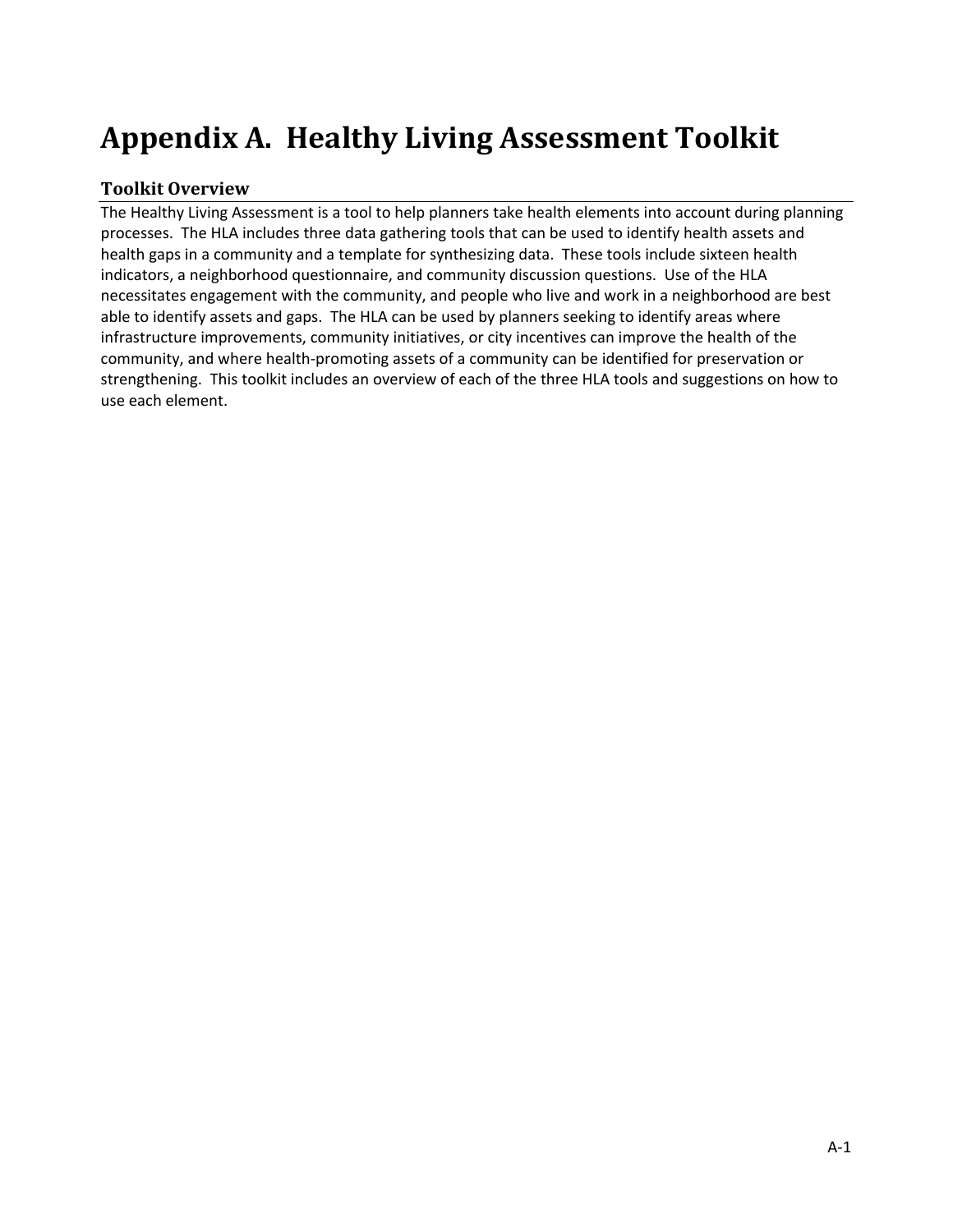# Appendix A. Healthy Living Assessment Toolkit

## Toolkit Overview

The Healthy Living Assessment is a tool to help planners take health elements into account during planning processes. The HLA includes three data gathering tools that can be used to identify health assets and health gaps in a community and a template for synthesizing data. These tools include sixteen health indicators, a neighborhood questionnaire, and community discussion questions. Use of the HLA necessitates engagement with the community, and people who live and work in a neighborhood are best able to identify assets and gaps. The HLA can be used by planners seeking to identify areas where infrastructure improvements, community initiatives, or city incentives can improve the health of the community, and where health-promoting assets of a community can be identified for preservation or strengthening. This toolkit includes an overview of each of the three HLA tools and suggestions on how to use each element.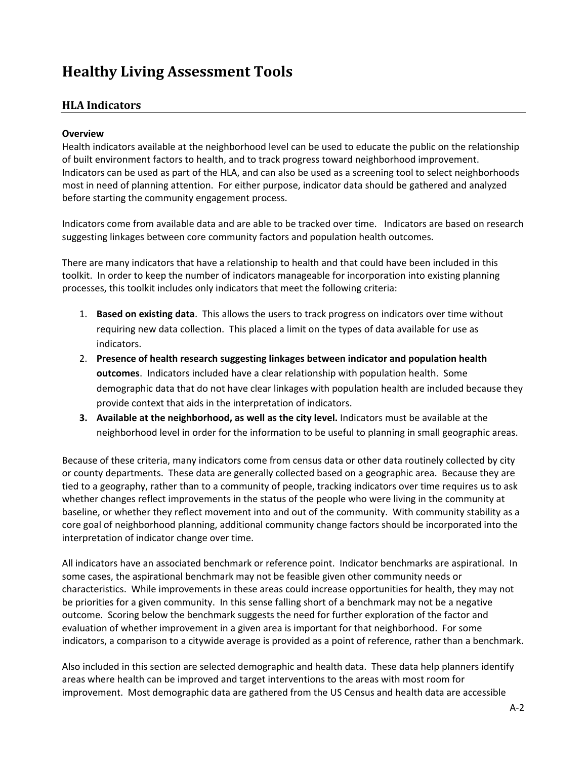# Healthy Living Assessment Tools

## HLA Indicators

**Overview**

Health indicators available at the neighborhood level can be used to educate the public on the relationship of built environment factors to health, and to track progress toward neighborhood improvement. Indicators can be used as part of the HLA, and can also be used as a screening tool to select neighborhoods most in need of planning attention. For either purpose, indicator data should be gathered and analyzed before starting the community engagement process.

Indicators come from available data and are able to be tracked over time. Indicators are based on research suggesting linkages between core community factors and population health outcomes.

There are many indicators that have a relationship to health and that could have been included in this toolkit. In order to keep the number of indicators manageable for incorporation into existing planning processes, this toolkit includes only indicators that meet the following criteria:

1. **Based on existing data**. This allows the users to track progress on indicators over time without requiring new data collection. This placed a limit on the types of data available for use as indicators.
2. **Presence of health research suggesting linkages between indicator and population health outcomes**. Indicators included have a clear relationship with population health. Some demographic data that do not have clear linkages with population health are included because they provide context that aids in the interpretation of indicators.
3. **Available at the neighborhood, as well as the city level.** Indicators must be available at the neighborhood level in order for the information to be useful to planning in small geographic areas.

Because of these criteria, many indicators come from census data or other data routinely collected by city or county departments. These data are generally collected based on a geographic area. Because they are tied to a geography, rather than to a community of people, tracking indicators over time requires us to ask whether changes reflect improvements in the status of the people who were living in the community at baseline, or whether they reflect movement into and out of the community. With community stability as a core goal of neighborhood planning, additional community change factors should be incorporated into the interpretation of indicator change over time.

All indicators have an associated benchmark or reference point. Indicator benchmarks are aspirational. In some cases, the aspirational benchmark may not be feasible given other community needs or characteristics. While improvements in these areas could increase opportunities for health, they may not be priorities for a given community. In this sense falling short of a benchmark may not be a negative outcome. Scoring below the benchmark suggests the need for further exploration of the factor and evaluation of whether improvement in a given area is important for that neighborhood. For some indicators, a comparison to a citywide average is provided as a point of reference, rather than a benchmark.

Also included in this section are selected demographic and health data. These data help planners identify areas where health can be improved and target interventions to the areas with most room for improvement. Most demographic data are gathered from the US Census and health data are accessible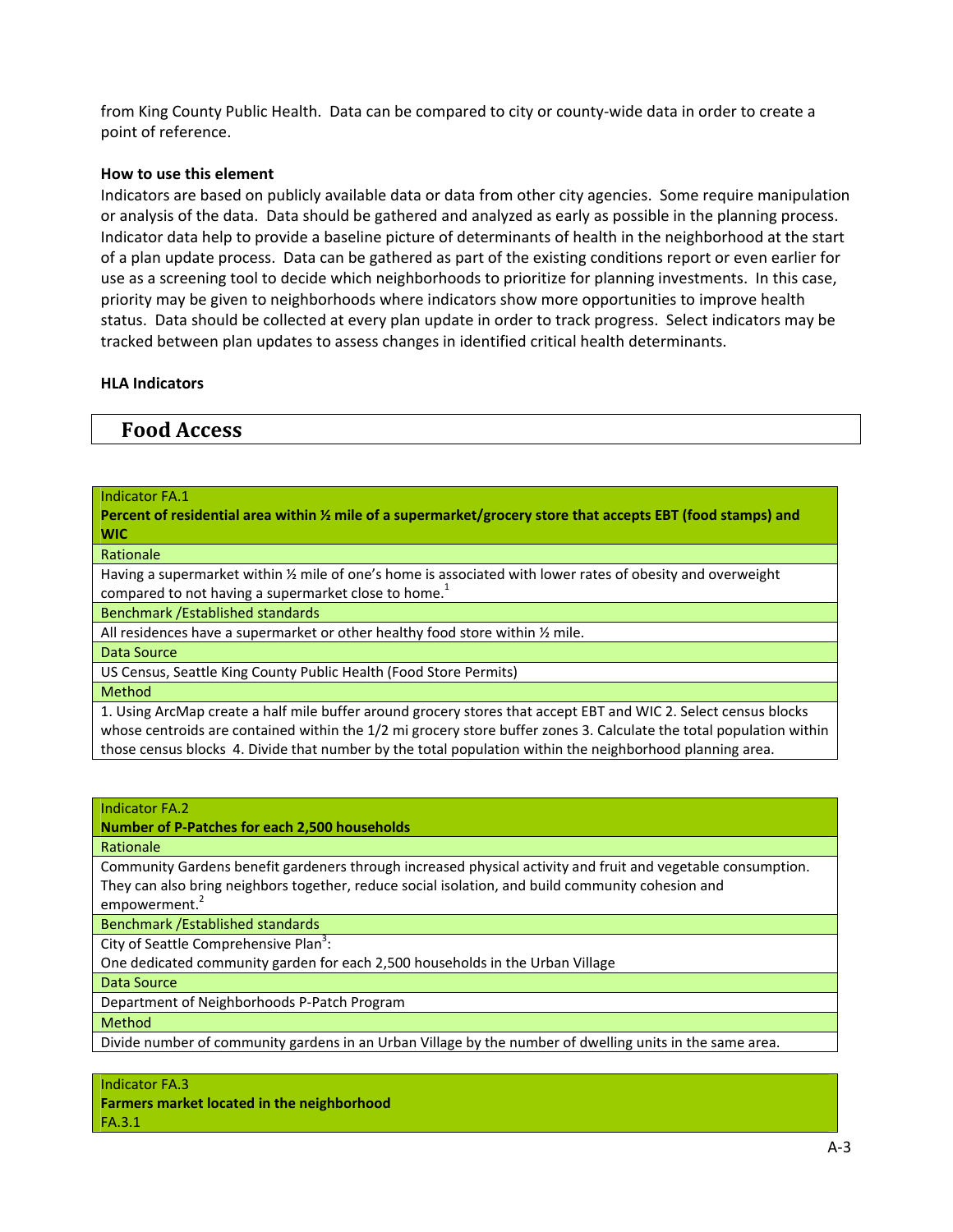from King County Public Health. Data can be compared to city or county-wide data in order to create a point of reference.

**How to use this element**

Indicators are based on publicly available data or data from other city agencies. Some require manipulation or analysis of the data. Data should be gathered and analyzed as early as possible in the planning process. Indicator data help to provide a baseline picture of determinants of health in the neighborhood at the start of a plan update process. Data can be gathered as part of the existing conditions report or even earlier for use as a screening tool to decide which neighborhoods to prioritize for planning investments. In this case, priority may be given to neighborhoods where indicators show more opportunities to improve health status. Data should be collected at every plan update in order to track progress. Select indicators may be tracked between plan updates to assess changes in identified critical health determinants.

**HLA Indicators**

## Food Access

| Indicator FA.1<br>**Percent of residential area within ½ mile of a supermarket/grocery store that accepts EBT (food stamps) and WIC** |
|---|
| Rationale |
| Having a supermarket within ½ mile of one's home is associated with lower rates of obesity and overweight compared to not having a supermarket close to home.[1] |
| Benchmark /Established standards |
| All residences have a supermarket or other healthy food store within ½ mile. |
| Data Source |
| US Census, Seattle King County Public Health (Food Store Permits) |
| Method |
| 1. Using ArcMap create a half mile buffer around grocery stores that accept EBT and WIC 2. Select census blocks whose centroids are contained within the 1/2 mi grocery store buffer zones 3. Calculate the total population within those census blocks 4. Divide that number by the total population within the neighborhood planning area. |

| Indicator FA.2<br>**Number of P-Patches for each 2,500 households** |
|---|
| Rationale |
| Community Gardens benefit gardeners through increased physical activity and fruit and vegetable consumption. They can also bring neighbors together, reduce social isolation, and build community cohesion and empowerment.[2] |
| Benchmark /Established standards |
| City of Seattle Comprehensive Plan[3]:<br>One dedicated community garden for each 2,500 households in the Urban Village |
| Data Source |
| Department of Neighborhoods P-Patch Program |
| Method |
| Divide number of community gardens in an Urban Village by the number of dwelling units in the same area. |

| Indicator FA.3<br>**Farmers market located in the neighborhood**<br>FA.3.1 |
|---|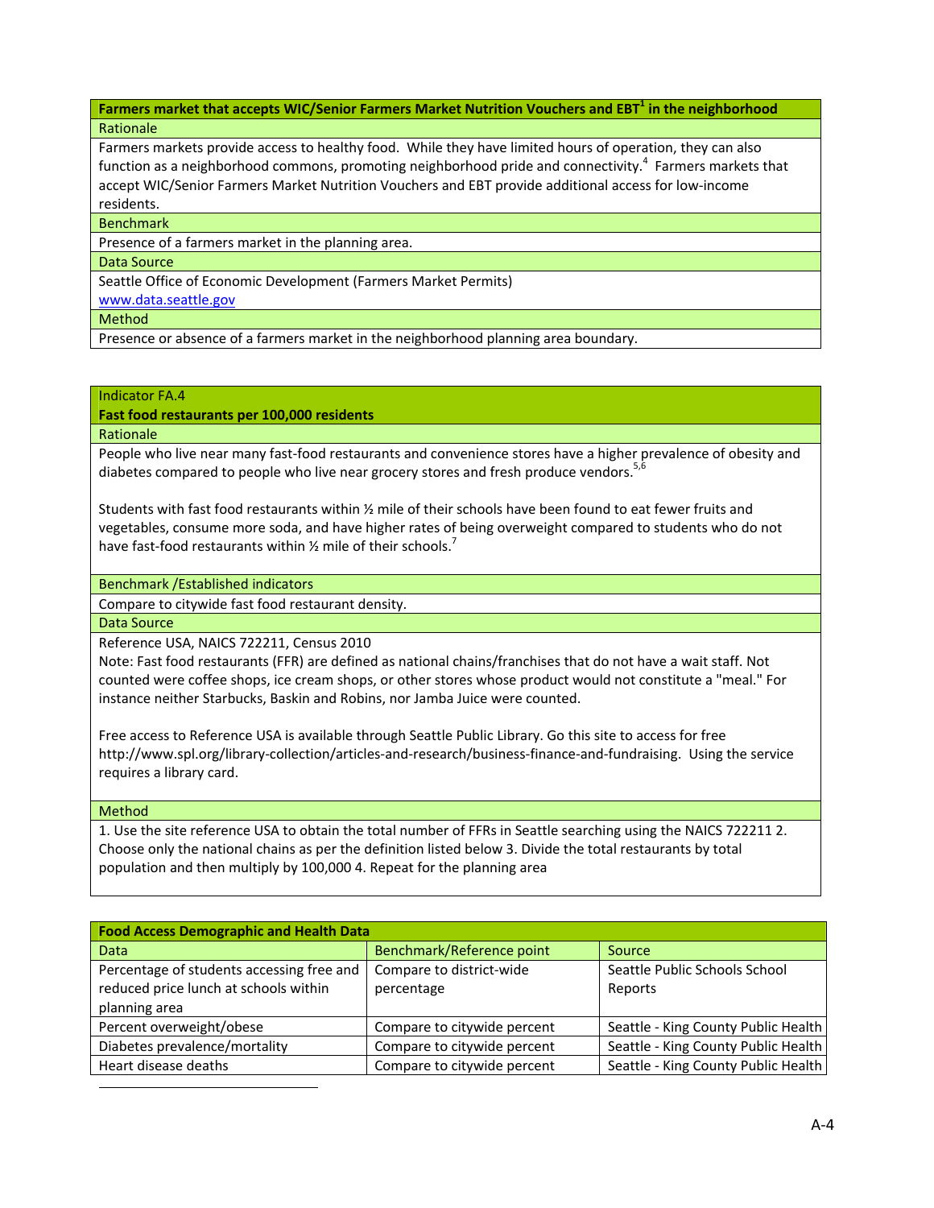**Farmers market that accepts WIC/Senior Farmers Market Nutrition Vouchers and EBT[1] in the neighborhood**

Rationale

Farmers markets provide access to healthy food. While they have limited hours of operation, they can also function as a neighborhood commons, promoting neighborhood pride and connectivity.[4] Farmers markets that accept WIC/Senior Farmers Market Nutrition Vouchers and EBT provide additional access for low-income residents.

Benchmark

Presence of a farmers market in the planning area.

Data Source

Seattle Office of Economic Development (Farmers Market Permits)
www.data.seattle.gov

Method

Presence or absence of a farmers market in the neighborhood planning area boundary.

Indicator FA.4

**Fast food restaurants per 100,000 residents**

Rationale

People who live near many fast-food restaurants and convenience stores have a higher prevalence of obesity and diabetes compared to people who live near grocery stores and fresh produce vendors.[5,6]

Students with fast food restaurants within ½ mile of their schools have been found to eat fewer fruits and vegetables, consume more soda, and have higher rates of being overweight compared to students who do not have fast-food restaurants within ½ mile of their schools.[7]

Benchmark /Established indicators

Compare to citywide fast food restaurant density.

Data Source

Reference USA, NAICS 722211, Census 2010
Note: Fast food restaurants (FFR) are defined as national chains/franchises that do not have a wait staff. Not counted were coffee shops, ice cream shops, or other stores whose product would not constitute a "meal." For instance neither Starbucks, Baskin and Robins, nor Jamba Juice were counted.

Free access to Reference USA is available through Seattle Public Library. Go this site to access for free http://www.spl.org/library-collection/articles-and-research/business-finance-and-fundraising. Using the service requires a library card.

Method

1. Use the site reference USA to obtain the total number of FFRs in Seattle searching using the NAICS 722211 2. Choose only the national chains as per the definition listed below 3. Divide the total restaurants by total population and then multiply by 100,000 4. Repeat for the planning area

**Food Access Demographic and Health Data**

| Data | Benchmark/Reference point | Source |
|---|---|---|
| Percentage of students accessing free and reduced price lunch at schools within planning area | Compare to district-wide percentage | Seattle Public Schools School Reports |
| Percent overweight/obese | Compare to citywide percent | Seattle - King County Public Health |
| Diabetes prevalence/mortality | Compare to citywide percent | Seattle - King County Public Health |
| Heart disease deaths | Compare to citywide percent | Seattle - King County Public Health |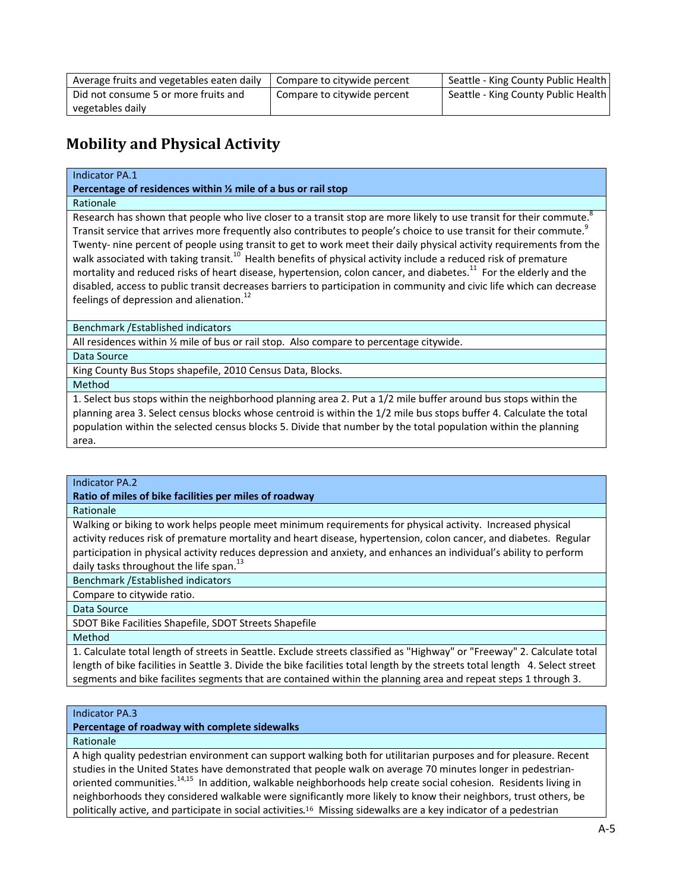| Average fruits and vegetables eaten daily | Compare to citywide percent | Seattle - King County Public Health |
|---|---|---|
| Did not consume 5 or more fruits and vegetables daily | Compare to citywide percent | Seattle - King County Public Health |

## Mobility and Physical Activity

| Indicator PA.1<br>**Percentage of residences within ½ mile of a bus or rail stop** |
|---|
| Rationale |
| Research has shown that people who live closer to a transit stop are more likely to use transit for their commute.[8] Transit service that arrives more frequently also contributes to people's choice to use transit for their commute.[9] Twenty- nine percent of people using transit to get to work meet their daily physical activity requirements from the walk associated with taking transit.[10] Health benefits of physical activity include a reduced risk of premature mortality and reduced risks of heart disease, hypertension, colon cancer, and diabetes.[11] For the elderly and the disabled, access to public transit decreases barriers to participation in community and civic life which can decrease feelings of depression and alienation.[12] |
| Benchmark /Established indicators |
| All residences within ½ mile of bus or rail stop. Also compare to percentage citywide. |
| Data Source |
| King County Bus Stops shapefile, 2010 Census Data, Blocks. |
| Method |
| 1. Select bus stops within the neighborhood planning area 2. Put a 1/2 mile buffer around bus stops within the planning area 3. Select census blocks whose centroid is within the 1/2 mile bus stops buffer 4. Calculate the total population within the selected census blocks 5. Divide that number by the total population within the planning area. |

| Indicator PA.2<br>**Ratio of miles of bike facilities per miles of roadway** |
|---|
| Rationale |
| Walking or biking to work helps people meet minimum requirements for physical activity. Increased physical activity reduces risk of premature mortality and heart disease, hypertension, colon cancer, and diabetes. Regular participation in physical activity reduces depression and anxiety, and enhances an individual's ability to perform daily tasks throughout the life span.[13] |
| Benchmark /Established indicators |
| Compare to citywide ratio. |
| Data Source |
| SDOT Bike Facilities Shapefile, SDOT Streets Shapefile |
| Method |
| 1. Calculate total length of streets in Seattle. Exclude streets classified as "Highway" or "Freeway" 2. Calculate total length of bike facilities in Seattle 3. Divide the bike facilities total length by the streets total length 4. Select street segments and bike facilites segments that are contained within the planning area and repeat steps 1 through 3. |

| Indicator PA.3<br>**Percentage of roadway with complete sidewalks** |
|---|
| Rationale |
| A high quality pedestrian environment can support walking both for utilitarian purposes and for pleasure. Recent studies in the United States have demonstrated that people walk on average 70 minutes longer in pedestrian-oriented communities.[14,15] In addition, walkable neighborhoods help create social cohesion. Residents living in neighborhoods they considered walkable were significantly more likely to know their neighbors, trust others, be politically active, and participate in social activities.[16] Missing sidewalks are a key indicator of a pedestrian |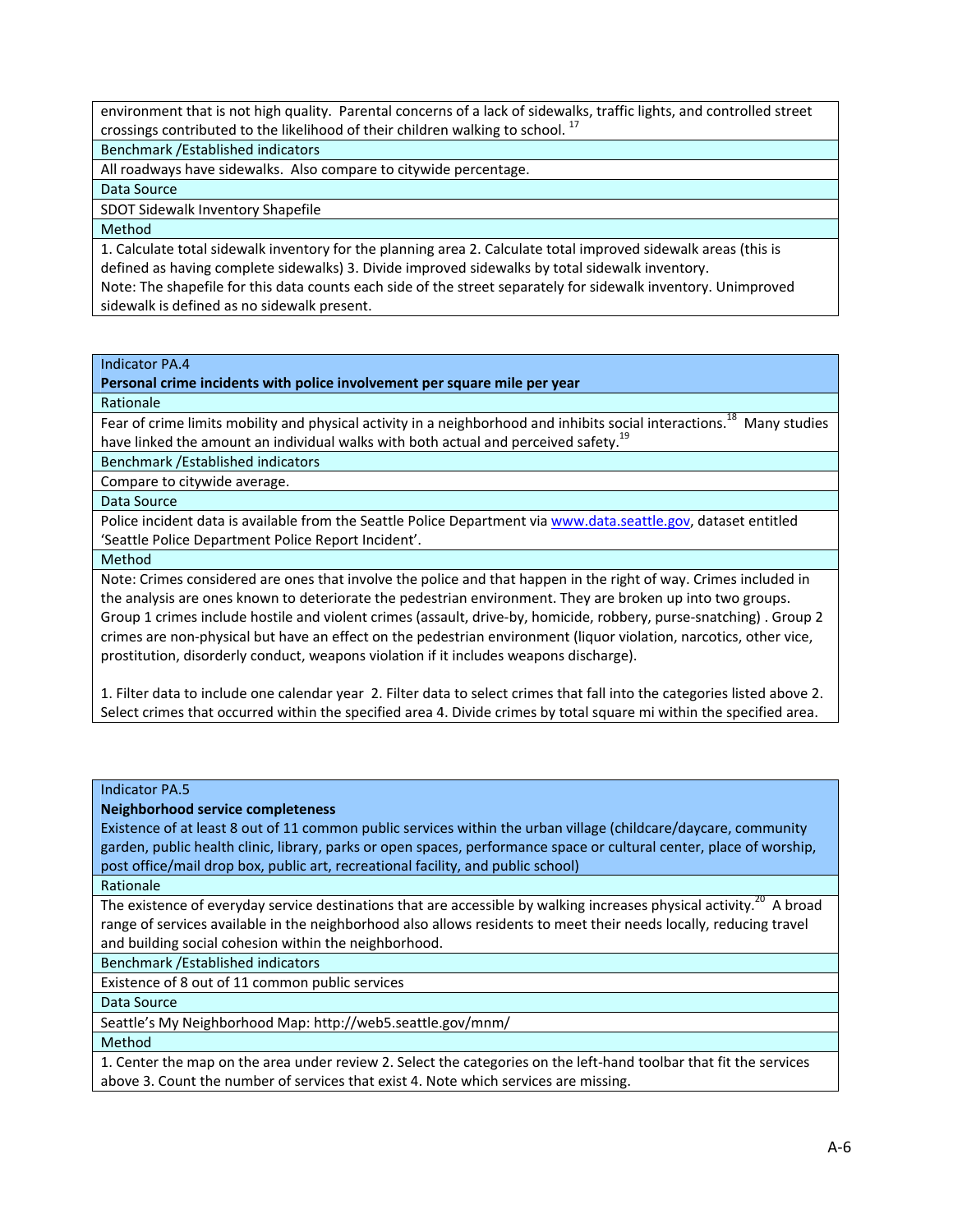| environment that is not high quality. Parental concerns of a lack of sidewalks, traffic lights, and controlled street crossings contributed to the likelihood of their children walking to school. [17] |
|---|
| Benchmark /Established indicators |
| All roadways have sidewalks. Also compare to citywide percentage. |
| Data Source |
| SDOT Sidewalk Inventory Shapefile |
| Method |
| 1. Calculate total sidewalk inventory for the planning area 2. Calculate total improved sidewalk areas (this is defined as having complete sidewalks) 3. Divide improved sidewalks by total sidewalk inventory.<br>Note: The shapefile for this data counts each side of the street separately for sidewalk inventory. Unimproved sidewalk is defined as no sidewalk present. |

| Indicator PA.4<br>**Personal crime incidents with police involvement per square mile per year** |
|---|
| Rationale |
| Fear of crime limits mobility and physical activity in a neighborhood and inhibits social interactions. [18] Many studies have linked the amount an individual walks with both actual and perceived safety. [19] |
| Benchmark /Established indicators |
| Compare to citywide average. |
| Data Source |
| Police incident data is available from the Seattle Police Department via www.data.seattle.gov, dataset entitled 'Seattle Police Department Police Report Incident'. |
| Method |
| Note: Crimes considered are ones that involve the police and that happen in the right of way. Crimes included in the analysis are ones known to deteriorate the pedestrian environment. They are broken up into two groups. Group 1 crimes include hostile and violent crimes (assault, drive-by, homicide, robbery, purse-snatching) . Group 2 crimes are non-physical but have an effect on the pedestrian environment (liquor violation, narcotics, other vice, prostitution, disorderly conduct, weapons violation if it includes weapons discharge).<br><br>1. Filter data to include one calendar year 2. Filter data to select crimes that fall into the categories listed above 2. Select crimes that occurred within the specified area 4. Divide crimes by total square mi within the specified area. |

| Indicator PA.5<br>**Neighborhood service completeness**<br>Existence of at least 8 out of 11 common public services within the urban village (childcare/daycare, community garden, public health clinic, library, parks or open spaces, performance space or cultural center, place of worship, post office/mail drop box, public art, recreational facility, and public school) |
|---|
| Rationale |
| The existence of everyday service destinations that are accessible by walking increases physical activity. [20] A broad range of services available in the neighborhood also allows residents to meet their needs locally, reducing travel and building social cohesion within the neighborhood. |
| Benchmark /Established indicators |
| Existence of 8 out of 11 common public services |
| Data Source |
| Seattle's My Neighborhood Map: http://web5.seattle.gov/mnm/ |
| Method |
| 1. Center the map on the area under review 2. Select the categories on the left-hand toolbar that fit the services above 3. Count the number of services that exist 4. Note which services are missing. |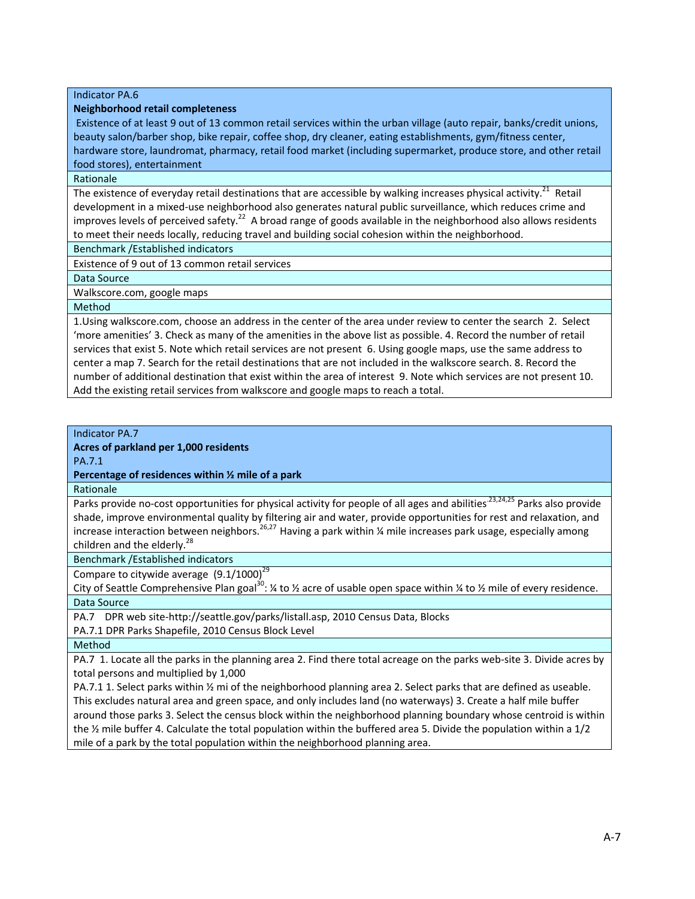Indicator PA.6

**Neighborhood retail completeness**

Existence of at least 9 out of 13 common retail services within the urban village (auto repair, banks/credit unions, beauty salon/barber shop, bike repair, coffee shop, dry cleaner, eating establishments, gym/fitness center, hardware store, laundromat, pharmacy, retail food market (including supermarket, produce store, and other retail food stores), entertainment

Rationale

The existence of everyday retail destinations that are accessible by walking increases physical activity.[21] Retail development in a mixed-use neighborhood also generates natural public surveillance, which reduces crime and improves levels of perceived safety.[22] A broad range of goods available in the neighborhood also allows residents to meet their needs locally, reducing travel and building social cohesion within the neighborhood.

Benchmark /Established indicators

Existence of 9 out of 13 common retail services

Data Source

Walkscore.com, google maps

Method

1.Using walkscore.com, choose an address in the center of the area under review to center the search 2. Select 'more amenities' 3. Check as many of the amenities in the above list as possible. 4. Record the number of retail services that exist 5. Note which retail services are not present 6. Using google maps, use the same address to center a map 7. Search for the retail destinations that are not included in the walkscore search. 8. Record the number of additional destination that exist within the area of interest 9. Note which services are not present 10. Add the existing retail services from walkscore and google maps to reach a total.

Indicator PA.7

**Acres of parkland per 1,000 residents**

PA.7.1

**Percentage of residences within ½ mile of a park**

Rationale

Parks provide no-cost opportunities for physical activity for people of all ages and abilities[23,24,25] Parks also provide shade, improve environmental quality by filtering air and water, provide opportunities for rest and relaxation, and increase interaction between neighbors.[26,27] Having a park within ¼ mile increases park usage, especially among children and the elderly.[28]

Benchmark /Established indicators

Compare to citywide average (9.1/1000)[29]
City of Seattle Comprehensive Plan goal[30]: ¼ to ½ acre of usable open space within ¼ to ½ mile of every residence.

Data Source

PA.7 DPR web site-http://seattle.gov/parks/listall.asp, 2010 Census Data, Blocks
PA.7.1 DPR Parks Shapefile, 2010 Census Block Level

Method

PA.7 1. Locate all the parks in the planning area 2. Find there total acreage on the parks web-site 3. Divide acres by total persons and multiplied by 1,000

PA.7.1 1. Select parks within ½ mi of the neighborhood planning area 2. Select parks that are defined as useable. This excludes natural area and green space, and only includes land (no waterways) 3. Create a half mile buffer around those parks 3. Select the census block within the neighborhood planning boundary whose centroid is within the ½ mile buffer 4. Calculate the total population within the buffered area 5. Divide the population within a 1/2 mile of a park by the total population within the neighborhood planning area.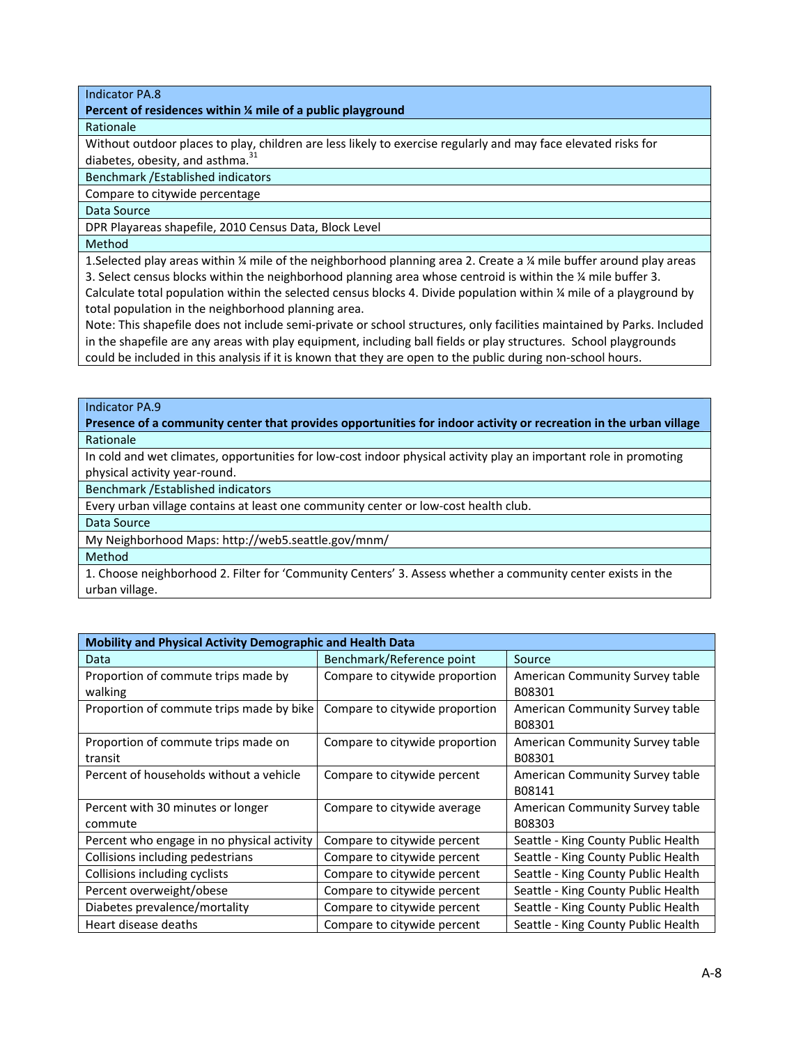| Indicator PA.8 |
| --- |
| **Percent of residences within ¼ mile of a public playground** |
| Rationale |
| Without outdoor places to play, children are less likely to exercise regularly and may face elevated risks for diabetes, obesity, and asthma.[31] |
| Benchmark /Established indicators |
| Compare to citywide percentage |
| Data Source |
| DPR Playareas shapefile, 2010 Census Data, Block Level |
| Method |
| 1.Selected play areas within ¼ mile of the neighborhood planning area 2. Create a ¼ mile buffer around play areas 3. Select census blocks within the neighborhood planning area whose centroid is within the ¼ mile buffer 3. Calculate total population within the selected census blocks 4. Divide population within ¼ mile of a playground by total population in the neighborhood planning area.<br>Note: This shapefile does not include semi-private or school structures, only facilities maintained by Parks. Included in the shapefile are any areas with play equipment, including ball fields or play structures. School playgrounds could be included in this analysis if it is known that they are open to the public during non-school hours. |

| Indicator PA.9 |
| --- |
| **Presence of a community center that provides opportunities for indoor activity or recreation in the urban village** |
| Rationale |
| In cold and wet climates, opportunities for low-cost indoor physical activity play an important role in promoting physical activity year-round. |
| Benchmark /Established indicators |
| Every urban village contains at least one community center or low-cost health club. |
| Data Source |
| My Neighborhood Maps: http://web5.seattle.gov/mnm/ |
| Method |
| 1. Choose neighborhood 2. Filter for 'Community Centers' 3. Assess whether a community center exists in the urban village. |

| **Mobility and Physical Activity Demographic and Health Data** | | |
| --- | --- | --- |
| Data | Benchmark/Reference point | Source |
| Proportion of commute trips made by walking | Compare to citywide proportion | American Community Survey table B08301 |
| Proportion of commute trips made by bike | Compare to citywide proportion | American Community Survey table B08301 |
| Proportion of commute trips made on transit | Compare to citywide proportion | American Community Survey table B08301 |
| Percent of households without a vehicle | Compare to citywide percent | American Community Survey table B08141 |
| Percent with 30 minutes or longer commute | Compare to citywide average | American Community Survey table B08303 |
| Percent who engage in no physical activity | Compare to citywide percent | Seattle - King County Public Health |
| Collisions including pedestrians | Compare to citywide percent | Seattle - King County Public Health |
| Collisions including cyclists | Compare to citywide percent | Seattle - King County Public Health |
| Percent overweight/obese | Compare to citywide percent | Seattle - King County Public Health |
| Diabetes prevalence/mortality | Compare to citywide percent | Seattle - King County Public Health |
| Heart disease deaths | Compare to citywide percent | Seattle - King County Public Health |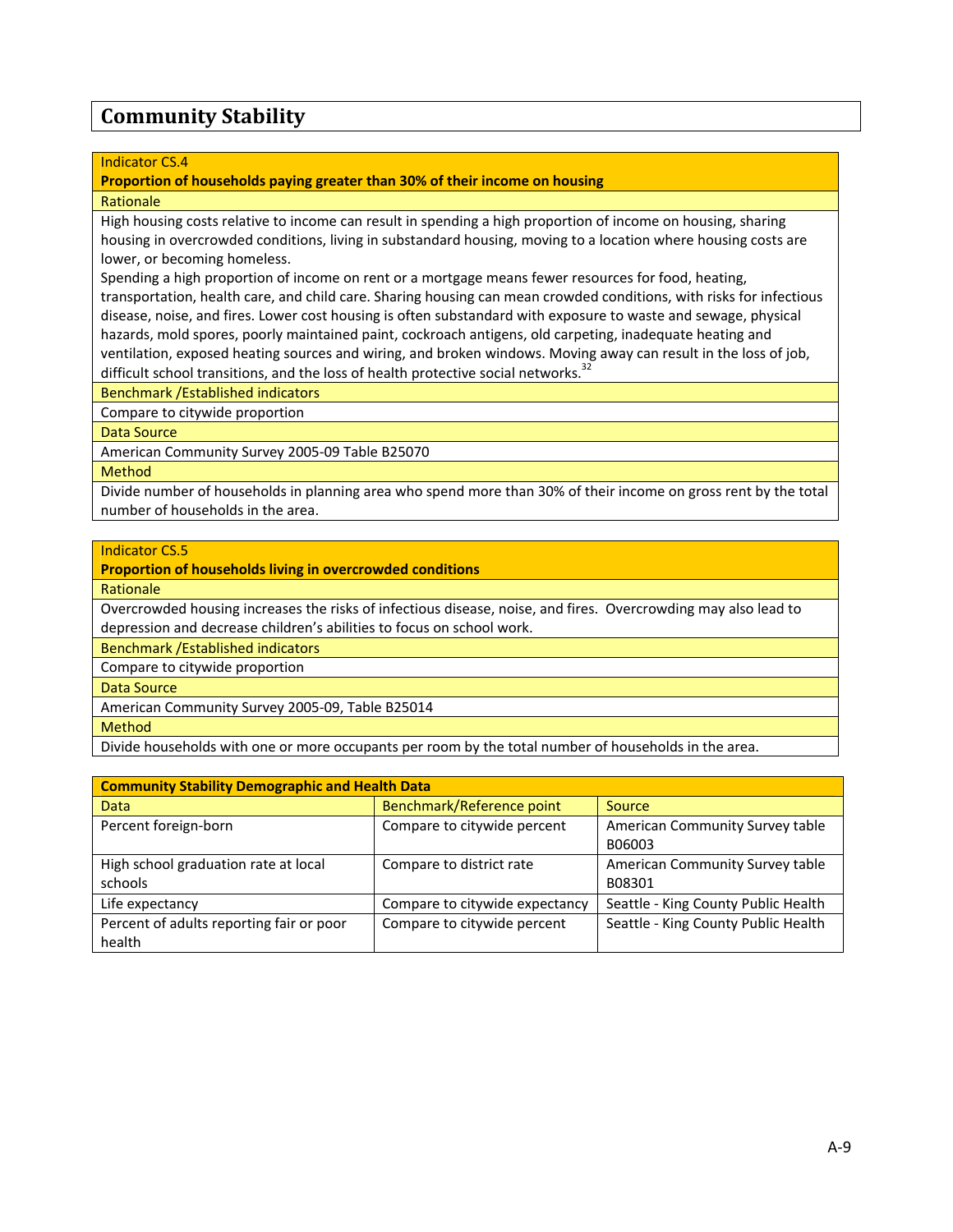## Community Stability

| Indicator CS.4 |
|---|
| **Proportion of households paying greater than 30% of their income on housing** |
| Rationale |
| High housing costs relative to income can result in spending a high proportion of income on housing, sharing housing in overcrowded conditions, living in substandard housing, moving to a location where housing costs are lower, or becoming homeless.<br>Spending a high proportion of income on rent or a mortgage means fewer resources for food, heating, transportation, health care, and child care. Sharing housing can mean crowded conditions, with risks for infectious disease, noise, and fires. Lower cost housing is often substandard with exposure to waste and sewage, physical hazards, mold spores, poorly maintained paint, cockroach antigens, old carpeting, inadequate heating and ventilation, exposed heating sources and wiring, and broken windows. Moving away can result in the loss of job, difficult school transitions, and the loss of health protective social networks.[32] |
| Benchmark /Established indicators |
| Compare to citywide proportion |
| Data Source |
| American Community Survey 2005-09 Table B25070 |
| Method |
| Divide number of households in planning area who spend more than 30% of their income on gross rent by the total number of households in the area. |

| Indicator CS.5 |
|---|
| **Proportion of households living in overcrowded conditions** |
| Rationale |
| Overcrowded housing increases the risks of infectious disease, noise, and fires. Overcrowding may also lead to depression and decrease children's abilities to focus on school work. |
| Benchmark /Established indicators |
| Compare to citywide proportion |
| Data Source |
| American Community Survey 2005-09, Table B25014 |
| Method |
| Divide households with one or more occupants per room by the total number of households in the area. |

| **Community Stability Demographic and Health Data** | | |
|---|---|---|
| Data | Benchmark/Reference point | Source |
| Percent foreign-born | Compare to citywide percent | American Community Survey table B06003 |
| High school graduation rate at local schools | Compare to district rate | American Community Survey table B08301 |
| Life expectancy | Compare to citywide expectancy | Seattle - King County Public Health |
| Percent of adults reporting fair or poor health | Compare to citywide percent | Seattle - King County Public Health |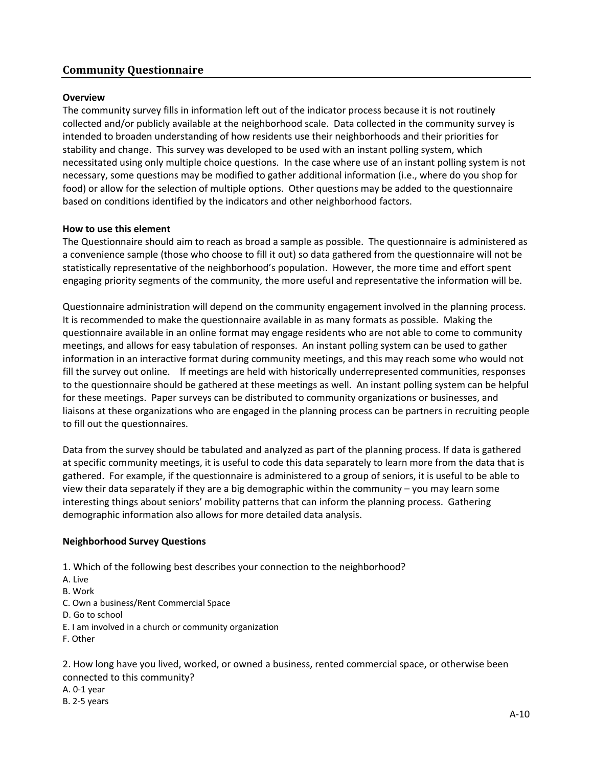## Community Questionnaire

**Overview**

The community survey fills in information left out of the indicator process because it is not routinely collected and/or publicly available at the neighborhood scale. Data collected in the community survey is intended to broaden understanding of how residents use their neighborhoods and their priorities for stability and change. This survey was developed to be used with an instant polling system, which necessitated using only multiple choice questions. In the case where use of an instant polling system is not necessary, some questions may be modified to gather additional information (i.e., where do you shop for food) or allow for the selection of multiple options. Other questions may be added to the questionnaire based on conditions identified by the indicators and other neighborhood factors.

**How to use this element**

The Questionnaire should aim to reach as broad a sample as possible. The questionnaire is administered as a convenience sample (those who choose to fill it out) so data gathered from the questionnaire will not be statistically representative of the neighborhood's population. However, the more time and effort spent engaging priority segments of the community, the more useful and representative the information will be.

Questionnaire administration will depend on the community engagement involved in the planning process. It is recommended to make the questionnaire available in as many formats as possible. Making the questionnaire available in an online format may engage residents who are not able to come to community meetings, and allows for easy tabulation of responses. An instant polling system can be used to gather information in an interactive format during community meetings, and this may reach some who would not fill the survey out online. If meetings are held with historically underrepresented communities, responses to the questionnaire should be gathered at these meetings as well. An instant polling system can be helpful for these meetings. Paper surveys can be distributed to community organizations or businesses, and liaisons at these organizations who are engaged in the planning process can be partners in recruiting people to fill out the questionnaires.

Data from the survey should be tabulated and analyzed as part of the planning process. If data is gathered at specific community meetings, it is useful to code this data separately to learn more from the data that is gathered. For example, if the questionnaire is administered to a group of seniors, it is useful to be able to view their data separately if they are a big demographic within the community – you may learn some interesting things about seniors' mobility patterns that can inform the planning process. Gathering demographic information also allows for more detailed data analysis.

**Neighborhood Survey Questions**

1. Which of the following best describes your connection to the neighborhood?

A. Live
B. Work
C. Own a business/Rent Commercial Space
D. Go to school
E. I am involved in a church or community organization
F. Other

2. How long have you lived, worked, or owned a business, rented commercial space, or otherwise been connected to this community?

A. 0-1 year
B. 2-5 years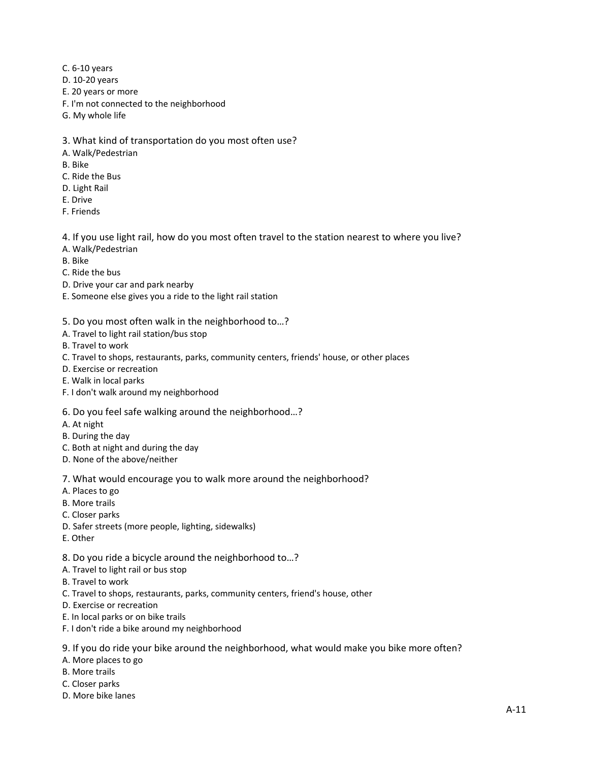C. 6-10 years
D. 10-20 years
E. 20 years or more
F. I'm not connected to the neighborhood
G. My whole life

3. What kind of transportation do you most often use?
A. Walk/Pedestrian
B. Bike
C. Ride the Bus
D. Light Rail
E. Drive
F. Friends

4. If you use light rail, how do you most often travel to the station nearest to where you live?
A. Walk/Pedestrian
B. Bike
C. Ride the bus
D. Drive your car and park nearby
E. Someone else gives you a ride to the light rail station

5. Do you most often walk in the neighborhood to…?
A. Travel to light rail station/bus stop
B. Travel to work
C. Travel to shops, restaurants, parks, community centers, friends' house, or other places
D. Exercise or recreation
E. Walk in local parks
F. I don't walk around my neighborhood

6. Do you feel safe walking around the neighborhood…?
A. At night
B. During the day
C. Both at night and during the day
D. None of the above/neither

7. What would encourage you to walk more around the neighborhood?
A. Places to go
B. More trails
C. Closer parks
D. Safer streets (more people, lighting, sidewalks)
E. Other

8. Do you ride a bicycle around the neighborhood to…?
A. Travel to light rail or bus stop
B. Travel to work
C. Travel to shops, restaurants, parks, community centers, friend's house, other
D. Exercise or recreation
E. In local parks or on bike trails
F. I don't ride a bike around my neighborhood

9. If you do ride your bike around the neighborhood, what would make you bike more often?
A. More places to go
B. More trails
C. Closer parks
D. More bike lanes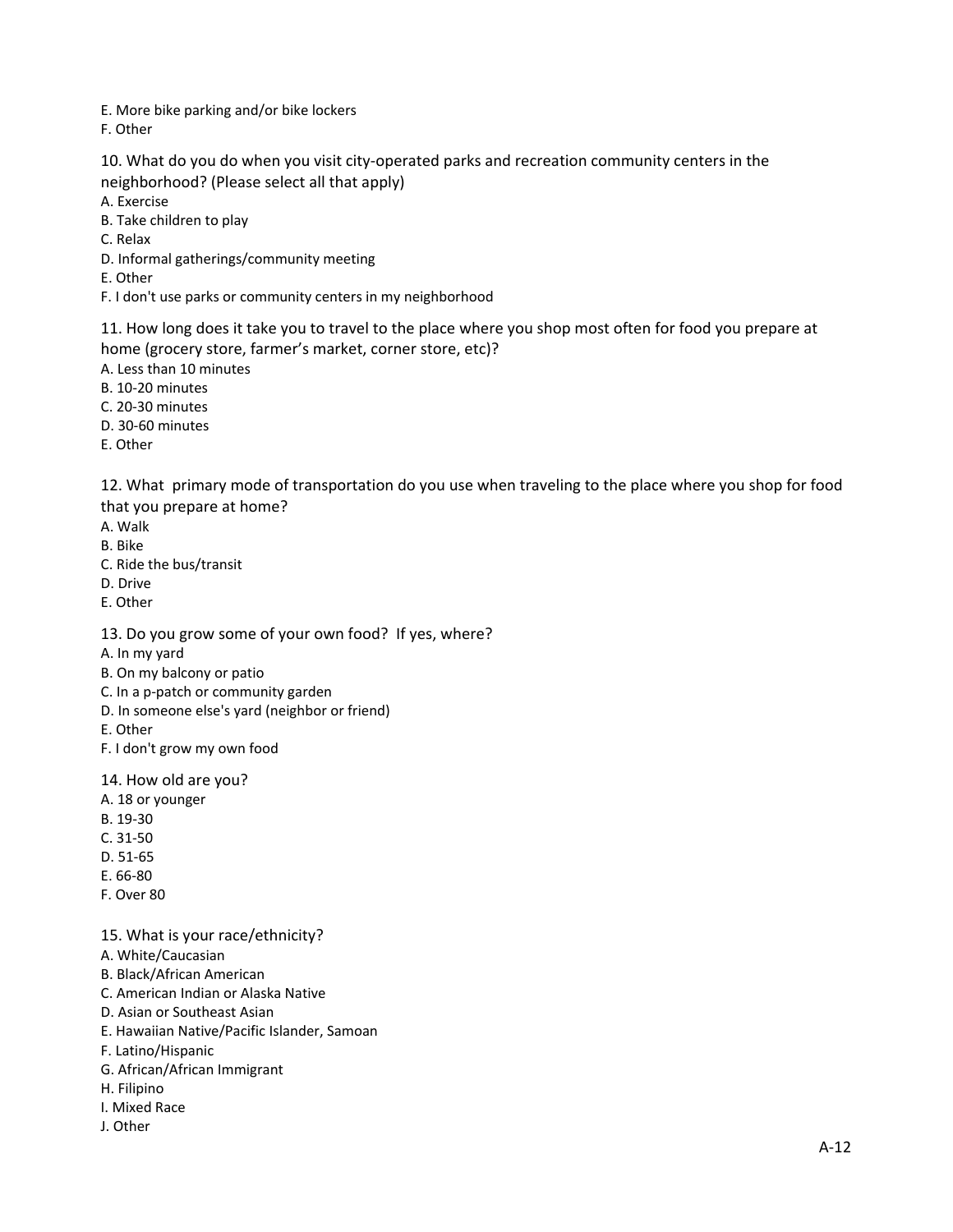E. More bike parking and/or bike lockers
F. Other

10. What do you do when you visit city-operated parks and recreation community centers in the neighborhood? (Please select all that apply)
A. Exercise
B. Take children to play
C. Relax
D. Informal gatherings/community meeting
E. Other
F. I don't use parks or community centers in my neighborhood

11. How long does it take you to travel to the place where you shop most often for food you prepare at home (grocery store, farmer's market, corner store, etc)?
A. Less than 10 minutes
B. 10-20 minutes
C. 20-30 minutes
D. 30-60 minutes
E. Other

12. What primary mode of transportation do you use when traveling to the place where you shop for food that you prepare at home?
A. Walk
B. Bike
C. Ride the bus/transit
D. Drive
E. Other

13. Do you grow some of your own food? If yes, where?
A. In my yard
B. On my balcony or patio
C. In a p-patch or community garden
D. In someone else's yard (neighbor or friend)
E. Other
F. I don't grow my own food

14. How old are you?
A. 18 or younger
B. 19-30
C. 31-50
D. 51-65
E. 66-80
F. Over 80

15. What is your race/ethnicity?
A. White/Caucasian
B. Black/African American
C. American Indian or Alaska Native
D. Asian or Southeast Asian
E. Hawaiian Native/Pacific Islander, Samoan
F. Latino/Hispanic
G. African/African Immigrant
H. Filipino
I. Mixed Race
J. Other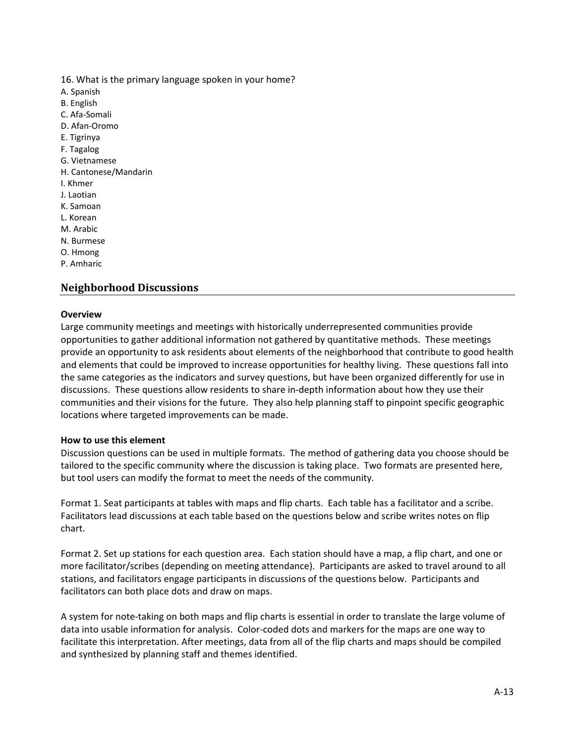16. What is the primary language spoken in your home?

A. Spanish
B. English
C. Afa-Somali
D. Afan-Oromo
E. Tigrinya
F. Tagalog
G. Vietnamese
H. Cantonese/Mandarin
I. Khmer
J. Laotian
K. Samoan
L. Korean
M. Arabic
N. Burmese
O. Hmong
P. Amharic

## Neighborhood Discussions

**Overview**

Large community meetings and meetings with historically underrepresented communities provide opportunities to gather additional information not gathered by quantitative methods. These meetings provide an opportunity to ask residents about elements of the neighborhood that contribute to good health and elements that could be improved to increase opportunities for healthy living. These questions fall into the same categories as the indicators and survey questions, but have been organized differently for use in discussions. These questions allow residents to share in-depth information about how they use their communities and their visions for the future. They also help planning staff to pinpoint specific geographic locations where targeted improvements can be made.

**How to use this element**

Discussion questions can be used in multiple formats. The method of gathering data you choose should be tailored to the specific community where the discussion is taking place. Two formats are presented here, but tool users can modify the format to meet the needs of the community.

Format 1. Seat participants at tables with maps and flip charts. Each table has a facilitator and a scribe. Facilitators lead discussions at each table based on the questions below and scribe writes notes on flip chart.

Format 2. Set up stations for each question area. Each station should have a map, a flip chart, and one or more facilitator/scribes (depending on meeting attendance). Participants are asked to travel around to all stations, and facilitators engage participants in discussions of the questions below. Participants and facilitators can both place dots and draw on maps.

A system for note-taking on both maps and flip charts is essential in order to translate the large volume of data into usable information for analysis. Color-coded dots and markers for the maps are one way to facilitate this interpretation. After meetings, data from all of the flip charts and maps should be compiled and synthesized by planning staff and themes identified.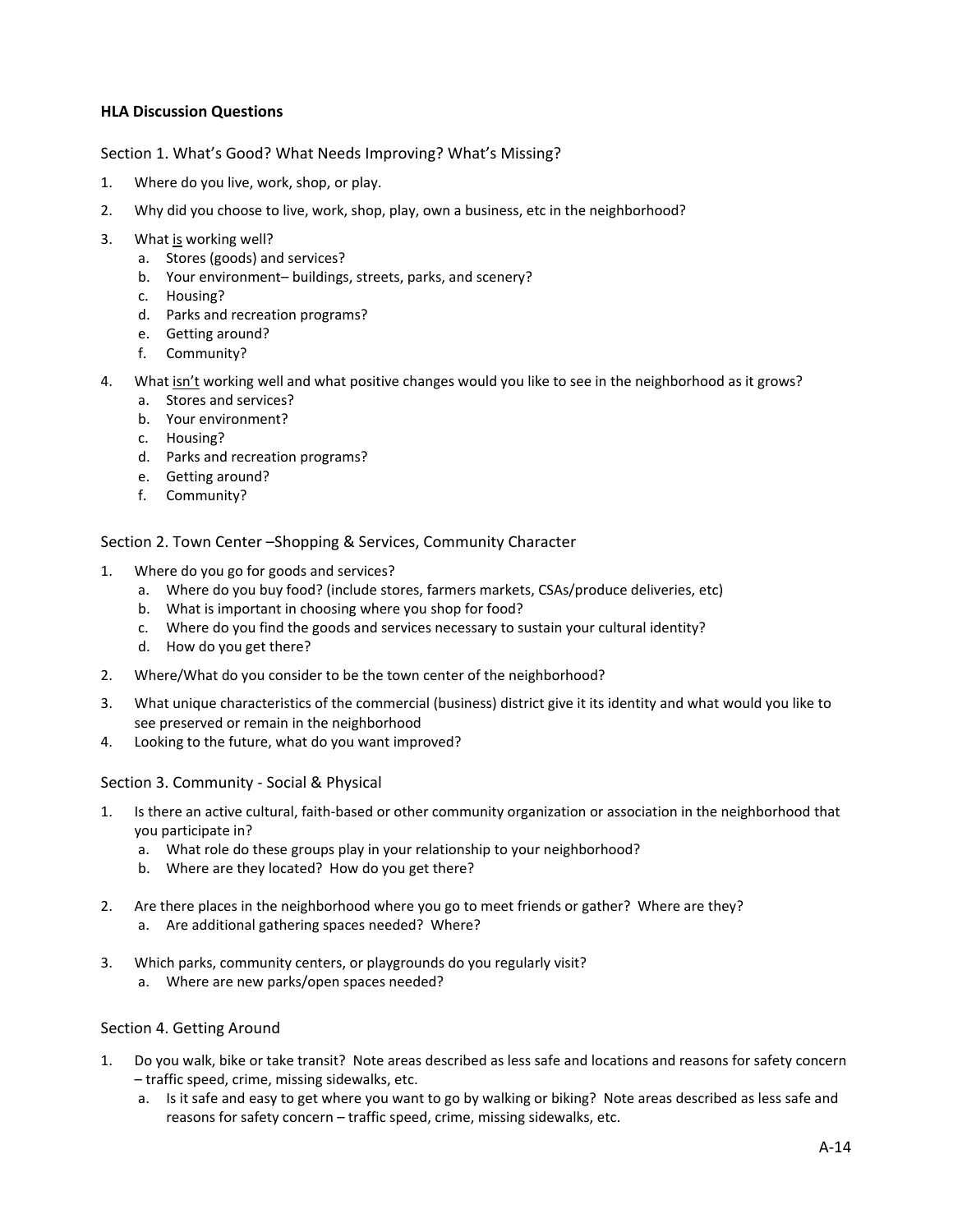**HLA Discussion Questions**

## Section 1. What's Good? What Needs Improving? What's Missing?

1. Where do you live, work, shop, or play.
2. Why did you choose to live, work, shop, play, own a business, etc in the neighborhood?
3. What <u>is</u> working well?
   a. Stores (goods) and services?
   b. Your environment– buildings, streets, parks, and scenery?
   c. Housing?
   d. Parks and recreation programs?
   e. Getting around?
   f. Community?
4. What <u>isn't</u> working well and what positive changes would you like to see in the neighborhood as it grows?
   a. Stores and services?
   b. Your environment?
   c. Housing?
   d. Parks and recreation programs?
   e. Getting around?
   f. Community?

## Section 2. Town Center –Shopping & Services, Community Character

1. Where do you go for goods and services?
   a. Where do you buy food? (include stores, farmers markets, CSAs/produce deliveries, etc)
   b. What is important in choosing where you shop for food?
   c. Where do you find the goods and services necessary to sustain your cultural identity?
   d. How do you get there?
2. Where/What do you consider to be the town center of the neighborhood?
3. What unique characteristics of the commercial (business) district give it its identity and what would you like to see preserved or remain in the neighborhood
4. Looking to the future, what do you want improved?

## Section 3. Community - Social & Physical

1. Is there an active cultural, faith-based or other community organization or association in the neighborhood that you participate in?
   a. What role do these groups play in your relationship to your neighborhood?
   b. Where are they located? How do you get there?
2. Are there places in the neighborhood where you go to meet friends or gather? Where are they?
   a. Are additional gathering spaces needed? Where?
3. Which parks, community centers, or playgrounds do you regularly visit?
   a. Where are new parks/open spaces needed?

## Section 4. Getting Around

1. Do you walk, bike or take transit? Note areas described as less safe and locations and reasons for safety concern – traffic speed, crime, missing sidewalks, etc.
   a. Is it safe and easy to get where you want to go by walking or biking? Note areas described as less safe and reasons for safety concern – traffic speed, crime, missing sidewalks, etc.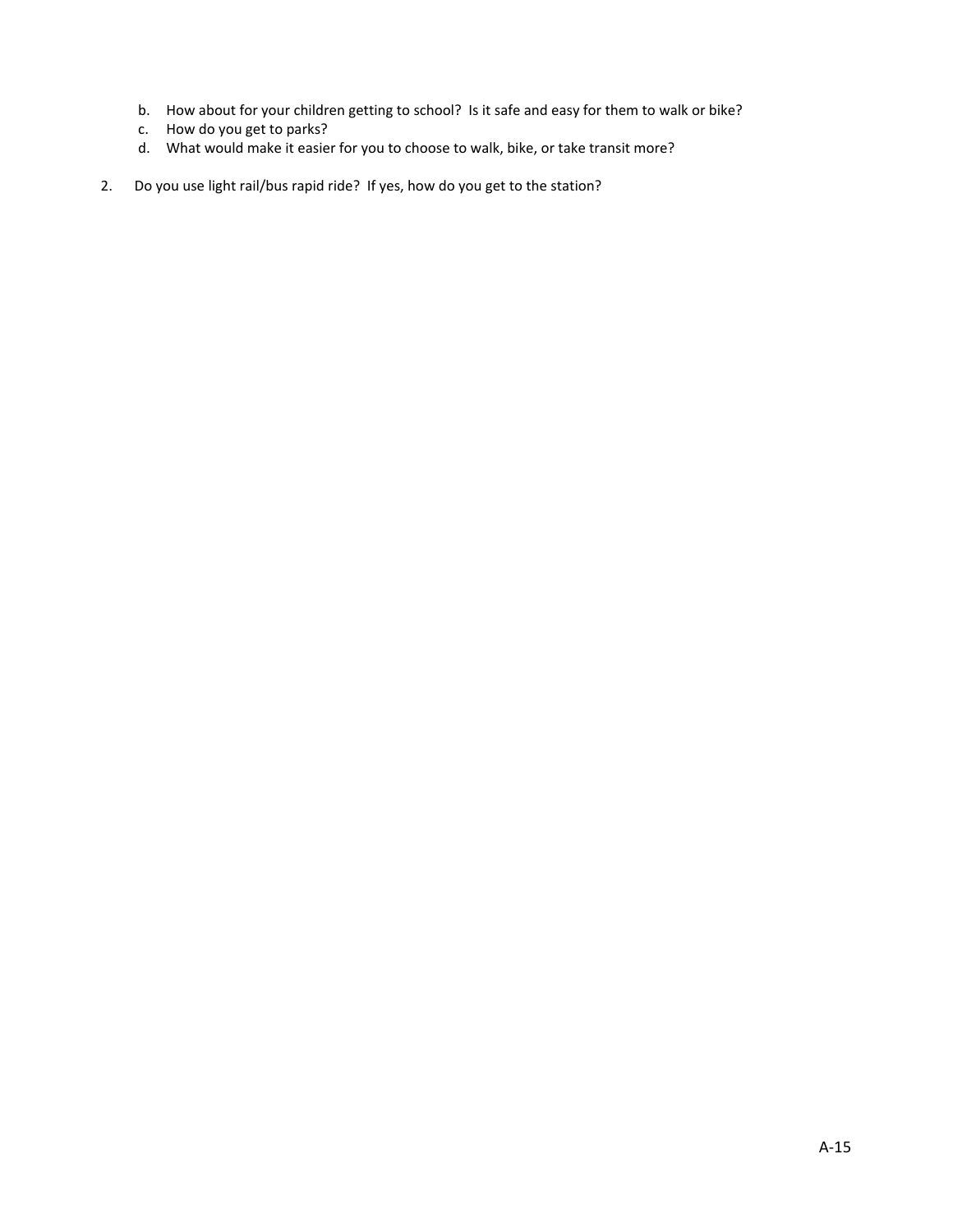b. How about for your children getting to school? Is it safe and easy for them to walk or bike?
c. How do you get to parks?
d. What would make it easier for you to choose to walk, bike, or take transit more?

2. Do you use light rail/bus rapid ride? If yes, how do you get to the station?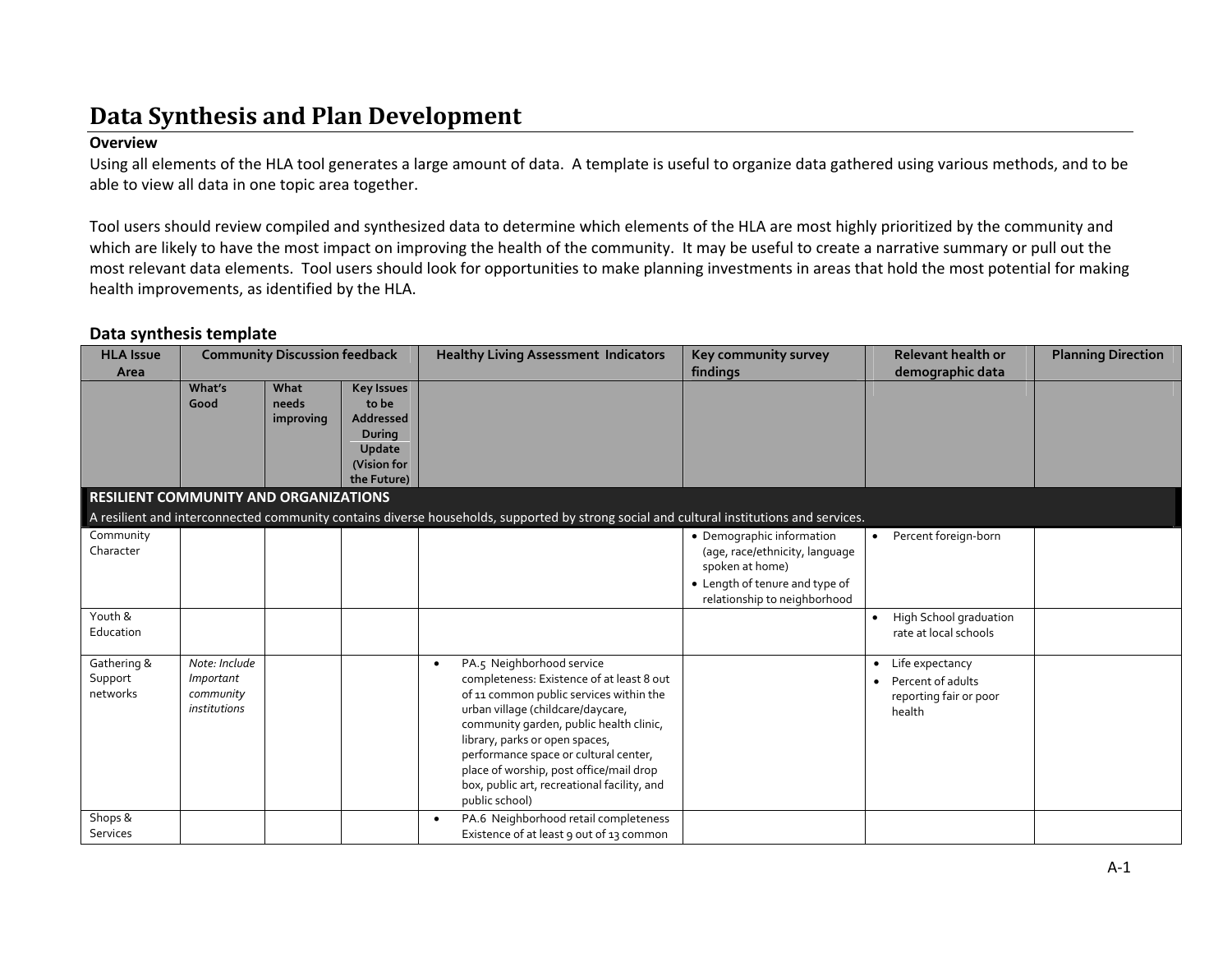# Data Synthesis and Plan Development

**Overview**

Using all elements of the HLA tool generates a large amount of data. A template is useful to organize data gathered using various methods, and to be able to view all data in one topic area together.

Tool users should review compiled and synthesized data to determine which elements of the HLA are most highly prioritized by the community and which are likely to have the most impact on improving the health of the community. It may be useful to create a narrative summary or pull out the most relevant data elements. Tool users should look for opportunities to make planning investments in areas that hold the most potential for making health improvements, as identified by the HLA.

## Data synthesis template

| HLA Issue Area | Community Discussion feedback | | | Healthy Living Assessment Indicators | Key community survey findings | Relevant health or demographic data | Planning Direction |
|---|---|---|---|---|---|---|---|
| | What's Good | What needs improving | Key Issues to be Addressed During Update (Vision for the Future) | | | | |
| **RESILIENT COMMUNITY AND ORGANIZATIONS** A resilient and interconnected community contains diverse households, supported by strong social and cultural institutions and services. | | | | | | | |
| Community Character | | | | | • Demographic information (age, race/ethnicity, language spoken at home) • Length of tenure and type of relationship to neighborhood | • Percent foreign-born | |
| Youth & Education | | | | | | • High School graduation rate at local schools | |
| Gathering & Support networks | *Note: Include Important community institutions* | | | • PA.5 Neighborhood service completeness: Existence of at least 8 out of 11 common public services within the urban village (childcare/daycare, community garden, public health clinic, library, parks or open spaces, performance space or cultural center, place of worship, post office/mail drop box, public art, recreational facility, and public school) | | • Life expectancy • Percent of adults reporting fair or poor health | |
| Shops & Services | | | | • PA.6 Neighborhood retail completeness Existence of at least 9 out of 13 common | | | |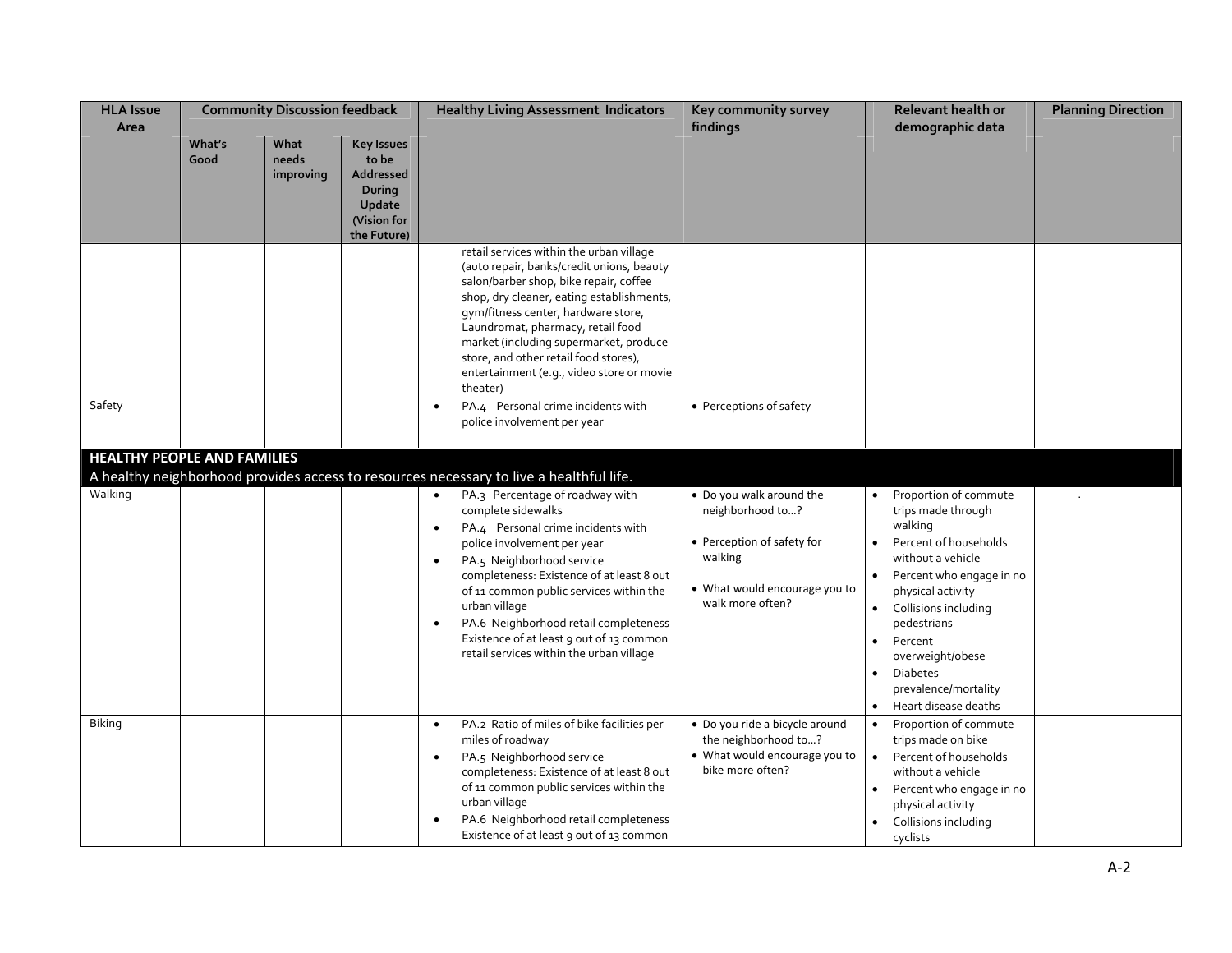| HLA Issue Area | Community Discussion feedback | | | Healthy Living Assessment Indicators | Key community survey findings | Relevant health or demographic data | Planning Direction |
|---|---|---|---|---|---|---|---|
| | What's Good | What needs improving | Key Issues to be Addressed During Update (Vision for the Future) | | | | |
| | | | | retail services within the urban village (auto repair, banks/credit unions, beauty salon/barber shop, bike repair, coffee shop, dry cleaner, eating establishments, gym/fitness center, hardware store, Laundromat, pharmacy, retail food market (including supermarket, produce store, and other retail food stores), entertainment (e.g., video store or movie theater) | | | |
| Safety | | | | • PA.4 Personal crime incidents with police involvement per year | • Perceptions of safety | | |
| **HEALTHY PEOPLE AND FAMILIES**<br>A healthy neighborhood provides access to resources necessary to live a healthful life. | | | | | | | |
| Walking | | | | • PA.3 Percentage of roadway with complete sidewalks<br>• PA.4 Personal crime incidents with police involvement per year<br>• PA.5 Neighborhood service completeness: Existence of at least 8 out of 11 common public services within the urban village<br>• PA.6 Neighborhood retail completeness Existence of at least 9 out of 13 common retail services within the urban village | • Do you walk around the neighborhood to…?<br>• Perception of safety for walking<br>• What would encourage you to walk more often? | • Proportion of commute trips made through walking<br>• Percent of households without a vehicle<br>• Percent who engage in no physical activity<br>• Collisions including pedestrians<br>• Percent overweight/obese<br>• Diabetes prevalence/mortality<br>• Heart disease deaths | . |
| Biking | | | | • PA.2 Ratio of miles of bike facilities per miles of roadway<br>• PA.5 Neighborhood service completeness: Existence of at least 8 out of 11 common public services within the urban village<br>• PA.6 Neighborhood retail completeness Existence of at least 9 out of 13 common | • Do you ride a bicycle around the neighborhood to…?<br>• What would encourage you to bike more often? | • Proportion of commute trips made on bike<br>• Percent of households without a vehicle<br>• Percent who engage in no physical activity<br>• Collisions including cyclists | |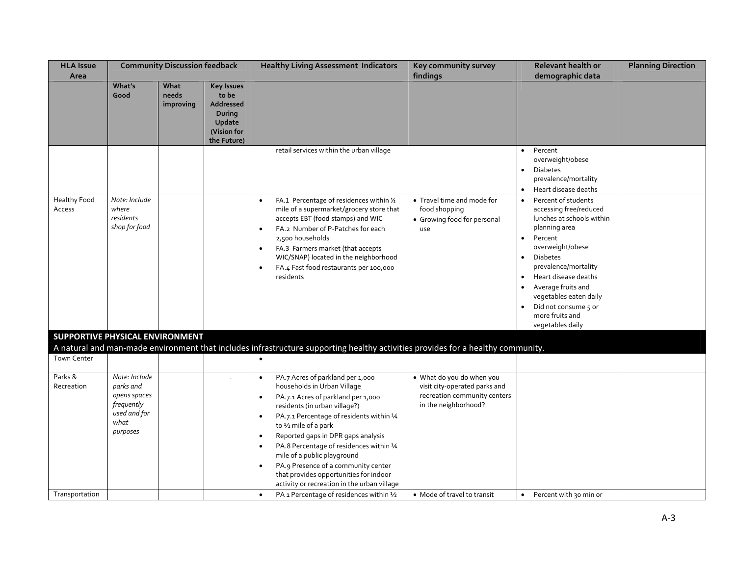| HLA Issue Area | Community Discussion feedback | | | Healthy Living Assessment Indicators | Key community survey findings | Relevant health or demographic data | Planning Direction |
|---|---|---|---|---|---|---|---|
| | What's Good | What needs improving | Key Issues to be Addressed During Update (Vision for the Future) | | | | |
| | | | | retail services within the urban village | | • Percent overweight/obese<br>• Diabetes prevalence/mortality<br>• Heart disease deaths | |
| Healthy Food Access | *Note: Include where residents shop for food* | | | • FA.1 Percentage of residences within ½ mile of a supermarket/grocery store that accepts EBT (food stamps) and WIC<br>• FA.2 Number of P-Patches for each 2,500 households<br>• FA.3 Farmers market (that accepts WIC/SNAP) located in the neighborhood<br>• FA.4 Fast food restaurants per 100,000 residents | • Travel time and mode for food shopping<br>• Growing food for personal use | • Percent of students accessing free/reduced lunches at schools within planning area<br>• Percent overweight/obese<br>• Diabetes prevalence/mortality<br>• Heart disease deaths<br>• Average fruits and vegetables eaten daily<br>• Did not consume 5 or more fruits and vegetables daily | |
| **SUPPORTIVE PHYSICAL ENVIRONMENT**<br>A natural and man-made environment that includes infrastructure supporting healthy activities provides for a healthy community. | | | | | | | |
| Town Center | | | | • | | | |
| Parks & Recreation | *Note: Include parks and opens spaces frequently used and for what purposes* | | . | • PA.7 Acres of parkland per 1,000 households in Urban Village<br>• PA.7.1 Acres of parkland per 1,000 residents (in urban village?)<br>• PA.7.1 Percentage of residents within ¼ to ½ mile of a park<br>• Reported gaps in DPR gaps analysis<br>• PA.8 Percentage of residences within ¼ mile of a public playground<br>• PA.9 Presence of a community center that provides opportunities for indoor activity or recreation in the urban village | • What do you do when you visit city-operated parks and recreation community centers in the neighborhood? | | |
| Transportation | | | | • PA 1 Percentage of residences within ½ | • Mode of travel to transit | • Percent with 30 min or | |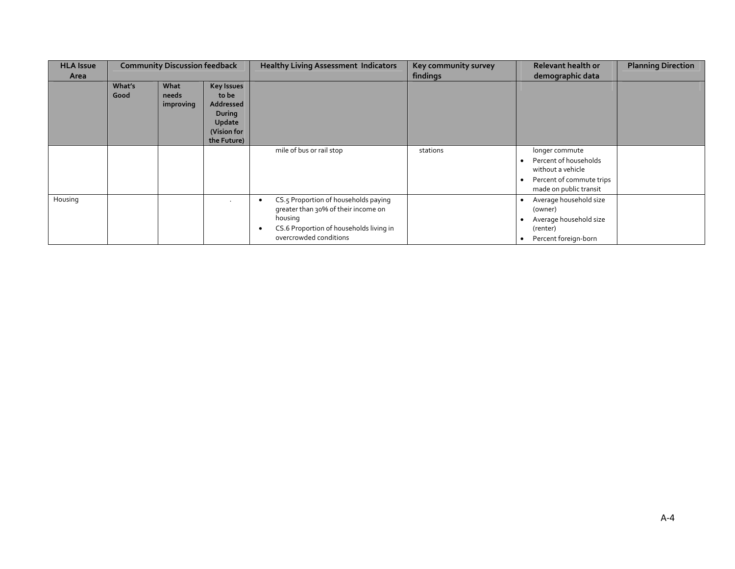| HLA Issue Area | Community Discussion feedback | | | Healthy Living Assessment Indicators | Key community survey findings | Relevant health or demographic data | Planning Direction |
|---|---|---|---|---|---|---|---|
| | What's Good | What needs improving | Key Issues to be Addressed During Update (Vision for the Future) | | | | |
| | | | | mile of bus or rail stop | stations | longer commute<br>• Percent of households without a vehicle<br>• Percent of commute trips made on public transit | |
| Housing | | | . | • CS.5 Proportion of households paying greater than 30% of their income on housing<br>• CS.6 Proportion of households living in overcrowded conditions | | • Average household size (owner)<br>• Average household size (renter)<br>• Percent foreign-born | |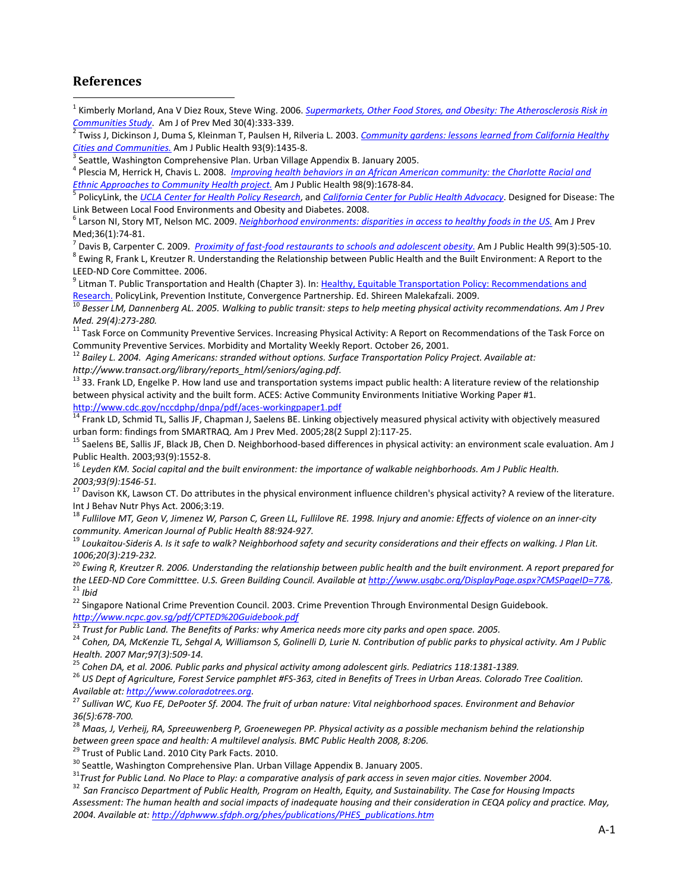## References

[1] Kimberly Morland, Ana V Diez Roux, Steve Wing. 2006. *Supermarkets, Other Food Stores, and Obesity: The Atherosclerosis Risk in Communities Study*. Am J of Prev Med 30(4):333-339.

[2] Twiss J, Dickinson J, Duma S, Kleinman T, Paulsen H, Rilveria L. 2003. *Community gardens: lessons learned from California Healthy Cities and Communities.* Am J Public Health 93(9):1435-8.

[3] Seattle, Washington Comprehensive Plan. Urban Village Appendix B. January 2005.

[4] Plescia M, Herrick H, Chavis L. 2008. *Improving health behaviors in an African American community: the Charlotte Racial and Ethnic Approaches to Community Health project.* Am J Public Health 98(9):1678-84.

[5] PolicyLink, the *UCLA Center for Health Policy Research*, and *California Center for Public Health Advocacy*. Designed for Disease: The Link Between Local Food Environments and Obesity and Diabetes. 2008.

[6] Larson NI, Story MT, Nelson MC. 2009. *Neighborhood environments: disparities in access to healthy foods in the US.* Am J Prev Med;36(1):74-81.

[7] Davis B, Carpenter C. 2009. *Proximity of fast-food restaurants to schools and adolescent obesity.* Am J Public Health 99(3):505-10.

[8] Ewing R, Frank L, Kreutzer R. Understanding the Relationship between Public Health and the Built Environment: A Report to the LEED-ND Core Committee. 2006.

[9] Litman T. Public Transportation and Health (Chapter 3). In: Healthy, Equitable Transportation Policy: Recommendations and Research. PolicyLink, Prevention Institute, Convergence Partnership. Ed. Shireen Malekafzali. 2009.

[10] *Besser LM, Dannenberg AL. 2005. Walking to public transit: steps to help meeting physical activity recommendations. Am J Prev Med. 29(4):273-280.*

[11] Task Force on Community Preventive Services. Increasing Physical Activity: A Report on Recommendations of the Task Force on Community Preventive Services. Morbidity and Mortality Weekly Report. October 26, 2001.

[12] *Bailey L. 2004. Aging Americans: stranded without options. Surface Transportation Policy Project. Available at: http://www.transact.org/library/reports_html/seniors/aging.pdf.*

[13] 33. Frank LD, Engelke P. How land use and transportation systems impact public health: A literature review of the relationship between physical activity and the built form. ACES: Active Community Environments Initiative Working Paper #1. http://www.cdc.gov/nccdphp/dnpa/pdf/aces-workingpaper1.pdf

[14] Frank LD, Schmid TL, Sallis JF, Chapman J, Saelens BE. Linking objectively measured physical activity with objectively measured urban form: findings from SMARTRAQ. Am J Prev Med. 2005;28(2 Suppl 2):117-25.

[15] Saelens BE, Sallis JF, Black JB, Chen D. Neighborhood-based differences in physical activity: an environment scale evaluation. Am J Public Health. 2003;93(9):1552-8.

[16] *Leyden KM. Social capital and the built environment: the importance of walkable neighborhoods. Am J Public Health. 2003;93(9):1546-51.*

[17] Davison KK, Lawson CT. Do attributes in the physical environment influence children's physical activity? A review of the literature. Int J Behav Nutr Phys Act. 2006;3:19.

[18] *Fullilove MT, Geon V, Jimenez W, Parson C, Green LL, Fullilove RE. 1998. Injury and anomie: Effects of violence on an inner-city community. American Journal of Public Health 88:924-927.*

[19] *Loukaitou-Sideris A. Is it safe to walk? Neighborhood safety and security considerations and their effects on walking. J Plan Lit. 1006;20(3):219-232.*

[20] *Ewing R, Kreutzer R. 2006. Understanding the relationship between public health and the built environment. A report prepared for the LEED-ND Core Committtee. U.S. Green Building Council. Available at http://www.usgbc.org/DisplayPage.aspx?CMSPageID=77&.*

[21] *Ibid*

[22] Singapore National Crime Prevention Council. 2003. Crime Prevention Through Environmental Design Guidebook. *http://www.ncpc.gov.sg/pdf/CPTED%20Guidebook.pdf*

[23] *Trust for Public Land. The Benefits of Parks: why America needs more city parks and open space. 2005.*

[24] *Cohen, DA, McKenzie TL, Sehgal A, Williamson S, Golinelli D, Lurie N. Contribution of public parks to physical activity. Am J Public Health. 2007 Mar;97(3):509-14.*

[25] *Cohen DA, et al. 2006. Public parks and physical activity among adolescent girls. Pediatrics 118:1381-1389.*

[26] *US Dept of Agriculture, Forest Service pamphlet #FS-363, cited in Benefits of Trees in Urban Areas. Colorado Tree Coalition. Available at: http://www.coloradotrees.org.*

[27] *Sullivan WC, Kuo FE, DePooter Sf. 2004. The fruit of urban nature: Vital neighborhood spaces. Environment and Behavior 36(5):678-700.*

[28] *Maas, J, Verheij, RA, Spreeuwenberg P, Groenewegen PP. Physical activity as a possible mechanism behind the relationship between green space and health: A multilevel analysis. BMC Public Health 2008, 8:206.*

[29] Trust of Public Land. 2010 City Park Facts. 2010.

[30] Seattle, Washington Comprehensive Plan. Urban Village Appendix B. January 2005.

[31] *Trust for Public Land. No Place to Play: a comparative analysis of park access in seven major cities. November 2004.*

[32] *San Francisco Department of Public Health, Program on Health, Equity, and Sustainability. The Case for Housing Impacts Assessment: The human health and social impacts of inadequate housing and their consideration in CEQA policy and practice. May, 2004. Available at: http://dphwww.sfdph.org/phes/publications/PHES_publications.htm*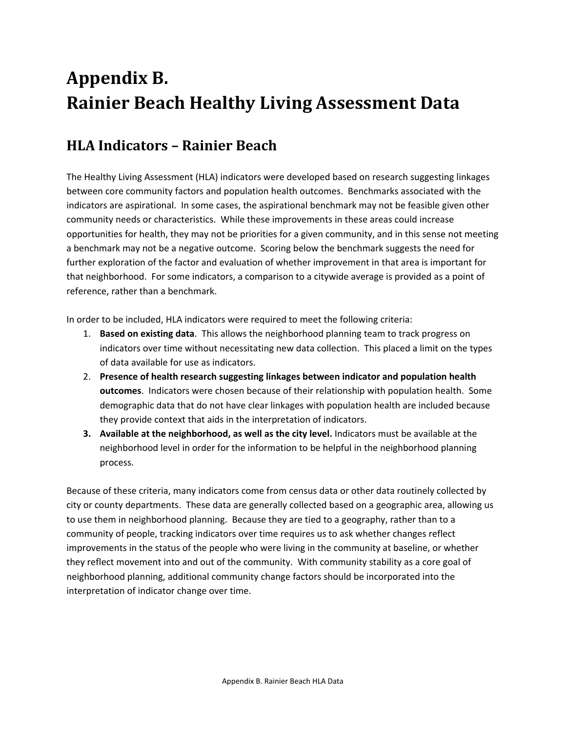# Appendix B.
# Rainier Beach Healthy Living Assessment Data

## HLA Indicators – Rainier Beach

The Healthy Living Assessment (HLA) indicators were developed based on research suggesting linkages between core community factors and population health outcomes. Benchmarks associated with the indicators are aspirational. In some cases, the aspirational benchmark may not be feasible given other community needs or characteristics. While these improvements in these areas could increase opportunities for health, they may not be priorities for a given community, and in this sense not meeting a benchmark may not be a negative outcome. Scoring below the benchmark suggests the need for further exploration of the factor and evaluation of whether improvement in that area is important for that neighborhood. For some indicators, a comparison to a citywide average is provided as a point of reference, rather than a benchmark.

In order to be included, HLA indicators were required to meet the following criteria:

1. **Based on existing data**. This allows the neighborhood planning team to track progress on indicators over time without necessitating new data collection. This placed a limit on the types of data available for use as indicators.
2. **Presence of health research suggesting linkages between indicator and population health outcomes**. Indicators were chosen because of their relationship with population health. Some demographic data that do not have clear linkages with population health are included because they provide context that aids in the interpretation of indicators.
3. **Available at the neighborhood, as well as the city level.** Indicators must be available at the neighborhood level in order for the information to be helpful in the neighborhood planning process.

Because of these criteria, many indicators come from census data or other data routinely collected by city or county departments. These data are generally collected based on a geographic area, allowing us to use them in neighborhood planning. Because they are tied to a geography, rather than to a community of people, tracking indicators over time requires us to ask whether changes reflect improvements in the status of the people who were living in the community at baseline, or whether they reflect movement into and out of the community. With community stability as a core goal of neighborhood planning, additional community change factors should be incorporated into the interpretation of indicator change over time.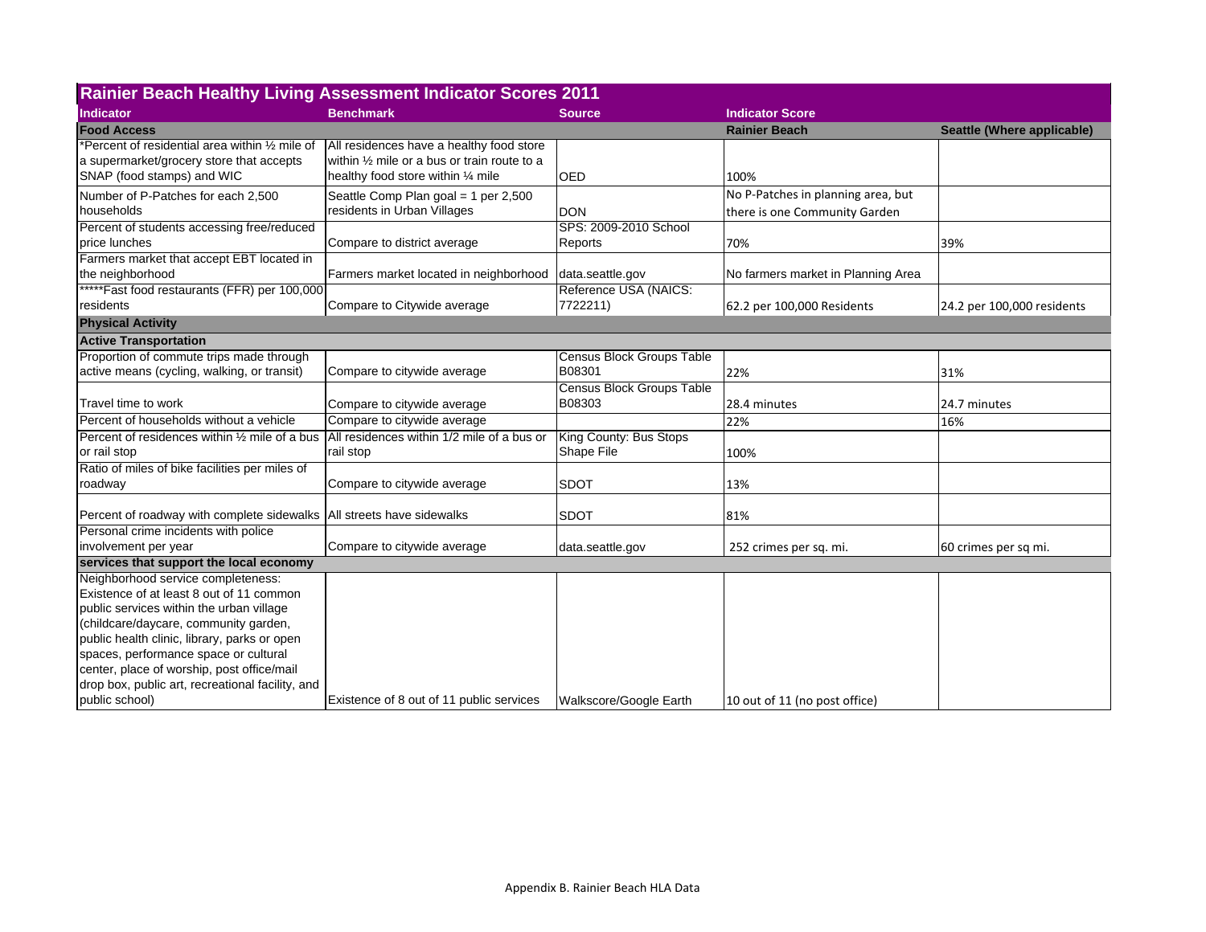| Rainier Beach Healthy Living Assessment Indicator Scores 2011 | | | | |
|---|---|---|---|---|
| **Indicator** | **Benchmark** | **Source** | **Indicator Score** | |
| **Food Access** | | | **Rainier Beach** | **Seattle (Where applicable)** |
| *Percent of residential area within ½ mile of a supermarket/grocery store that accepts SNAP (food stamps) and WIC | All residences have a healthy food store within ½ mile or a bus or train route to a healthy food store within ¼ mile | OED | 100% | |
| Number of P-Patches for each 2,500 households | Seattle Comp Plan goal = 1 per 2,500 residents in Urban Villages | DON | No P-Patches in planning area, but there is one Community Garden | |
| Percent of students accessing free/reduced price lunches | Compare to district average | SPS: 2009-2010 School Reports | 70% | 39% |
| Farmers market that accept EBT located in the neighborhood | Farmers market located in neighborhood | data.seattle.gov | No farmers market in Planning Area | |
| *****Fast food restaurants (FFR) per 100,000 residents | Compare to Citywide average | Reference USA (NAICS: 7722211) | 62.2 per 100,000 Residents | 24.2 per 100,000 residents |
| **Physical Activity** | | | | |
| **Active Transportation** | | | | |
| Proportion of commute trips made through active means (cycling, walking, or transit) | Compare to citywide average | Census Block Groups Table B08301 | 22% | 31% |
| Travel time to work | Compare to citywide average | Census Block Groups Table B08303 | 28.4 minutes | 24.7 minutes |
| Percent of households without a vehicle | Compare to citywide average | | 22% | 16% |
| Percent of residences within ½ mile of a bus or rail stop | All residences within 1/2 mile of a bus or rail stop | King County: Bus Stops Shape File | 100% | |
| Ratio of miles of bike facilities per miles of roadway | Compare to citywide average | SDOT | 13% | |
| Percent of roadway with complete sidewalks | All streets have sidewalks | SDOT | 81% | |
| Personal crime incidents with police involvement per year | Compare to citywide average | data.seattle.gov | 252 crimes per sq. mi. | 60 crimes per sq mi. |
| **services that support the local economy** | | | | |
| Neighborhood service completeness: Existence of at least 8 out of 11 common public services within the urban village (childcare/daycare, community garden, public health clinic, library, parks or open spaces, performance space or cultural center, place of worship, post office/mail drop box, public art, recreational facility, and public school) | Existence of 8 out of 11 public services | Walkscore/Google Earth | 10 out of 11 (no post office) | |

Appendix B. Rainier Beach HLA Data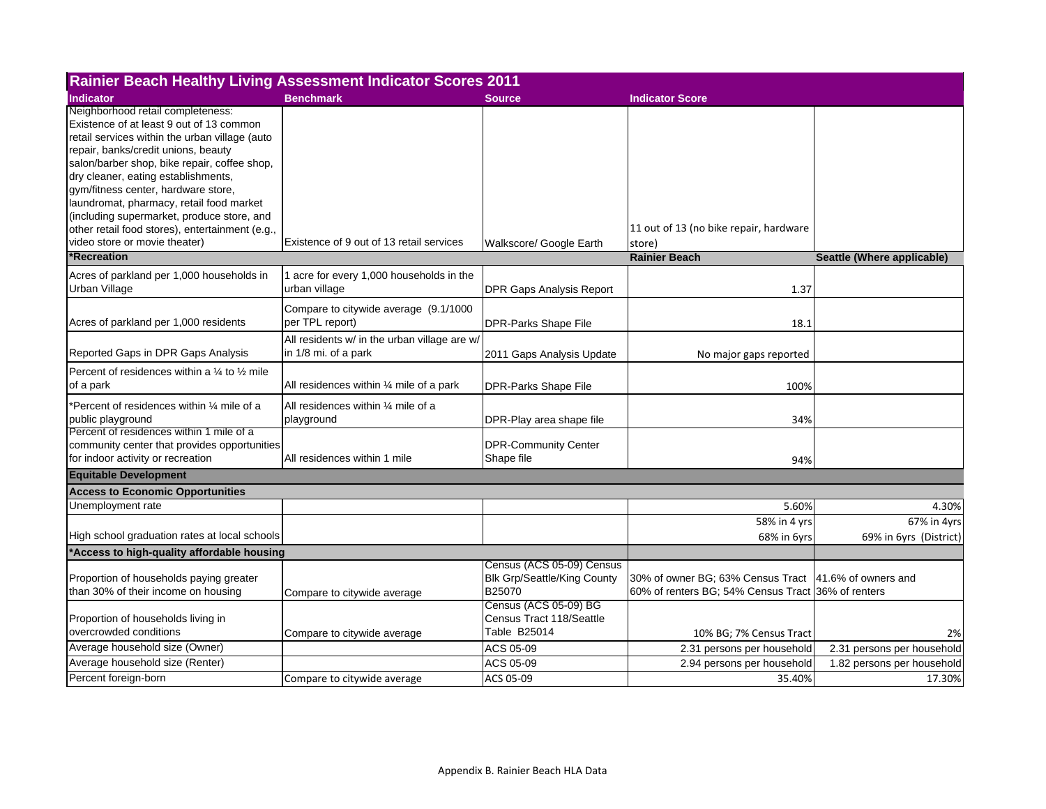| Rainier Beach Healthy Living Assessment Indicator Scores 2011 | | | | |
|---|---|---|---|---|
| **Indicator** | **Benchmark** | **Source** | **Indicator Score** | |
| Neighborhood retail completeness: Existence of at least 9 out of 13 common retail services within the urban village (auto repair, banks/credit unions, beauty salon/barber shop, bike repair, coffee shop, dry cleaner, eating establishments, gym/fitness center, hardware store, laundromat, pharmacy, retail food market (including supermarket, produce store, and other retail food stores), entertainment (e.g., video store or movie theater) | Existence of 9 out of 13 retail services | Walkscore/ Google Earth | 11 out of 13 (no bike repair, hardware store) | |
| ***Recreation** | | | **Rainier Beach** | **Seattle (Where applicable)** |
| Acres of parkland per 1,000 households in Urban Village | 1 acre for every 1,000 households in the urban village | DPR Gaps Analysis Report | 1.37 | |
| Acres of parkland per 1,000 residents | Compare to citywide average (9.1/1000 per TPL report) | DPR-Parks Shape File | 18.1 | |
| Reported Gaps in DPR Gaps Analysis | All residents w/ in the urban village are w/ in 1/8 mi. of a park | 2011 Gaps Analysis Update | No major gaps reported | |
| Percent of residences within a ¼ to ½ mile of a park | All residences within ¼ mile of a park | DPR-Parks Shape File | 100% | |
| *Percent of residences within ¼ mile of a public playground | All residences within ¼ mile of a playground | DPR-Play area shape file | 34% | |
| Percent of residences within 1 mile of a community center that provides opportunities for indoor activity or recreation | All residences within 1 mile | DPR-Community Center Shape file | 94% | |
| **Equitable Development** | | | | |
| **Access to Economic Opportunities** | | | | |
| Unemployment rate | | | 5.60% | 4.30% |
| High school graduation rates at local schools | | | 58% in 4 yrs<br>68% in 6yrs | 67% in 4yrs<br>69% in 6yrs (District) |
| ***Access to high-quality affordable housing** | | | | |
| Proportion of households paying greater than 30% of their income on housing | Compare to citywide average | Census (ACS 05-09) Census Blk Grp/Seattle/King County B25070 | 30% of owner BG; 63% Census Tract<br>60% of renters BG; 54% Census Tract | 41.6% of owners and 36% of renters |
| Proportion of households living in overcrowded conditions | Compare to citywide average | Census (ACS 05-09) BG Census Tract 118/Seattle Table B25014 | 10% BG; 7% Census Tract | 2% |
| Average household size (Owner) | | ACS 05-09 | 2.31 persons per household | 2.31 persons per household |
| Average household size (Renter) | | ACS 05-09 | 2.94 persons per household | 1.82 persons per household |
| Percent foreign-born | Compare to citywide average | ACS 05-09 | 35.40% | 17.30% |

Appendix B. Rainier Beach HLA Data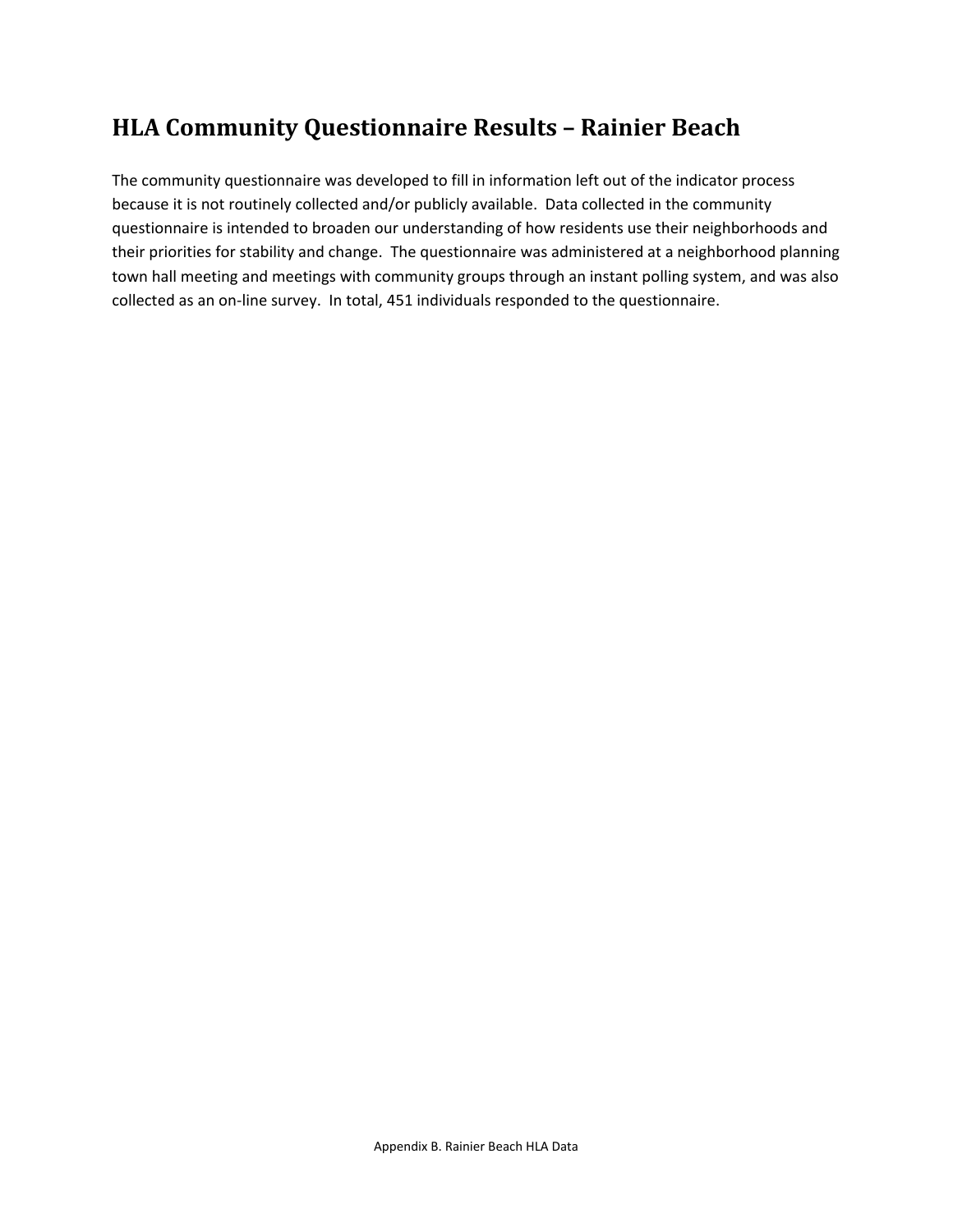# HLA Community Questionnaire Results – Rainier Beach

The community questionnaire was developed to fill in information left out of the indicator process because it is not routinely collected and/or publicly available. Data collected in the community questionnaire is intended to broaden our understanding of how residents use their neighborhoods and their priorities for stability and change. The questionnaire was administered at a neighborhood planning town hall meeting and meetings with community groups through an instant polling system, and was also collected as an on-line survey. In total, 451 individuals responded to the questionnaire.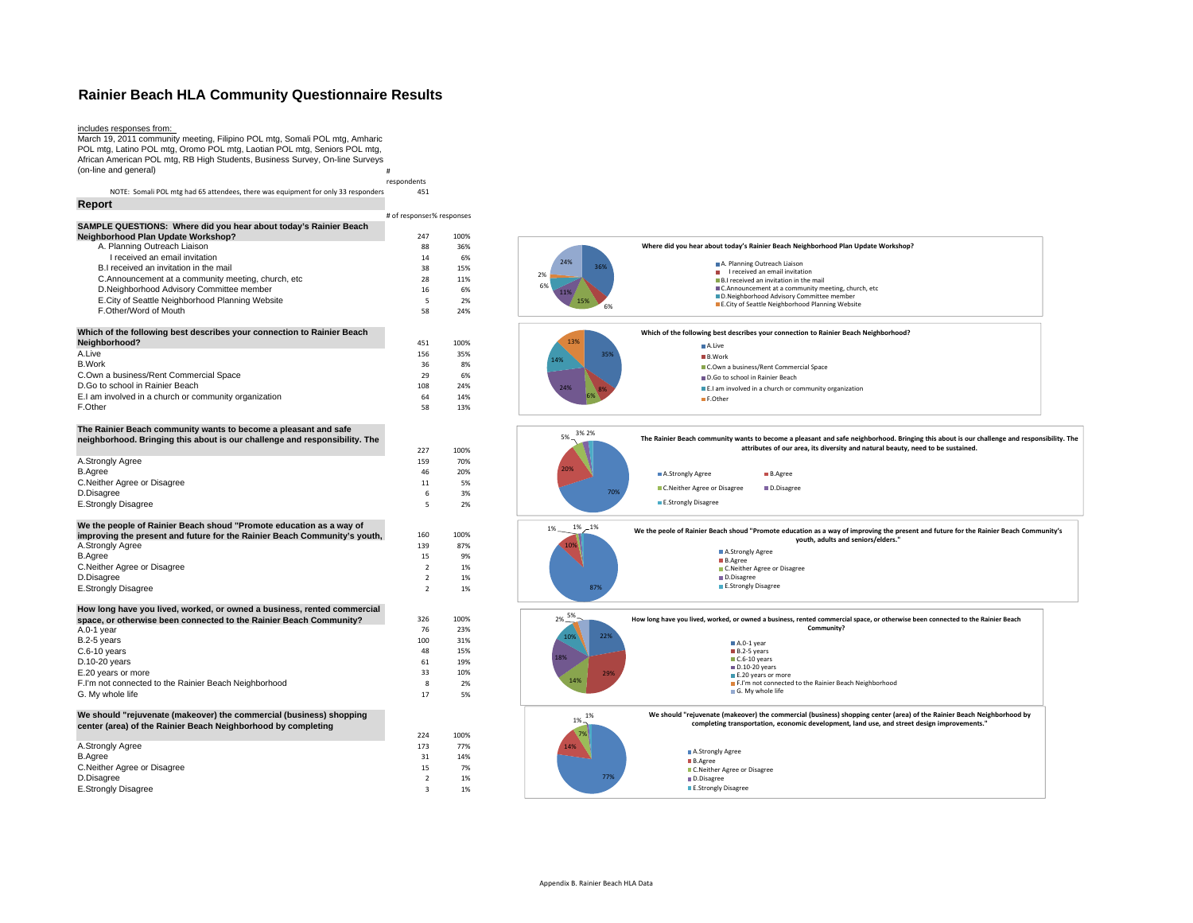# Rainier Beach HLA Community Questionnaire Results

includes responses from:
March 19, 2011 community meeting, Filipino POL mtg, Somali POL mtg, Amharic POL mtg, Latino POL mtg, Oromo POL mtg, Laotian POL mtg, Seniors POL mtg, African American POL mtg, RB High Students, Business Survey, On-line Surveys (on-line and general)

| | # respondents |
|---|---|
| NOTE: Somali POL mtg had 65 attendees, there was equipment for only 33 responders | 451 |

## Report

| | # of responses | % responses |
|---|---|---|
| **SAMPLE QUESTIONS: Where did you hear about today's Rainier Beach Neighborhood Plan Update Workshop?** | 247 | 100% |
| A. Planning Outreach Liaison | 88 | 36% |
| I received an email invitation | 14 | 6% |
| B.I received an invitation in the mail | 38 | 15% |
| C.Announcement at a community meeting, church, etc | 28 | 11% |
| D.Neighborhood Advisory Committee member | 16 | 6% |
| E.City of Seattle Neighborhood Planning Website | 5 | 2% |
| F.Other/Word of Mouth | 58 | 24% |

| | # of responses | % responses |
|---|---|---|
| **Which of the following best describes your connection to Rainier Beach Neighborhood?** | 451 | 100% |
| A.Live | 156 | 35% |
| B.Work | 36 | 8% |
| C.Own a business/Rent Commercial Space | 29 | 6% |
| D.Go to school in Rainier Beach | 108 | 24% |
| E.I am involved in a church or community organization | 64 | 14% |
| F.Other | 58 | 13% |

| | # of responses | % responses |
|---|---|---|
| **The Rainier Beach community wants to become a pleasant and safe neighborhood. Bringing this about is our challenge and responsibility. The** | 227 | 100% |
| A.Strongly Agree | 159 | 70% |
| B.Agree | 46 | 20% |
| C.Neither Agree or Disagree | 11 | 5% |
| D.Disagree | 6 | 3% |
| E.Strongly Disagree | 5 | 2% |

| | # of responses | % responses |
|---|---|---|
| **We the people of Rainier Beach shoud "Promote education as a way of improving the present and future for the Rainier Beach Community's youth,** | 160 | 100% |
| A.Strongly Agree | 139 | 87% |
| B.Agree | 15 | 9% |
| C.Neither Agree or Disagree | 2 | 1% |
| D.Disagree | 2 | 1% |
| E.Strongly Disagree | 2 | 1% |

| | # of responses | % responses |
|---|---|---|
| **How long have you lived, worked, or owned a business, rented commercial space, or otherwise been connected to the Rainier Beach Community?** | 326 | 100% |
| A.0-1 year | 76 | 23% |
| B.2-5 years | 100 | 31% |
| C.6-10 years | 48 | 15% |
| D.10-20 years | 61 | 19% |
| E.20 years or more | 33 | 10% |
| F.I'm not connected to the Rainier Beach Neighborhood | 8 | 2% |
| G. My whole life | 17 | 5% |

| | # of responses | % responses |
|---|---|---|
| **We should "rejuvenate (makeover) the commercial (business) shopping center (area) of the Rainier Beach Neighborhood by completing** | 224 | 100% |
| A.Strongly Agree | 173 | 77% |
| B.Agree | 31 | 14% |
| C.Neither Agree or Disagree | 15 | 7% |
| D.Disagree | 2 | 1% |
| E.Strongly Disagree | 3 | 1% |

Appendix B. Rainier Beach HLA Data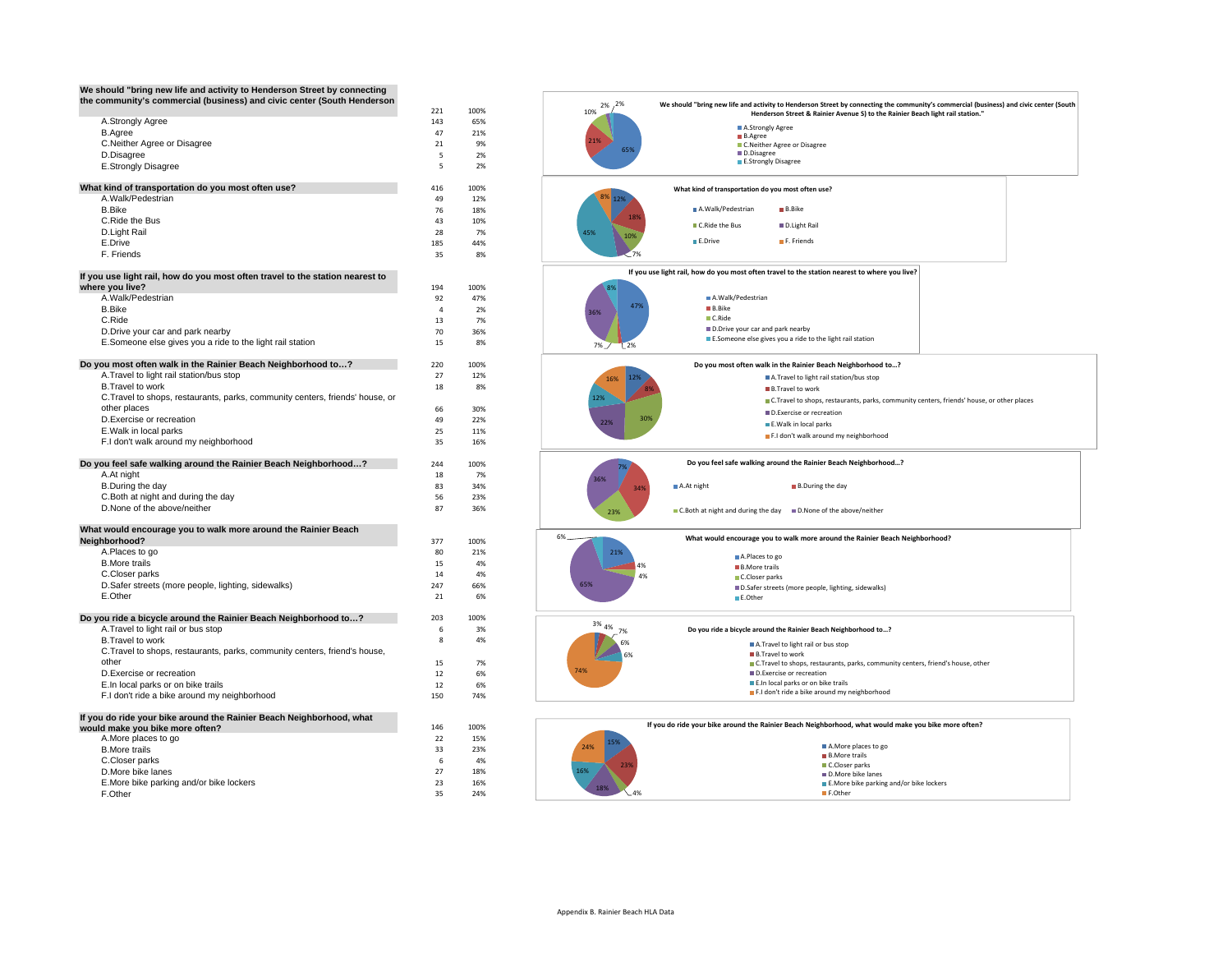| We should "bring new life and activity to Henderson Street by connecting the community's commercial (business) and civic center (South Henderson | 221 | 100% |
|---|---|---|
| A.Strongly Agree | 143 | 65% |
| B.Agree | 47 | 21% |
| C.Neither Agree or Disagree | 21 | 9% |
| D.Disagree | 5 | 2% |
| E.Strongly Disagree | 5 | 2% |

| What kind of transportation do you most often use? | 416 | 100% |
|---|---|---|
| A.Walk/Pedestrian | 49 | 12% |
| B.Bike | 76 | 18% |
| C.Ride the Bus | 43 | 10% |
| D.Light Rail | 28 | 7% |
| E.Drive | 185 | 44% |
| F. Friends | 35 | 8% |

| If you use light rail, how do you most often travel to the station nearest to where you live? | 194 | 100% |
|---|---|---|
| A.Walk/Pedestrian | 92 | 47% |
| B.Bike | 4 | 2% |
| C.Ride | 13 | 7% |
| D.Drive your car and park nearby | 70 | 36% |
| E.Someone else gives you a ride to the light rail station | 15 | 8% |

| Do you most often walk in the Rainier Beach Neighborhood to…? | 220 | 100% |
|---|---|---|
| A.Travel to light rail station/bus stop | 27 | 12% |
| B.Travel to work | 18 | 8% |
| C.Travel to shops, restaurants, parks, community centers, friends' house, or other places | 66 | 30% |
| D.Exercise or recreation | 49 | 22% |
| E.Walk in local parks | 25 | 11% |
| F.I don't walk around my neighborhood | 35 | 16% |

| Do you feel safe walking around the Rainier Beach Neighborhood…? | 244 | 100% |
|---|---|---|
| A.At night | 18 | 7% |
| B.During the day | 83 | 34% |
| C.Both at night and during the day | 56 | 23% |
| D.None of the above/neither | 87 | 36% |

| What would encourage you to walk more around the Rainier Beach Neighborhood? | 377 | 100% |
|---|---|---|
| A.Places to go | 80 | 21% |
| B.More trails | 15 | 4% |
| C.Closer parks | 14 | 4% |
| D.Safer streets (more people, lighting, sidewalks) | 247 | 66% |
| E.Other | 21 | 6% |

| Do you ride a bicycle around the Rainier Beach Neighborhood to…? | 203 | 100% |
|---|---|---|
| A.Travel to light rail or bus stop | 6 | 3% |
| B.Travel to work | 8 | 4% |
| C.Travel to shops, restaurants, parks, community centers, friend's house, other | 15 | 7% |
| D.Exercise or recreation | 12 | 6% |
| E.In local parks or on bike trails | 12 | 6% |
| F.I don't ride a bike around my neighborhood | 150 | 74% |

| If you do ride your bike around the Rainier Beach Neighborhood, what would make you bike more often? | 146 | 100% |
|---|---|---|
| A.More places to go | 22 | 15% |
| B.More trails | 33 | 23% |
| C.Closer parks | 6 | 4% |
| D.More bike lanes | 27 | 18% |
| E.More bike parking and/or bike lockers | 23 | 16% |
| F.Other | 35 | 24% |

Appendix B. Rainier Beach HLA Data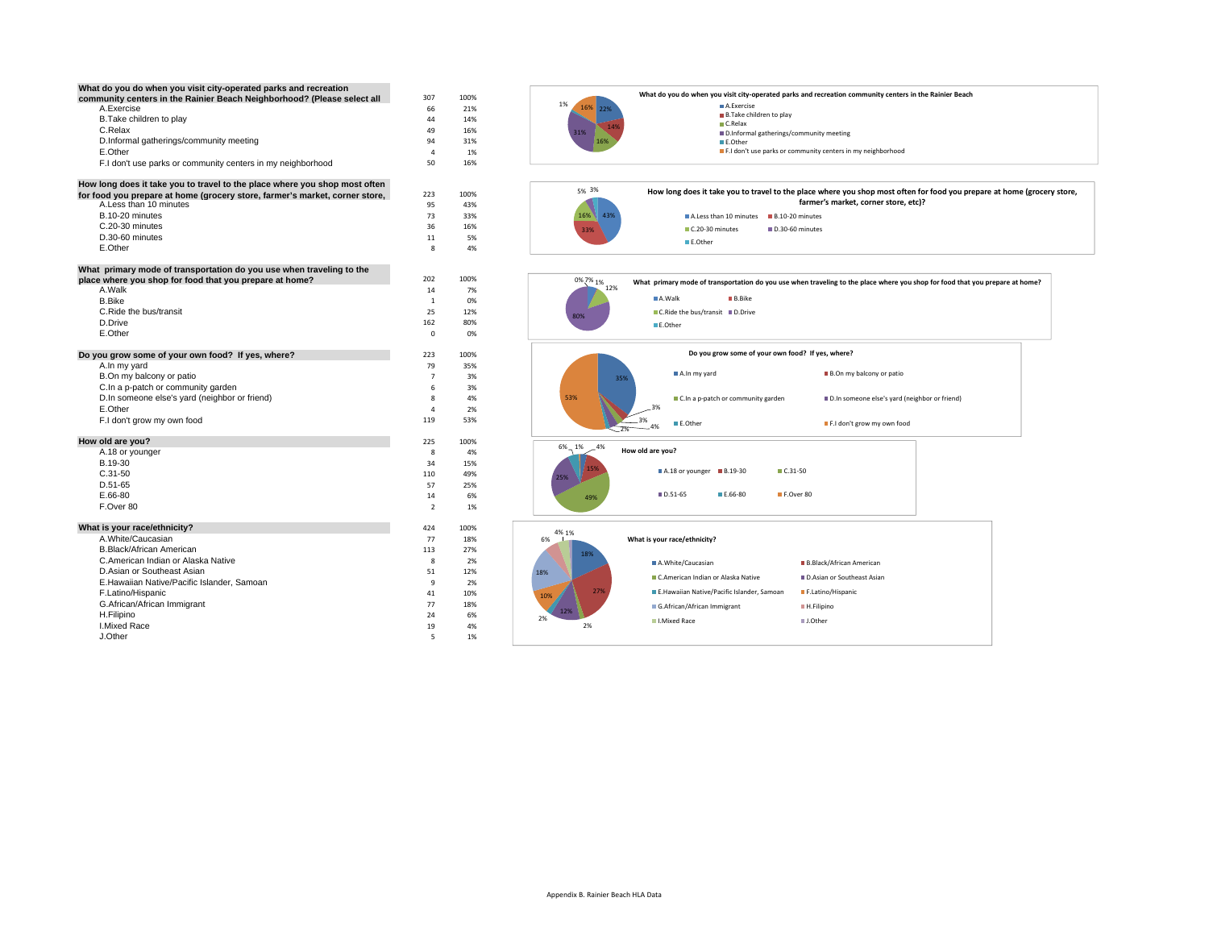| What do you do when you visit city-operated parks and recreation community centers in the Rainier Beach Neighborhood? (Please select all | 307 | 100% |
|---|---|---|
| A.Exercise | 66 | 21% |
| B.Take children to play | 44 | 14% |
| C.Relax | 49 | 16% |
| D.Informal gatherings/community meeting | 94 | 31% |
| E.Other | 4 | 1% |
| F.I don't use parks or community centers in my neighborhood | 50 | 16% |

| How long does it take you to travel to the place where you shop most often for food you prepare at home (grocery store, farmer's market, corner store, | 223 | 100% |
|---|---|---|
| A.Less than 10 minutes | 95 | 43% |
| B.10-20 minutes | 73 | 33% |
| C.20-30 minutes | 36 | 16% |
| D.30-60 minutes | 11 | 5% |
| E.Other | 8 | 4% |

| What primary mode of transportation do you use when traveling to the place where you shop for food that you prepare at home? | 202 | 100% |
|---|---|---|
| A.Walk | 14 | 7% |
| B.Bike | 1 | 0% |
| C.Ride the bus/transit | 25 | 12% |
| D.Drive | 162 | 80% |
| E.Other | 0 | 0% |

| Do you grow some of your own food? If yes, where? | 223 | 100% |
|---|---|---|
| A.In my yard | 79 | 35% |
| B.On my balcony or patio | 7 | 3% |
| C.In a p-patch or community garden | 6 | 3% |
| D.In someone else's yard (neighbor or friend) | 8 | 4% |
| E.Other | 4 | 2% |
| F.I don't grow my own food | 119 | 53% |

| How old are you? | 225 | 100% |
|---|---|---|
| A.18 or younger | 8 | 4% |
| B.19-30 | 34 | 15% |
| C.31-50 | 110 | 49% |
| D.51-65 | 57 | 25% |
| E.66-80 | 14 | 6% |
| F.Over 80 | 2 | 1% |

| What is your race/ethnicity? | 424 | 100% |
|---|---|---|
| A.White/Caucasian | 77 | 18% |
| B.Black/African American | 113 | 27% |
| C.American Indian or Alaska Native | 8 | 2% |
| D.Asian or Southeast Asian | 51 | 12% |
| E.Hawaiian Native/Pacific Islander, Samoan | 9 | 2% |
| F.Latino/Hispanic | 41 | 10% |
| G.African/African Immigrant | 77 | 18% |
| H.Filipino | 24 | 6% |
| I.Mixed Race | 19 | 4% |
| J.Other | 5 | 1% |

Appendix B. Rainier Beach HLA Data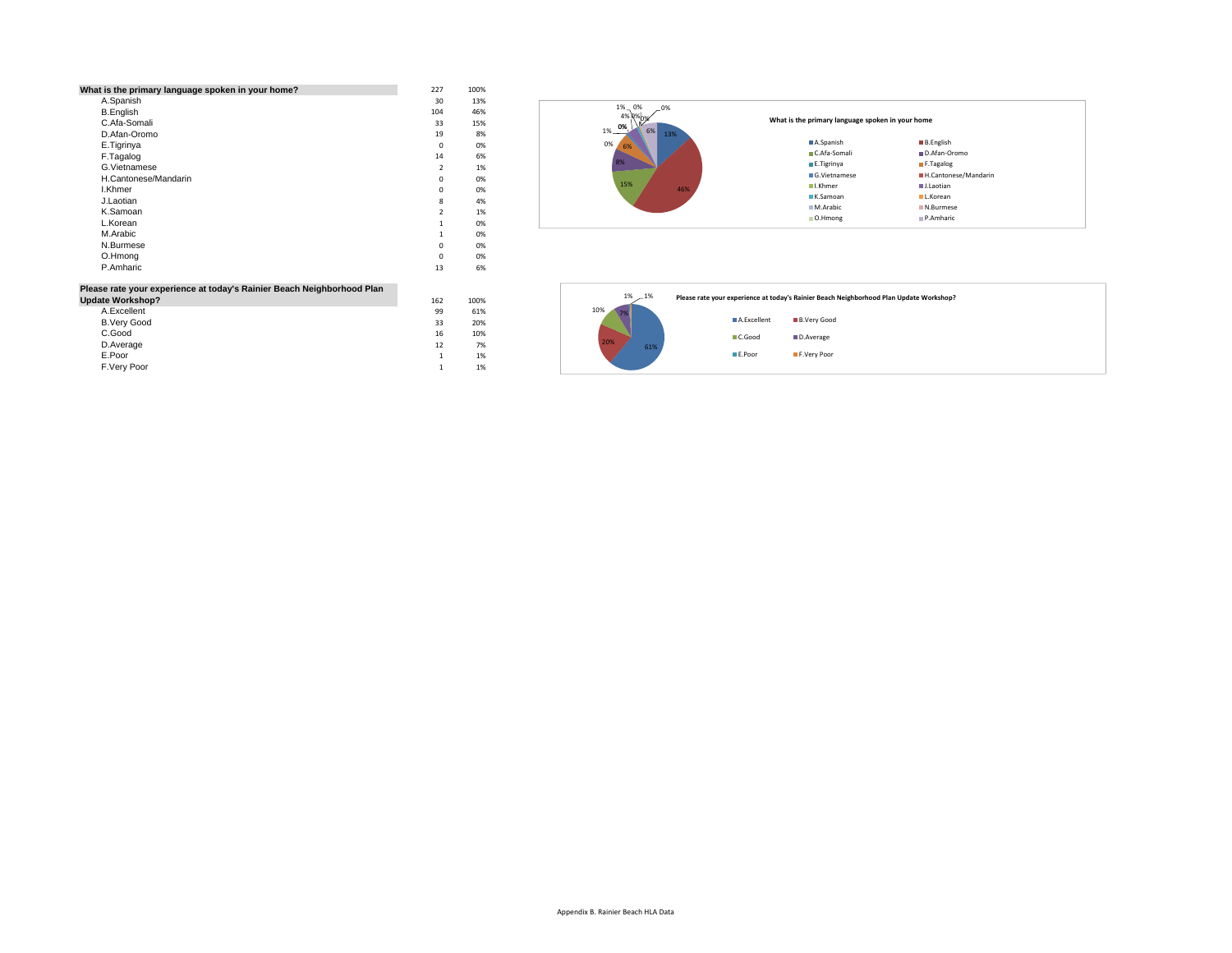| What is the primary language spoken in your home? | 227 | 100% |
|---|---|---|
| A.Spanish | 30 | 13% |
| B.English | 104 | 46% |
| C.Afa-Somali | 33 | 15% |
| D.Afan-Oromo | 19 | 8% |
| E.Tigrinya | 0 | 0% |
| F.Tagalog | 14 | 6% |
| G.Vietnamese | 2 | 1% |
| H.Cantonese/Mandarin | 0 | 0% |
| I.Khmer | 0 | 0% |
| J.Laotian | 8 | 4% |
| K.Samoan | 2 | 1% |
| L.Korean | 1 | 0% |
| M.Arabic | 1 | 0% |
| N.Burmese | 0 | 0% |
| O.Hmong | 0 | 0% |
| P.Amharic | 13 | 6% |

**What is the primary language spoken in your home**

| Please rate your experience at today's Rainier Beach Neighborhood Plan Update Workshop? | 162 | 100% |
|---|---|---|
| A.Excellent | 99 | 61% |
| B.Very Good | 33 | 20% |
| C.Good | 16 | 10% |
| D.Average | 12 | 7% |
| E.Poor | 1 | 1% |
| F.Very Poor | 1 | 1% |

**Please rate your experience at today's Rainier Beach Neighborhood Plan Update Workshop?**

Appendix B. Rainier Beach HLA Data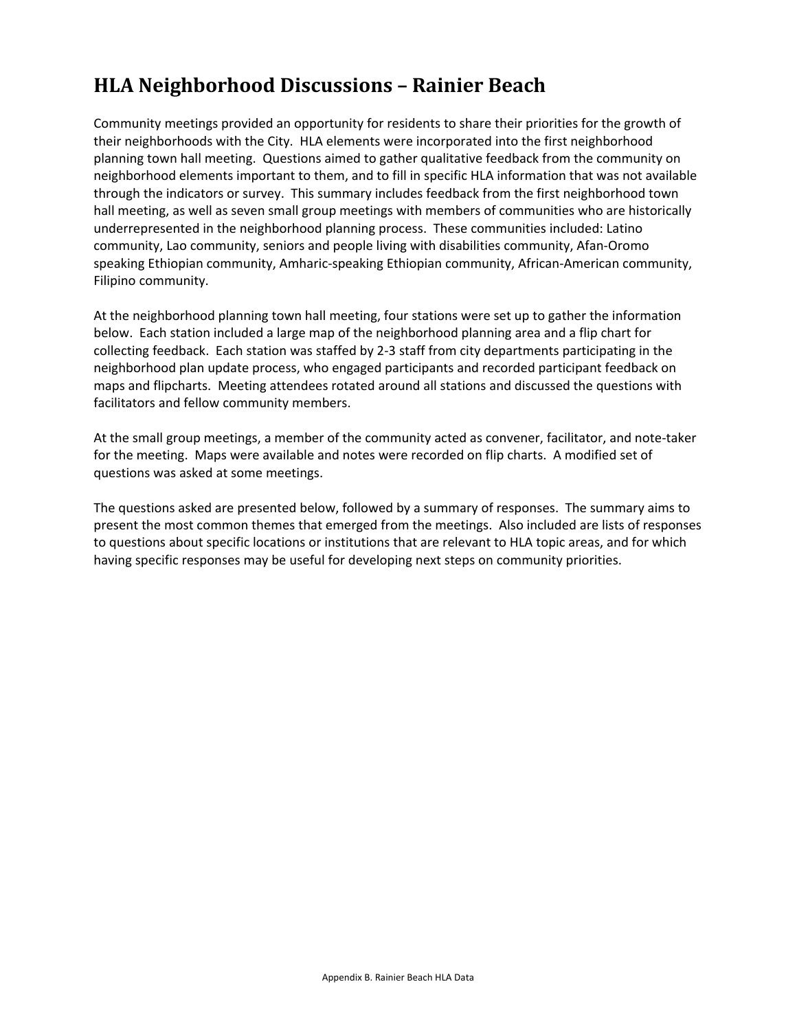# HLA Neighborhood Discussions – Rainier Beach

Community meetings provided an opportunity for residents to share their priorities for the growth of their neighborhoods with the City. HLA elements were incorporated into the first neighborhood planning town hall meeting. Questions aimed to gather qualitative feedback from the community on neighborhood elements important to them, and to fill in specific HLA information that was not available through the indicators or survey. This summary includes feedback from the first neighborhood town hall meeting, as well as seven small group meetings with members of communities who are historically underrepresented in the neighborhood planning process. These communities included: Latino community, Lao community, seniors and people living with disabilities community, Afan-Oromo speaking Ethiopian community, Amharic-speaking Ethiopian community, African-American community, Filipino community.

At the neighborhood planning town hall meeting, four stations were set up to gather the information below. Each station included a large map of the neighborhood planning area and a flip chart for collecting feedback. Each station was staffed by 2-3 staff from city departments participating in the neighborhood plan update process, who engaged participants and recorded participant feedback on maps and flipcharts. Meeting attendees rotated around all stations and discussed the questions with facilitators and fellow community members.

At the small group meetings, a member of the community acted as convener, facilitator, and note-taker for the meeting. Maps were available and notes were recorded on flip charts. A modified set of questions was asked at some meetings.

The questions asked are presented below, followed by a summary of responses. The summary aims to present the most common themes that emerged from the meetings. Also included are lists of responses to questions about specific locations or institutions that are relevant to HLA topic areas, and for which having specific responses may be useful for developing next steps on community priorities.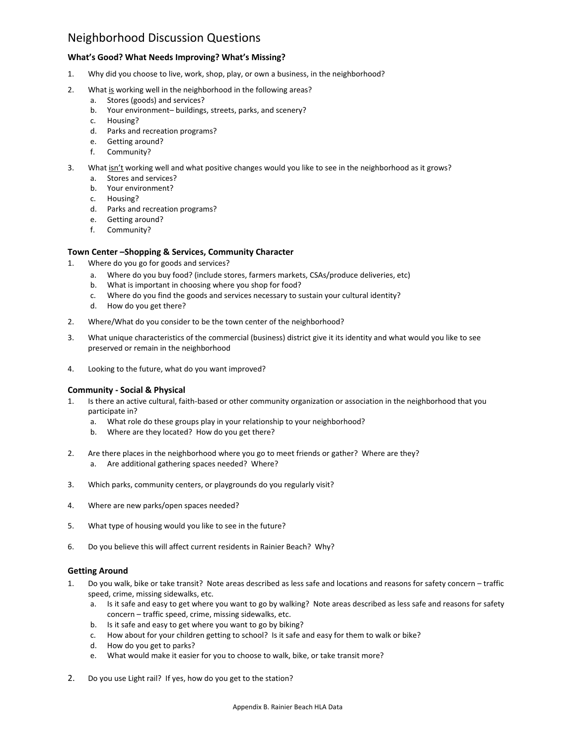# Neighborhood Discussion Questions

### What's Good? What Needs Improving? What's Missing?

1. Why did you choose to live, work, shop, play, or own a business, in the neighborhood?

2. What <u>is</u> working well in the neighborhood in the following areas?
   a. Stores (goods) and services?
   b. Your environment– buildings, streets, parks, and scenery?
   c. Housing?
   d. Parks and recreation programs?
   e. Getting around?
   f. Community?

3. What <u>isn't</u> working well and what positive changes would you like to see in the neighborhood as it grows?
   a. Stores and services?
   b. Your environment?
   c. Housing?
   d. Parks and recreation programs?
   e. Getting around?
   f. Community?

### Town Center –Shopping & Services, Community Character

1. Where do you go for goods and services?
   a. Where do you buy food? (include stores, farmers markets, CSAs/produce deliveries, etc)
   b. What is important in choosing where you shop for food?
   c. Where do you find the goods and services necessary to sustain your cultural identity?
   d. How do you get there?

2. Where/What do you consider to be the town center of the neighborhood?

3. What unique characteristics of the commercial (business) district give it its identity and what would you like to see preserved or remain in the neighborhood

4. Looking to the future, what do you want improved?

### Community - Social & Physical

1. Is there an active cultural, faith-based or other community organization or association in the neighborhood that you participate in?
   a. What role do these groups play in your relationship to your neighborhood?
   b. Where are they located? How do you get there?

2. Are there places in the neighborhood where you go to meet friends or gather? Where are they?
   a. Are additional gathering spaces needed? Where?

3. Which parks, community centers, or playgrounds do you regularly visit?

4. Where are new parks/open spaces needed?

5. What type of housing would you like to see in the future?

6. Do you believe this will affect current residents in Rainier Beach? Why?

### Getting Around

1. Do you walk, bike or take transit? Note areas described as less safe and locations and reasons for safety concern – traffic speed, crime, missing sidewalks, etc.
   a. Is it safe and easy to get where you want to go by walking? Note areas described as less safe and reasons for safety concern – traffic speed, crime, missing sidewalks, etc.
   b. Is it safe and easy to get where you want to go by biking?
   c. How about for your children getting to school? Is it safe and easy for them to walk or bike?
   d. How do you get to parks?
   e. What would make it easier for you to choose to walk, bike, or take transit more?

2. Do you use Light rail? If yes, how do you get to the station?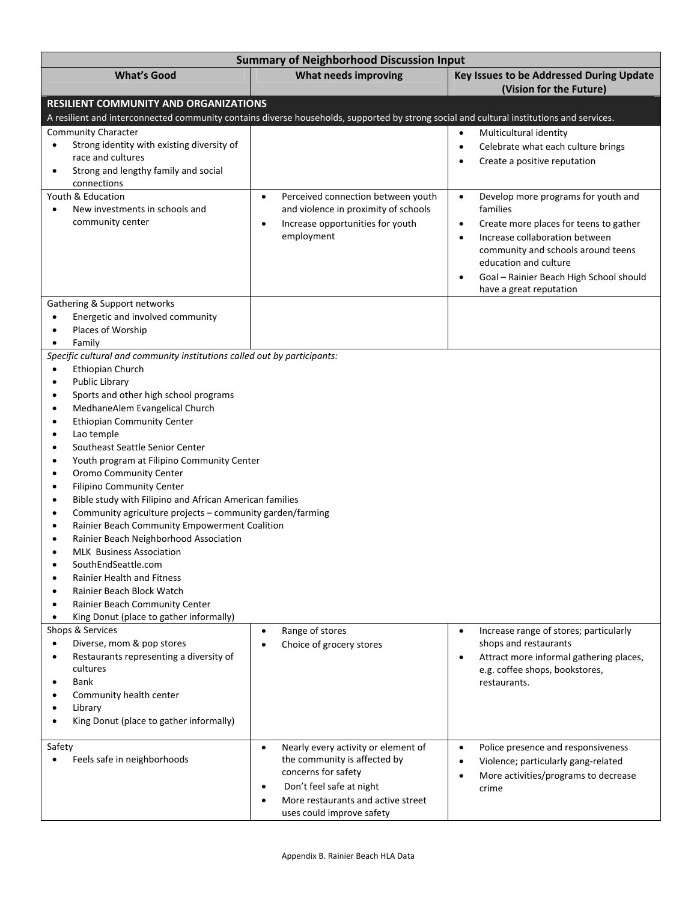| Summary of Neighborhood Discussion Input | | |
|---|---|---|
| **What's Good** | **What needs improving** | **Key Issues to be Addressed During Update (Vision for the Future)** |
| **RESILIENT COMMUNITY AND ORGANIZATIONS**<br>A resilient and interconnected community contains diverse households, supported by strong social and cultural institutions and services. | | |
| Community Character<br>• Strong identity with existing diversity of race and cultures<br>• Strong and lengthy family and social connections | | • Multicultural identity<br>• Celebrate what each culture brings<br>• Create a positive reputation |
| Youth & Education<br>• New investments in schools and community center | • Perceived connection between youth and violence in proximity of schools<br>• Increase opportunities for youth employment | • Develop more programs for youth and families<br>• Create more places for teens to gather<br>• Increase collaboration between community and schools around teens education and culture<br>• Goal – Rainier Beach High School should have a great reputation |
| Gathering & Support networks<br>• Energetic and involved community<br>• Places of Worship<br>• Family | | |
| *Specific cultural and community institutions called out by participants:*<br>• Ethiopian Church<br>• Public Library<br>• Sports and other high school programs<br>• MedhaneAlem Evangelical Church<br>• Ethiopian Community Center<br>• Lao temple<br>• Southeast Seattle Senior Center<br>• Youth program at Filipino Community Center<br>• Oromo Community Center<br>• Filipino Community Center<br>• Bible study with Filipino and African American families<br>• Community agriculture projects – community garden/farming<br>• Rainier Beach Community Empowerment Coalition<br>• Rainier Beach Neighborhood Association<br>• MLK Business Association<br>• SouthEndSeattle.com<br>• Rainier Health and Fitness<br>• Rainier Beach Block Watch<br>• Rainier Beach Community Center<br>• King Donut (place to gather informally) | | |
| Shops & Services<br>• Diverse, mom & pop stores<br>• Restaurants representing a diversity of cultures<br>• Bank<br>• Community health center<br>• Library<br>• King Donut (place to gather informally) | • Range of stores<br>• Choice of grocery stores | • Increase range of stores; particularly shops and restaurants<br>• Attract more informal gathering places, e.g. coffee shops, bookstores, restaurants. |
| Safety<br>• Feels safe in neighborhoods | • Nearly every activity or element of the community is affected by concerns for safety<br>• Don't feel safe at night<br>• More restaurants and active street uses could improve safety | • Police presence and responsiveness<br>• Violence; particularly gang-related<br>• More activities/programs to decrease crime |

Appendix B. Rainier Beach HLA Data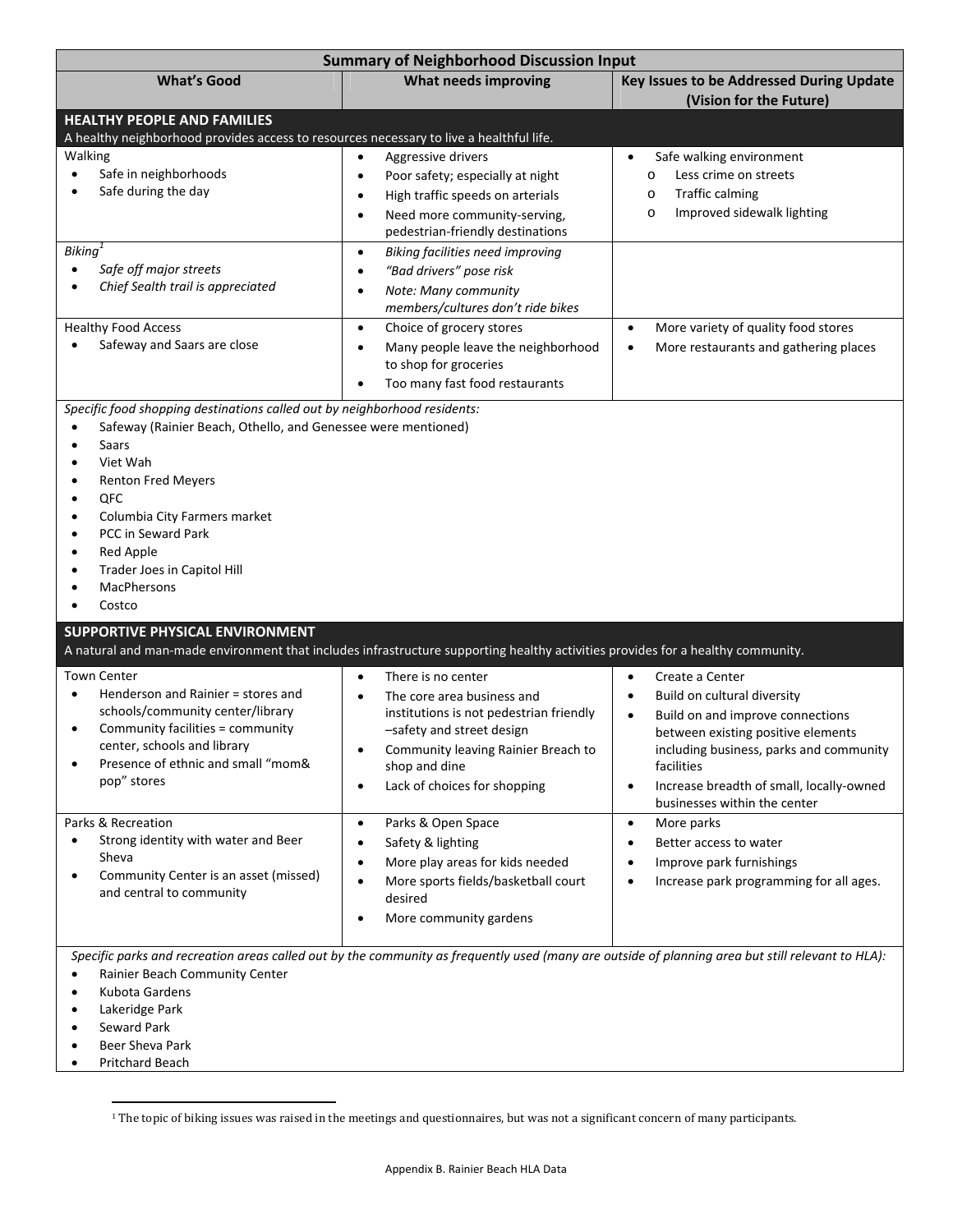| Summary of Neighborhood Discussion Input | | |
|---|---|---|
| **What's Good** | **What needs improving** | **Key Issues to be Addressed During Update (Vision for the Future)** |
| **HEALTHY PEOPLE AND FAMILIES** A healthy neighborhood provides access to resources necessary to live a healthful life. | | |
| Walking<br>• Safe in neighborhoods<br>• Safe during the day | • Aggressive drivers<br>• Poor safety; especially at night<br>• High traffic speeds on arterials<br>• Need more community-serving, pedestrian-friendly destinations | • Safe walking environment<br>  o Less crime on streets<br>  o Traffic calming<br>  o Improved sidewalk lighting |
| *Biking*[1]<br>• *Safe off major streets*<br>• *Chief Sealth trail is appreciated* | • *Biking facilities need improving*<br>• *"Bad drivers" pose risk*<br>• *Note: Many community members/cultures don't ride bikes* | |
| Healthy Food Access<br>• Safeway and Saars are close | • Choice of grocery stores<br>• Many people leave the neighborhood to shop for groceries<br>• Too many fast food restaurants | • More variety of quality food stores<br>• More restaurants and gathering places |
| *Specific food shopping destinations called out by neighborhood residents:*<br>• Safeway (Rainier Beach, Othello, and Genessee were mentioned)<br>• Saars<br>• Viet Wah<br>• Renton Fred Meyers<br>• QFC<br>• Columbia City Farmers market<br>• PCC in Seward Park<br>• Red Apple<br>• Trader Joes in Capitol Hill<br>• MacPhersons<br>• Costco | | |
| **SUPPORTIVE PHYSICAL ENVIRONMENT** A natural and man-made environment that includes infrastructure supporting healthy activities provides for a healthy community. | | |
| Town Center<br>• Henderson and Rainier = stores and schools/community center/library<br>• Community facilities = community center, schools and library<br>• Presence of ethnic and small "mom& pop" stores | • There is no center<br>• The core area business and institutions is not pedestrian friendly –safety and street design<br>• Community leaving Rainier Breach to shop and dine<br>• Lack of choices for shopping | • Create a Center<br>• Build on cultural diversity<br>• Build on and improve connections between existing positive elements including business, parks and community facilities<br>• Increase breadth of small, locally-owned businesses within the center |
| Parks & Recreation<br>• Strong identity with water and Beer Sheva<br>• Community Center is an asset (missed) and central to community | • Parks & Open Space<br>• Safety & lighting<br>• More play areas for kids needed<br>• More sports fields/basketball court desired<br>• More community gardens | • More parks<br>• Better access to water<br>• Improve park furnishings<br>• Increase park programming for all ages. |
| *Specific parks and recreation areas called out by the community as frequently used (many are outside of planning area but still relevant to HLA):*<br>• Rainier Beach Community Center<br>• Kubota Gardens<br>• Lakeridge Park<br>• Seward Park<br>• Beer Sheva Park<br>• Pritchard Beach | | |

[1] The topic of biking issues was raised in the meetings and questionnaires, but was not a significant concern of many participants.

Appendix B. Rainier Beach HLA Data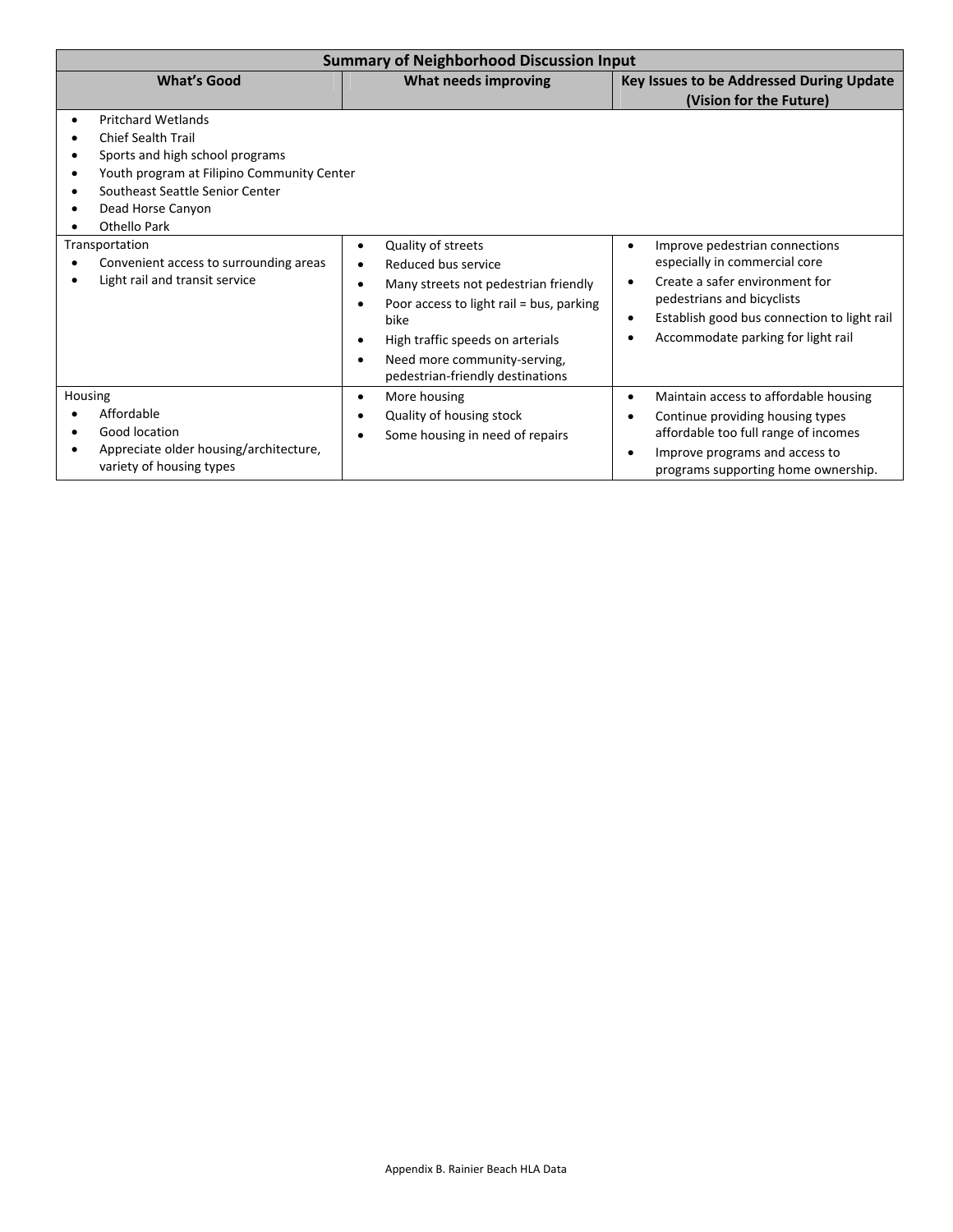| Summary of Neighborhood Discussion Input | | |
|---|---|---|
| **What's Good** | **What needs improving** | **Key Issues to be Addressed During Update (Vision for the Future)** |
| • Pritchard Wetlands<br>• Chief Sealth Trail<br>• Sports and high school programs<br>• Youth program at Filipino Community Center<br>• Southeast Seattle Senior Center<br>• Dead Horse Canyon<br>• Othello Park | | |
| Transportation<br>• Convenient access to surrounding areas<br>• Light rail and transit service | • Quality of streets<br>• Reduced bus service<br>• Many streets not pedestrian friendly<br>• Poor access to light rail = bus, parking bike<br>• High traffic speeds on arterials<br>• Need more community-serving, pedestrian-friendly destinations | • Improve pedestrian connections especially in commercial core<br>• Create a safer environment for pedestrians and bicyclists<br>• Establish good bus connection to light rail<br>• Accommodate parking for light rail |
| Housing<br>• Affordable<br>• Good location<br>• Appreciate older housing/architecture, variety of housing types | • More housing<br>• Quality of housing stock<br>• Some housing in need of repairs | • Maintain access to affordable housing<br>• Continue providing housing types affordable too full range of incomes<br>• Improve programs and access to programs supporting home ownership. |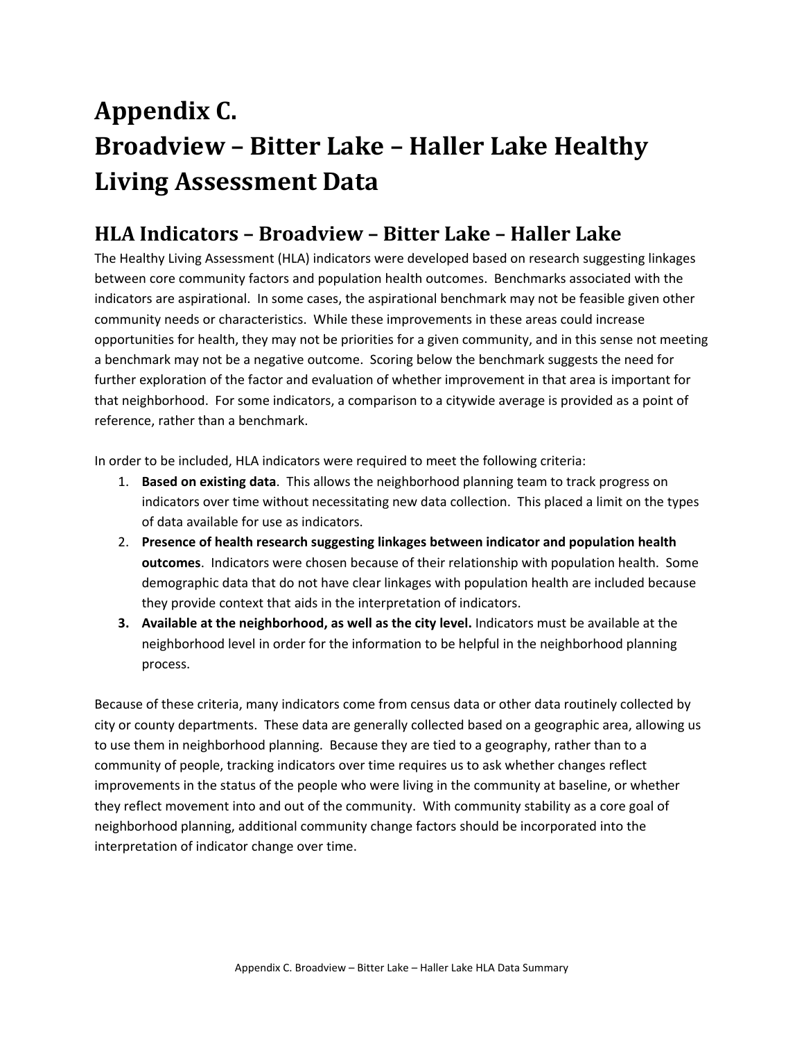# Appendix C.
# Broadview – Bitter Lake – Haller Lake Healthy Living Assessment Data

## HLA Indicators – Broadview – Bitter Lake – Haller Lake

The Healthy Living Assessment (HLA) indicators were developed based on research suggesting linkages between core community factors and population health outcomes. Benchmarks associated with the indicators are aspirational. In some cases, the aspirational benchmark may not be feasible given other community needs or characteristics. While these improvements in these areas could increase opportunities for health, they may not be priorities for a given community, and in this sense not meeting a benchmark may not be a negative outcome. Scoring below the benchmark suggests the need for further exploration of the factor and evaluation of whether improvement in that area is important for that neighborhood. For some indicators, a comparison to a citywide average is provided as a point of reference, rather than a benchmark.

In order to be included, HLA indicators were required to meet the following criteria:

1. **Based on existing data**. This allows the neighborhood planning team to track progress on indicators over time without necessitating new data collection. This placed a limit on the types of data available for use as indicators.
2. **Presence of health research suggesting linkages between indicator and population health outcomes**. Indicators were chosen because of their relationship with population health. Some demographic data that do not have clear linkages with population health are included because they provide context that aids in the interpretation of indicators.
3. **Available at the neighborhood, as well as the city level.** Indicators must be available at the neighborhood level in order for the information to be helpful in the neighborhood planning process.

Because of these criteria, many indicators come from census data or other data routinely collected by city or county departments. These data are generally collected based on a geographic area, allowing us to use them in neighborhood planning. Because they are tied to a geography, rather than to a community of people, tracking indicators over time requires us to ask whether changes reflect improvements in the status of the people who were living in the community at baseline, or whether they reflect movement into and out of the community. With community stability as a core goal of neighborhood planning, additional community change factors should be incorporated into the interpretation of indicator change over time.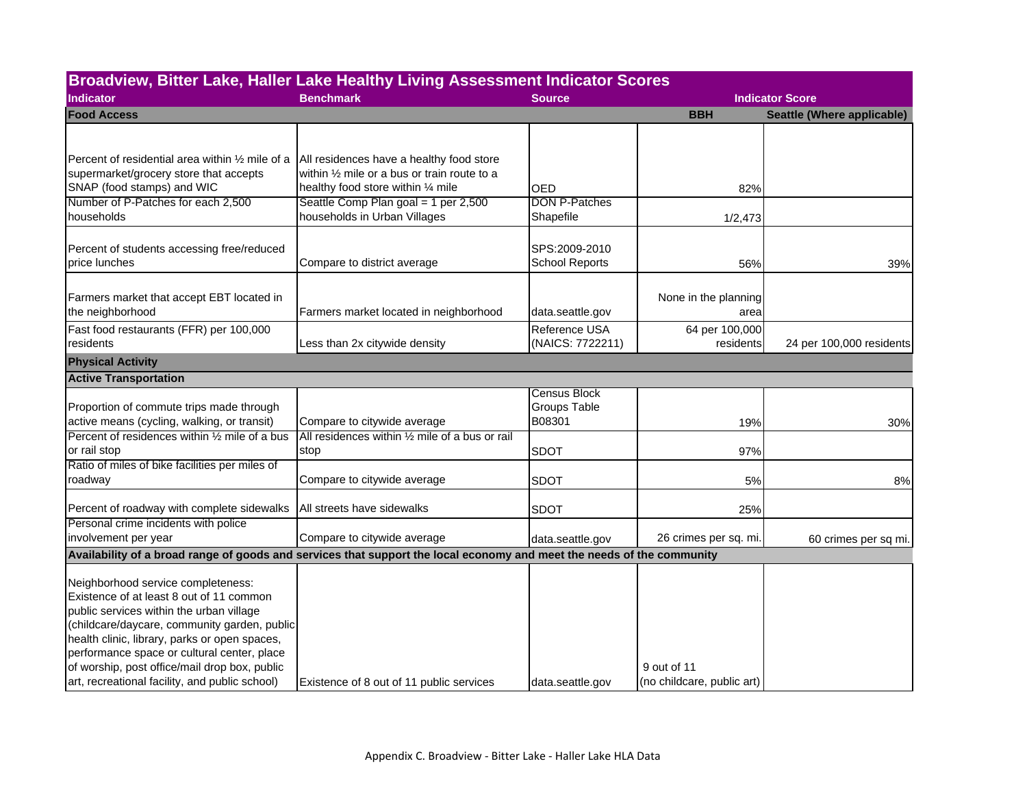| Broadview, Bitter Lake, Haller Lake Healthy Living Assessment Indicator Scores | | | | |
|---|---|---|---|---|
| **Indicator** | **Benchmark** | **Source** | **Indicator Score** | |
| **Food Access** | | | **BBH** | **Seattle (Where applicable)** |
| Percent of residential area within ½ mile of a supermarket/grocery store that accepts SNAP (food stamps) and WIC | All residences have a healthy food store within ½ mile or a bus or train route to a healthy food store within ¼ mile | OED | 82% | |
| Number of P-Patches for each 2,500 households | Seattle Comp Plan goal = 1 per 2,500 households in Urban Villages | DON P-Patches Shapefile | 1/2,473 | |
| Percent of students accessing free/reduced price lunches | Compare to district average | SPS:2009-2010 School Reports | 56% | 39% |
| Farmers market that accept EBT located in the neighborhood | Farmers market located in neighborhood | data.seattle.gov | None in the planning area | |
| Fast food restaurants (FFR) per 100,000 residents | Less than 2x citywide density | Reference USA (NAICS: 7722211) | 64 per 100,000 residents | 24 per 100,000 residents |
| **Physical Activity** | | | | |
| **Active Transportation** | | | | |
| Proportion of commute trips made through active means (cycling, walking, or transit) | Compare to citywide average | Census Block Groups Table B08301 | 19% | 30% |
| Percent of residences within ½ mile of a bus or rail stop | All residences within ½ mile of a bus or rail stop | SDOT | 97% | |
| Ratio of miles of bike facilities per miles of roadway | Compare to citywide average | SDOT | 5% | 8% |
| Percent of roadway with complete sidewalks | All streets have sidewalks | SDOT | 25% | |
| Personal crime incidents with police involvement per year | Compare to citywide average | data.seattle.gov | 26 crimes per sq. mi. | 60 crimes per sq mi. |
| **Availability of a broad range of goods and services that support the local economy and meet the needs of the community** | | | | |
| Neighborhood service completeness: Existence of at least 8 out of 11 common public services within the urban village (childcare/daycare, community garden, public health clinic, library, parks or open spaces, performance space or cultural center, place of worship, post office/mail drop box, public art, recreational facility, and public school) | Existence of 8 out of 11 public services | data.seattle.gov | 9 out of 11 (no childcare, public art) | |

Appendix C. Broadview - Bitter Lake - Haller Lake HLA Data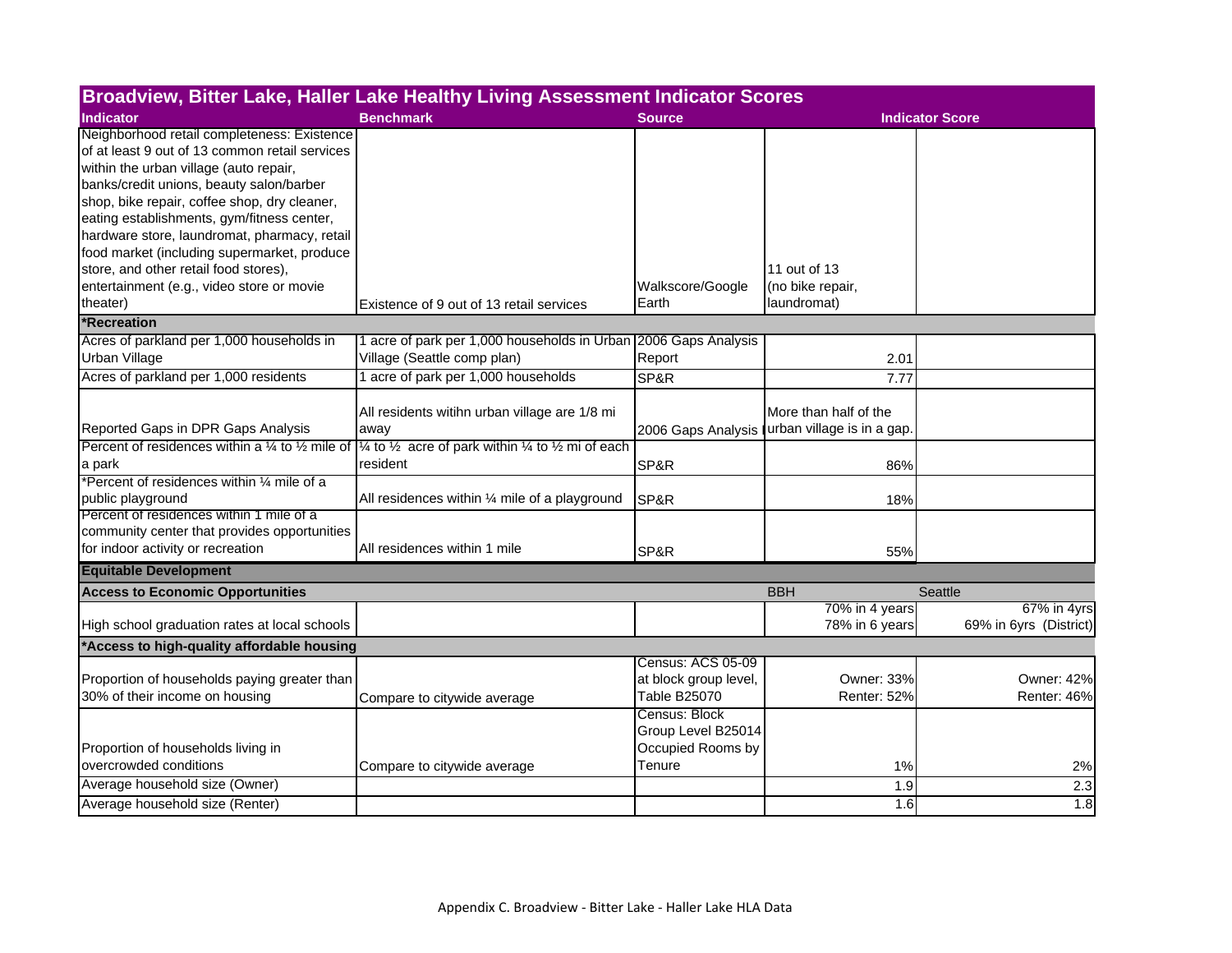| Broadview, Bitter Lake, Haller Lake Healthy Living Assessment Indicator Scores | | | | |
|---|---|---|---|---|
| **Indicator** | **Benchmark** | **Source** | **Indicator Score** | |
| Neighborhood retail completeness: Existence of at least 9 out of 13 common retail services within the urban village (auto repair, banks/credit unions, beauty salon/barber shop, bike repair, coffee shop, dry cleaner, eating establishments, gym/fitness center, hardware store, laundromat, pharmacy, retail food market (including supermarket, produce store, and other retail food stores), entertainment (e.g., video store or movie theater) | Existence of 9 out of 13 retail services | Walkscore/Google Earth | 11 out of 13 (no bike repair, laundromat) | |
| **\*Recreation** | | | | |
| Acres of parkland per 1,000 households in Urban Village | 1 acre of park per 1,000 households in Urban Village (Seattle comp plan) | 2006 Gaps Analysis Report | 2.01 | |
| Acres of parkland per 1,000 residents | 1 acre of park per 1,000 households | SP&R | 7.77 | |
| Reported Gaps in DPR Gaps Analysis | All residents witihn urban village are 1/8 mi away | 2006 Gaps Analysis | More than half of the urban village is in a gap. | |
| Percent of residences within a ¼ to ½ mile of a park | ¼ to ½ acre of park within ¼ to ½ mi of each resident | SP&R | 86% | |
| \*Percent of residences within ¼ mile of a public playground | All residences within ¼ mile of a playground | SP&R | 18% | |
| Percent of residences within 1 mile of a community center that provides opportunities for indoor activity or recreation | All residences within 1 mile | SP&R | 55% | |
| **Equitable Development** | | | | |
| **Access to Economic Opportunities** | | | BBH | Seattle |
| High school graduation rates at local schools | | | 70% in 4 years<br>78% in 6 years | 67% in 4yrs<br>69% in 6yrs (District) |
| **\*Access to high-quality affordable housing** | | | | |
| Proportion of households paying greater than 30% of their income on housing | Compare to citywide average | Census: ACS 05-09 at block group level, Table B25070 | Owner: 33%<br>Renter: 52% | Owner: 42%<br>Renter: 46% |
| Proportion of households living in overcrowded conditions | Compare to citywide average | Census: Block Group Level B25014 Occupied Rooms by Tenure | 1% | 2% |
| Average household size (Owner) | | | 1.9 | 2.3 |
| Average household size (Renter) | | | 1.6 | 1.8 |

Appendix C. Broadview - Bitter Lake - Haller Lake HLA Data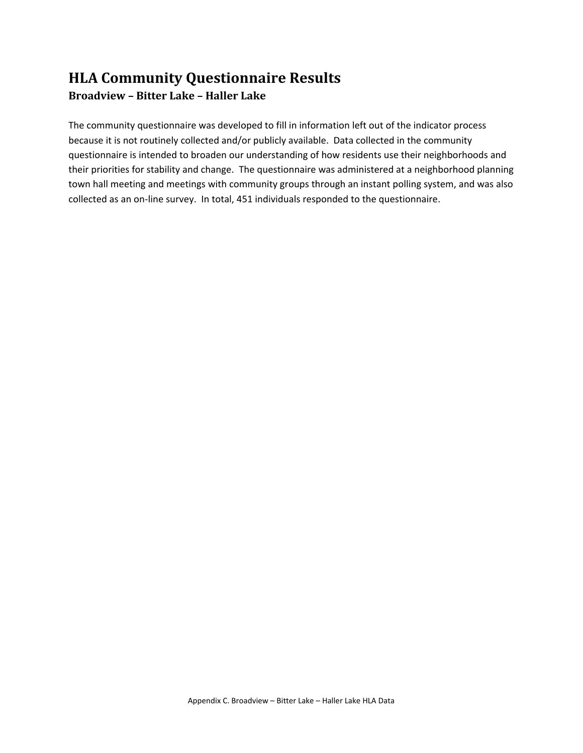# HLA Community Questionnaire Results

## Broadview – Bitter Lake – Haller Lake

The community questionnaire was developed to fill in information left out of the indicator process because it is not routinely collected and/or publicly available. Data collected in the community questionnaire is intended to broaden our understanding of how residents use their neighborhoods and their priorities for stability and change. The questionnaire was administered at a neighborhood planning town hall meeting and meetings with community groups through an instant polling system, and was also collected as an on-line survey. In total, 451 individuals responded to the questionnaire.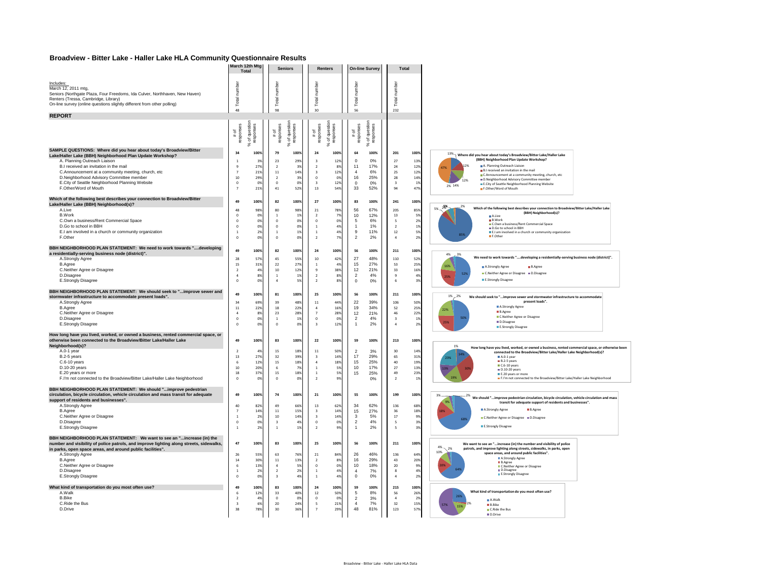# Broadview - Bitter Lake - Haller Lake HLA Community Questionnaire Results

Includes:
March 12, 2011 mtg,
Seniors (Northgate Plaza, Four Freedoms, Ida Culver, Northhaven, New Haven)
Renters (Tressa, Cambridge, Library)
On-line survey (online questions slightly different from other polling)

| | March 12th Mtg Total | | Seniors | | Renters | | On-line Survey | | Total | |
|---|---|---|---|---|---|---|---|---|---|---|
| | Total number | | Total number | | Total number | | Total number | | Total number | |
| | 48 | | 98 | | 30 | | 56 | | 232 | |

## REPORT

| | # of responses | % of question responses | # of responses | % of question responses | # of responses | % of question responses | # of responses | % of question responses | | |
|---|---|---|---|---|---|---|---|---|---|---|
| **SAMPLE QUESTIONS: Where did you hear about today's Broadview/Bitter Lake/Haller Lake (BBH) Neighborhood Plan Update Workshop?** | 34 | 100% | 79 | 100% | 24 | 100% | 64 | 100% | 201 | 100% |
| A. Planning Outreach Liaison | 1 | 3% | 23 | 29% | 3 | 12% | 0 | 0% | 27 | 13% |
| B.I received an invitation in the mail | 9 | 27% | 2 | 3% | 2 | 8% | 11 | 17% | 24 | 12% |
| C.Announcement at a community meeting, church, etc | 7 | 21% | 11 | 14% | 3 | 12% | 4 | 6% | 25 | 12% |
| D.Neighborhood Advisory Committee member | 10 | 29% | 2 | 3% | 0 | 0% | 16 | 25% | 28 | 14% |
| E.City of Seattle Neighborhood Planning Website | 0 | 0% | 0 | 0% | 3 | 12% | 0 | 0% | 3 | 1% |
| F.Other/Word of Mouth | 7 | 21% | 41 | 52% | 13 | 54% | 33 | 52% | 94 | 47% |
| **Which of the following best describes your connection to Broadview/Bitter Lake/Haller Lake (BBH) Neighborhood(s)?** | 49 | 100% | 82 | 100% | 27 | 100% | 83 | 100% | 241 | 100% |
| A.Live | 48 | 98% | 80 | 98% | 21 | 78% | 56 | 67% | 205 | 85% |
| B.Work | 0 | 0% | 1 | 1% | 2 | 7% | 10 | 12% | 13 | 5% |
| C.Own a business/Rent Commercial Space | 0 | 0% | 0 | 0% | 0 | 0% | 5 | 6% | 5 | 2% |
| D.Go to school in BBH | 0 | 0% | 0 | 0% | 1 | 4% | 1 | 1% | 2 | 1% |
| E.I am involved in a church or community organization | 1 | 2% | 1 | 1% | 1 | 4% | 9 | 11% | 12 | 5% |
| F.Other | 0 | 0% | 0 | 0% | 2 | 7% | 2 | 2% | 4 | 2% |
| **BBH NEIGHBORHOOD PLAN STATEMENT: We need to work towards "....developing a residentially-serving business node (district)".** | 49 | 100% | 82 | 100% | 24 | 100% | 56 | 100% | 211 | 100% |
| A.Strongly Agree | 28 | 57% | 45 | 55% | 10 | 42% | 27 | 48% | 110 | 52% |
| B.Agree | 15 | 31% | 22 | 27% | 1 | 4% | 15 | 27% | 53 | 25% |
| C.Neither Agree or Disagree | 2 | 4% | 10 | 12% | 9 | 38% | 12 | 21% | 33 | 16% |
| D.Disagree | 4 | 8% | 1 | 1% | 2 | 8% | 2 | 4% | 9 | 4% |
| E.Strongly Disagree | 0 | 0% | 4 | 5% | 2 | 8% | 0 | 0% | 6 | 3% |
| **BBH NEIGHBORHOOD PLAN STATEMENT: We should seek to "...improve sewer and stormwater infrastructure to accommodate present loads".** | 49 | 100% | 81 | 100% | 25 | 100% | 56 | 100% | 211 | 100% |
| A.Strongly Agree | 34 | 69% | 39 | 48% | 11 | 44% | 22 | 39% | 106 | 50% |
| B.Agree | 11 | 22% | 18 | 22% | 4 | 16% | 19 | 34% | 52 | 25% |
| C.Neither Agree or Disagree | 4 | 8% | 23 | 28% | 7 | 28% | 12 | 21% | 46 | 22% |
| D.Disagree | 0 | 0% | 1 | 1% | 0 | 0% | 2 | 4% | 3 | 1% |
| E.Strongly Disagree | 0 | 0% | 0 | 0% | 3 | 12% | 1 | 2% | 4 | 2% |
| **How long have you lived, worked, or owned a business, rented commercial space, or otherwise been connected to the Broadview/Bitter Lake/Haller Lake Neighborhood(s)?** | 49 | 100% | 83 | 100% | 22 | 100% | 59 | 100% | 213 | 100% |
| A.0-1 year | 2 | 4% | 15 | 18% | 11 | 50% | 2 | 3% | 30 | 14% |
| B.2-5 years | 13 | 27% | 32 | 39% | 3 | 14% | 17 | 29% | 65 | 31% |
| C.6-10 years | 6 | 12% | 15 | 18% | 4 | 18% | 15 | 25% | 40 | 19% |
| D.10-20 years | 10 | 20% | 6 | 7% | 1 | 5% | 10 | 17% | 27 | 13% |
| E.20 years or more | 18 | 37% | 15 | 18% | 1 | 5% | 15 | 25% | 49 | 23% |
| F.I'm not connected to the Broadview/Bitter Lake/Haller Lake Neighborhood | 0 | 0% | 0 | 0% | 2 | 9% | | 0% | 2 | 1% |
| **BBH NEIGHBORHOOD PLAN STATEMENT: We should "...improve pedestrian circulation, bicycle circulation, vehicle circulation and mass transit for adequate support of residents and businesses".** | 49 | 100% | 74 | 100% | 21 | 100% | 55 | 100% | 199 | 100% |
| A.Strongly Agree | 40 | 82% | 49 | 66% | 13 | 62% | 34 | 62% | 136 | 68% |
| B.Agree | 7 | 14% | 11 | 15% | 3 | 14% | 15 | 27% | 36 | 18% |
| C.Neither Agree or Disagree | 1 | 2% | 10 | 14% | 3 | 14% | 3 | 5% | 17 | 9% |
| D.Disagree | 0 | 0% | 3 | 4% | 0 | 0% | 2 | 4% | 5 | 3% |
| E.Strongly Disagree | 1 | 2% | 1 | 1% | 2 | 9% | 1 | 2% | 5 | 3% |
| **BBH NEIGHBORHOOD PLAN STATEMENT: We want to see an "...increase (in) the number and visibility of police patrols, and improve lighting along streets, sidewalks, in parks, open space areas, and around public facilities".** | 47 | 100% | 83 | 100% | 25 | 100% | 56 | 100% | 211 | 100% |
| A.Strongly Agree | 26 | 55% | 63 | 76% | 21 | 84% | 26 | 46% | 136 | 64% |
| B.Agree | 14 | 30% | 11 | 13% | 2 | 8% | 16 | 29% | 43 | 20% |
| C.Neither Agree or Disagree | 6 | 13% | 4 | 5% | 0 | 0% | 10 | 18% | 20 | 9% |
| D.Disagree | 1 | 2% | 2 | 2% | 1 | 4% | 4 | 7% | 8 | 4% |
| E.Strongly Disagree | 0 | 0% | 3 | 4% | 1 | 4% | 0 | 0% | 4 | 2% |
| **What kind of transportation do you most often use?** | 49 | 100% | 83 | 100% | 24 | 100% | 59 | 100% | 215 | 100% |
| A.Walk | 6 | 12% | 33 | 40% | 12 | 50% | 5 | 8% | 56 | 26% |
| B.Bike | 2 | 4% | 0 | 0% | 0 | 0% | 2 | 3% | 4 | 2% |
| C.Ride the Bus | 3 | 6% | 20 | 24% | 5 | 21% | 4 | 7% | 32 | 15% |
| D.Drive | 38 | 78% | 30 | 36% | 7 | 29% | 48 | 81% | 123 | 57% |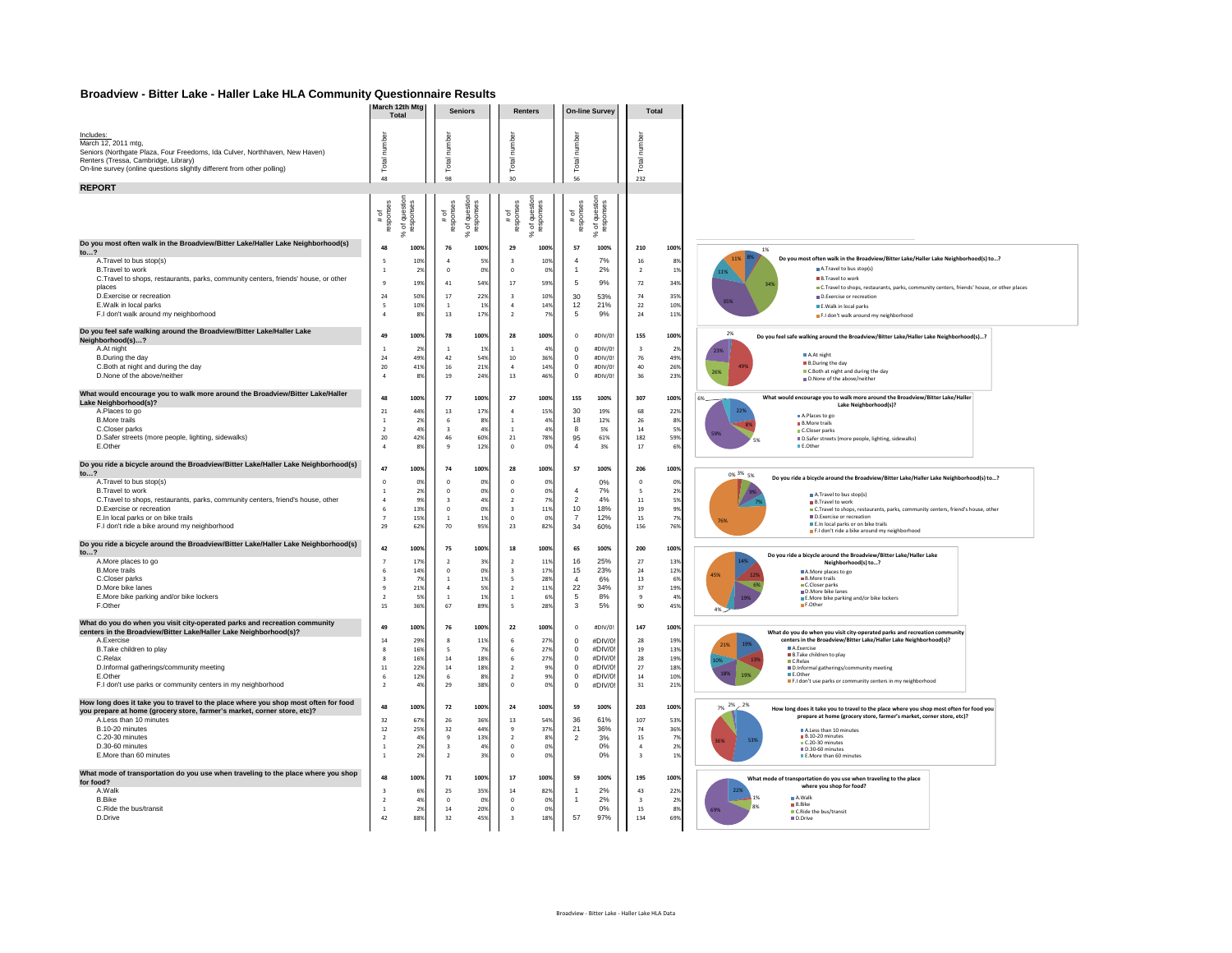# Broadview - Bitter Lake - Haller Lake HLA Community Questionnaire Results

Includes:
March 12, 2011 mtg,
Seniors (Northgate Plaza, Four Freedoms, Ida Culver, Northhaven, New Haven)
Renters (Tressa, Cambridge, Library)
On-line survey (online questions slightly different from other polling)

| | March 12th Mtg Total | | Seniors | | Renters | | On-line Survey | | Total | |
|---|---|---|---|---|---|---|---|---|---|---|
| Total number | 48 | | 98 | | 30 | | 56 | | 232 | |

## REPORT

| | # of responses | % of question responses | # of responses | % of question responses | # of responses | % of question responses | # of responses | % of question responses | | |
|---|---|---|---|---|---|---|---|---|---|---|
| **Do you most often walk in the Broadview/Bitter Lake/Haller Lake Neighborhood(s) to…?** | 48 | 100% | 76 | 100% | 29 | 100% | 57 | 100% | 210 | 100% |
| A.Travel to bus stop(s) | 5 | 10% | 4 | 5% | 3 | 10% | 4 | 7% | 16 | 8% |
| B.Travel to work | 1 | 2% | 0 | 0% | 0 | 0% | 1 | 2% | 2 | 1% |
| C.Travel to shops, restaurants, parks, community centers, friends' house, or other places | 9 | 19% | 41 | 54% | 17 | 59% | 5 | 9% | 72 | 34% |
| D.Exercise or recreation | 24 | 50% | 17 | 22% | 3 | 10% | 30 | 53% | 74 | 35% |
| E.Walk in local parks | 5 | 10% | 1 | 1% | 4 | 14% | 12 | 21% | 22 | 10% |
| F.I don't walk around my neighborhood | 4 | 8% | 13 | 17% | 2 | 7% | 5 | 9% | 24 | 11% |
| **Do you feel safe walking around the Broadview/Bitter Lake/Haller Lake Neighborhood(s)…?** | 49 | 100% | 78 | 100% | 28 | 100% | 0 | #DIV/0! | 155 | 100% |
| A.At night | 1 | 2% | 1 | 1% | 1 | 4% | 0 | #DIV/0! | 3 | 2% |
| B.During the day | 24 | 49% | 42 | 54% | 10 | 36% | 0 | #DIV/0! | 76 | 49% |
| C.Both at night and during the day | 20 | 41% | 16 | 21% | 4 | 14% | 0 | #DIV/0! | 40 | 26% |
| D.None of the above/neither | 4 | 8% | 19 | 24% | 13 | 46% | 0 | #DIV/0! | 36 | 23% |
| **What would encourage you to walk more around the Broadview/Bitter Lake/Haller Lake Neighborhood(s)?** | 48 | 100% | 77 | 100% | 27 | 100% | 155 | 100% | 307 | 100% |
| A.Places to go | 21 | 44% | 13 | 17% | 4 | 15% | 30 | 19% | 68 | 22% |
| B.More trails | 1 | 2% | 6 | 8% | 1 | 4% | 18 | 12% | 26 | 8% |
| C.Closer parks | 2 | 4% | 3 | 4% | 1 | 4% | 8 | 5% | 14 | 5% |
| D.Safer streets (more people, lighting, sidewalks) | 20 | 42% | 46 | 60% | 21 | 78% | 95 | 61% | 182 | 59% |
| E.Other | 4 | 8% | 9 | 12% | 0 | 0% | 4 | 3% | 17 | 6% |
| **Do you ride a bicycle around the Broadview/Bitter Lake/Haller Lake Neighborhood(s) to…?** | 47 | 100% | 74 | 100% | 28 | 100% | 57 | 100% | 206 | 100% |
| A.Travel to bus stop(s) | 0 | 0% | 0 | 0% | 0 | 0% | | 0% | 0 | 0% |
| B.Travel to work | 1 | 2% | 0 | 0% | 0 | 0% | 4 | 7% | 5 | 2% |
| C.Travel to shops, restaurants, parks, community centers, friend's house, other | 4 | 9% | 3 | 4% | 2 | 7% | 2 | 4% | 11 | 5% |
| D.Exercise or recreation | 6 | 13% | 0 | 0% | 3 | 11% | 10 | 18% | 19 | 9% |
| E.In local parks or on bike trails | 7 | 15% | 1 | 1% | 0 | 0% | 7 | 12% | 15 | 7% |
| F.I don't ride a bike around my neighborhood | 29 | 62% | 70 | 95% | 23 | 82% | 34 | 60% | 156 | 76% |
| **Do you ride a bicycle around the Broadview/Bitter Lake/Haller Lake Neighborhood(s) to…?** | 42 | 100% | 75 | 100% | 18 | 100% | 65 | 100% | 200 | 100% |
| A.More places to go | 7 | 17% | 2 | 3% | 2 | 11% | 16 | 25% | 27 | 13% |
| B.More trails | 6 | 14% | 0 | 0% | 3 | 17% | 15 | 23% | 24 | 12% |
| C.Closer parks | 3 | 7% | 1 | 1% | 5 | 28% | 4 | 6% | 13 | 6% |
| D.More bike lanes | 9 | 21% | 4 | 5% | 2 | 11% | 22 | 34% | 37 | 19% |
| E.More bike parking and/or bike lockers | 2 | 5% | 1 | 1% | 1 | 6% | 5 | 8% | 9 | 4% |
| F.Other | 15 | 36% | 67 | 89% | 5 | 28% | 3 | 5% | 90 | 45% |
| **What do you do when you visit city-operated parks and recreation community centers in the Broadview/Bitter Lake/Haller Lake Neighborhood(s)?** | 49 | 100% | 76 | 100% | 22 | 100% | 0 | #DIV/0! | 147 | 100% |
| A.Exercise | 14 | 29% | 8 | 11% | 6 | 27% | 0 | #DIV/0! | 28 | 19% |
| B.Take children to play | 8 | 16% | 5 | 7% | 6 | 27% | 0 | #DIV/0! | 19 | 13% |
| C.Relax | 8 | 16% | 14 | 18% | 6 | 27% | 0 | #DIV/0! | 28 | 19% |
| D.Informal gatherings/community meeting | 11 | 22% | 14 | 18% | 2 | 9% | 0 | #DIV/0! | 27 | 18% |
| E.Other | 6 | 12% | 6 | 8% | 2 | 9% | 0 | #DIV/0! | 14 | 10% |
| F.I don't use parks or community centers in my neighborhood | 2 | 4% | 29 | 38% | 0 | 0% | 0 | #DIV/0! | 31 | 21% |
| **How long does it take you to travel to the place where you shop most often for food you prepare at home (grocery store, farmer's market, corner store, etc)?** | 48 | 100% | 72 | 100% | 24 | 100% | 59 | 100% | 203 | 100% |
| A.Less than 10 minutes | 32 | 67% | 26 | 36% | 13 | 54% | 36 | 61% | 107 | 53% |
| B.10-20 minutes | 12 | 25% | 32 | 44% | 9 | 37% | 21 | 36% | 74 | 36% |
| C.20-30 minutes | 2 | 4% | 9 | 13% | 2 | 8% | 2 | 3% | 15 | 7% |
| D.30-60 minutes | 1 | 2% | 3 | 4% | 0 | 0% | | 0% | 4 | 2% |
| E.More than 60 minutes | 1 | 2% | 2 | 3% | 0 | 0% | | 0% | 3 | 1% |
| **What mode of transportation do you use when traveling to the place where you shop for food?** | 48 | 100% | 71 | 100% | 17 | 100% | 59 | 100% | 195 | 100% |
| A.Walk | 3 | 6% | 25 | 35% | 14 | 82% | 1 | 2% | 43 | 22% |
| B.Bike | 2 | 4% | 0 | 0% | 0 | 0% | 1 | 2% | 3 | 2% |
| C.Ride the bus/transit | 1 | 2% | 14 | 20% | 0 | 0% | | 0% | 15 | 8% |
| D.Drive | 42 | 88% | 32 | 45% | 3 | 18% | 57 | 97% | 134 | 69% |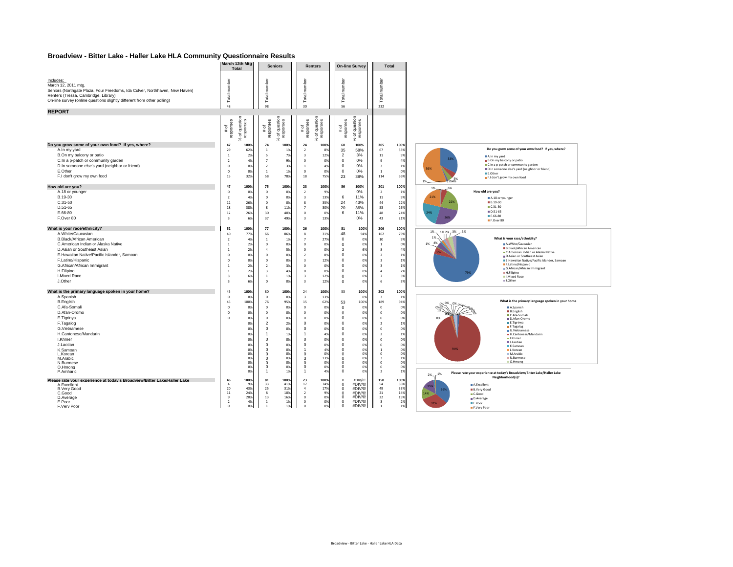# Broadview - Bitter Lake - Haller Lake HLA Community Questionnaire Results

| | March 12th Mtg Total | | Seniors | | Renters | | On-line Survey | | Total | |
|---|---|---|---|---|---|---|---|---|---|---|
| Includes: March 12, 2011 mtg, Seniors (Northgate Plaza, Four Freedoms, Ida Culver, Northhaven, New Haven) Renters (Tressa, Cambridge, Library) On-line survey (online questions slightly different from other polling) | Total number | | Total number | | Total number | | Total number | | Total number | |
| | 48 | | 98 | | 30 | | 56 | | 232 | |
| **REPORT** | | | | | | | | | | |
| | # of responses | % of question responses | # of responses | % of question responses | # of responses | % of question responses | # of responses | % of question responses | | |
| **Do you grow some of your own food? If yes, where?** | 47 | 100% | 74 | 100% | 24 | 100% | 60 | 100% | 205 | 100% |
| A.In my yard | 29 | 62% | 1 | 1% | 2 | 8% | 35 | 58% | 67 | 33% |
| B.On my balcony or patio | 1 | 2% | 5 | 7% | 3 | 12% | 2 | 3% | 11 | 5% |
| C.In a p-patch or community garden | 2 | 4% | 7 | 9% | 0 | 0% | 0 | 0% | 9 | 4% |
| D.In someone else's yard (neighbor or friend) | 0 | 0% | 2 | 3% | 1 | 4% | 0 | 0% | 3 | 1% |
| E.Other | 0 | 0% | 1 | 1% | 0 | 0% | 0 | 0% | 1 | 0% |
| F.I don't grow my own food | 15 | 32% | 58 | 78% | 18 | 75% | 23 | 38% | 114 | 56% |
| **How old are you?** | 47 | 100% | 75 | 100% | 23 | 100% | 56 | 100% | 201 | 100% |
| A.18 or younger | 0 | 0% | 0 | 0% | 2 | 9% | | 0% | 2 | 1% |
| B.19-30 | 2 | 4% | 0 | 0% | 3 | 13% | 6 | 11% | 11 | 5% |
| C.31-50 | 12 | 26% | 0 | 0% | 8 | 35% | 24 | 43% | 44 | 22% |
| D.51-65 | 18 | 38% | 8 | 11% | 7 | 30% | 20 | 36% | 53 | 26% |
| E.66-80 | 12 | 26% | 30 | 40% | 0 | 0% | 6 | 11% | 48 | 24% |
| F.Over 80 | 3 | 6% | 37 | 49% | 3 | 13% | | 0% | 43 | 21% |
| **What is your race/ethnicity?** | 52 | 100% | 77 | 100% | 26 | 100% | 51 | 100% | 206 | 100% |
| A.White/Caucasian | 40 | 77% | 66 | 86% | 8 | 31% | 48 | 94% | 162 | 79% |
| B.Black/African American | 2 | 4% | 1 | 1% | 7 | 27% | 0 | 0% | 10 | 5% |
| C.American Indian or Alaska Native | 1 | 2% | 0 | 0% | 0 | 0% | 0 | 0% | 1 | 0% |
| D.Asian or Southeast Asian | 1 | 2% | 4 | 5% | 0 | 0% | 3 | 6% | 8 | 4% |
| E.Hawaiian Native/Pacific Islander, Samoan | 0 | 0% | 0 | 0% | 2 | 8% | 0 | 0% | 2 | 1% |
| F.Latino/Hispanic | 0 | 0% | 0 | 0% | 3 | 12% | 0 | 0% | 3 | 1% |
| G.African/African Immigrant | 1 | 2% | 2 | 3% | 0 | 0% | 0 | 0% | 3 | 1% |
| H.Filipino | 1 | 2% | 3 | 4% | 0 | 0% | 0 | 0% | 4 | 2% |
| I.Mixed Race | 3 | 6% | 1 | 1% | 3 | 12% | 0 | 0% | 7 | 3% |
| J.Other | 3 | 6% | 0 | 0% | 3 | 12% | 0 | 0% | 6 | 3% |
| **What is the primary language spoken in your home?** | 45 | 100% | 80 | 100% | 24 | 100% | 53 | 100% | 202 | 100% |
| A.Spanish | 0 | 0% | 0 | 0% | 3 | 13% | | 0% | 3 | 1% |
| B.English | 45 | 100% | 76 | 95% | 15 | 62% | 53 | 100% | 189 | 94% |
| C.Afa-Somali | 0 | 0% | 0 | 0% | 0 | 0% | 0 | 0% | 0 | 0% |
| D.Afan-Oromo | 0 | 0% | 0 | 0% | 0 | 0% | 0 | 0% | 0 | 0% |
| E.Tigrinya | 0 | 0% | 0 | 0% | 0 | 0% | 0 | 0% | 0 | 0% |
| F.Tagalog | | 0% | 2 | 2% | 0 | 0% | 0 | 0% | 2 | 1% |
| G.Vietnamese | | 0% | 0 | 0% | 0 | 0% | 0 | 0% | 0 | 0% |
| H.Cantonese/Mandarin | | 0% | 1 | 1% | 1 | 4% | 0 | 0% | 2 | 1% |
| I.Khmer | | 0% | 0 | 0% | 0 | 0% | 0 | 0% | 0 | 0% |
| J.Laotian | | 0% | 0 | 0% | 0 | 0% | 0 | 0% | 0 | 0% |
| K.Samoan | | 0% | 0 | 0% | 1 | 4% | 0 | 0% | 1 | 0% |
| L.Korean | | 0% | 0 | 0% | 0 | 0% | 0 | 0% | 0 | 0% |
| M.Arabic | | 0% | 0 | 0% | 3 | 13% | 0 | 0% | 3 | 1% |
| N.Burmese | | 0% | 0 | 0% | 0 | 0% | 0 | 0% | 0 | 0% |
| O.Hmong | | 0% | 0 | 0% | 0 | 0% | 0 | 0% | 0 | 0% |
| P.Amharic | | 0% | 1 | 1% | 1 | 4% | 0 | 0% | 2 | 1% |
| **Please rate your experience at today's Broadview/Bitter Lake/Haller Lake** | 46 | 100% | 81 | 100% | 23 | 100% | 0 | #DIV/0! | 150 | 100% |
| A.Excellent | 4 | 9% | 33 | 41% | 17 | 74% | 0 | #DIV/0! | 54 | 36% |
| B.Very Good | 20 | 43% | 25 | 31% | 4 | 17% | 0 | #DIV/0! | 49 | 33% |
| C.Good | 11 | 24% | 8 | 10% | 2 | 9% | 0 | #DIV/0! | 21 | 14% |
| D.Average | 9 | 20% | 13 | 16% | 0 | 0% | 0 | #DIV/0! | 22 | 15% |
| E.Poor | 2 | 4% | 1 | 1% | 0 | 0% | 0 | #DIV/0! | 3 | 2% |
| F.Very Poor | 0 | 0% | 1 | 1% | 0 | 0% | 0 | #DIV/0! | 1 | 1% |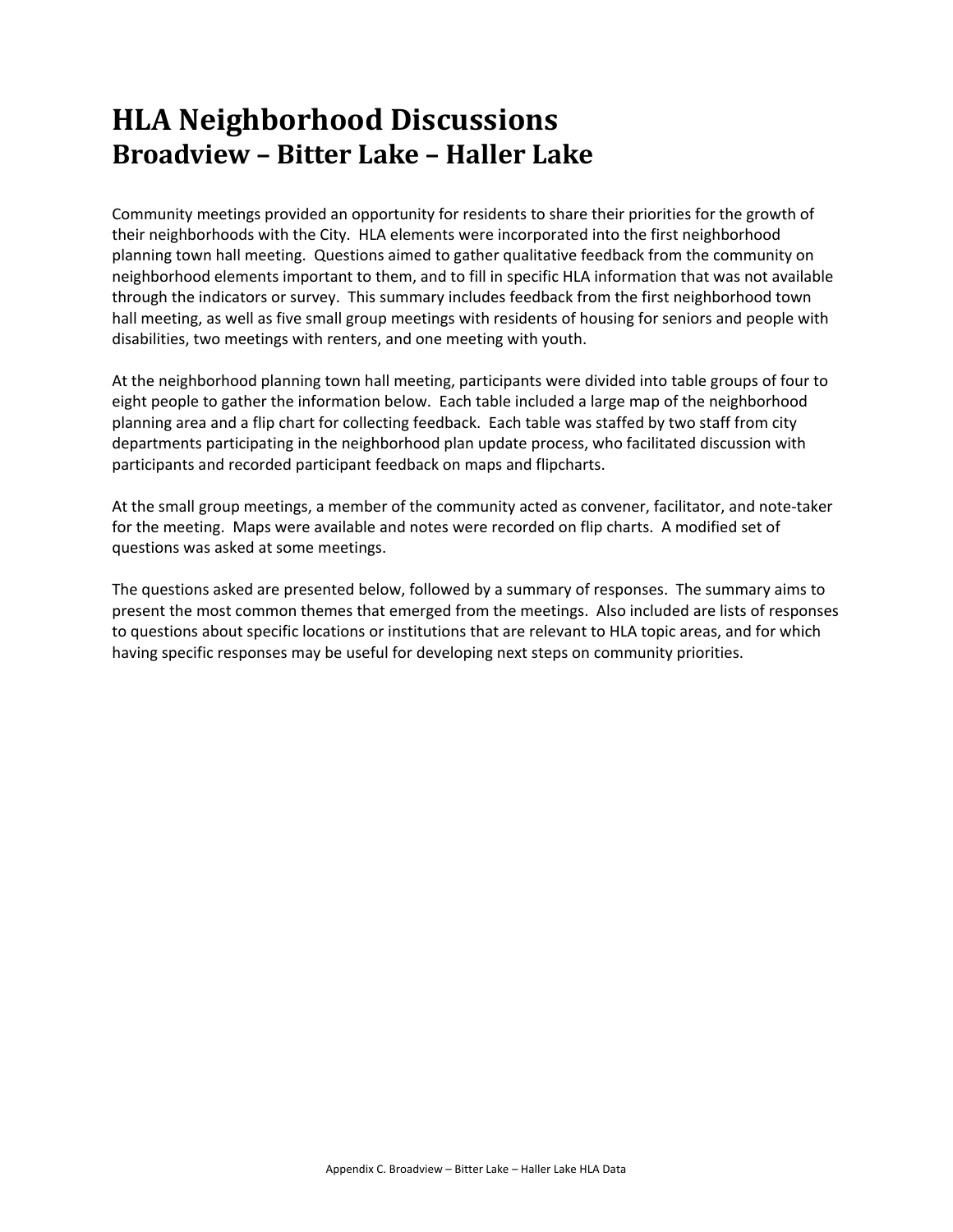# HLA Neighborhood Discussions
## Broadview – Bitter Lake – Haller Lake

Community meetings provided an opportunity for residents to share their priorities for the growth of their neighborhoods with the City. HLA elements were incorporated into the first neighborhood planning town hall meeting. Questions aimed to gather qualitative feedback from the community on neighborhood elements important to them, and to fill in specific HLA information that was not available through the indicators or survey. This summary includes feedback from the first neighborhood town hall meeting, as well as five small group meetings with residents of housing for seniors and people with disabilities, two meetings with renters, and one meeting with youth.

At the neighborhood planning town hall meeting, participants were divided into table groups of four to eight people to gather the information below. Each table included a large map of the neighborhood planning area and a flip chart for collecting feedback. Each table was staffed by two staff from city departments participating in the neighborhood plan update process, who facilitated discussion with participants and recorded participant feedback on maps and flipcharts.

At the small group meetings, a member of the community acted as convener, facilitator, and note-taker for the meeting. Maps were available and notes were recorded on flip charts. A modified set of questions was asked at some meetings.

The questions asked are presented below, followed by a summary of responses. The summary aims to present the most common themes that emerged from the meetings. Also included are lists of responses to questions about specific locations or institutions that are relevant to HLA topic areas, and for which having specific responses may be useful for developing next steps on community priorities.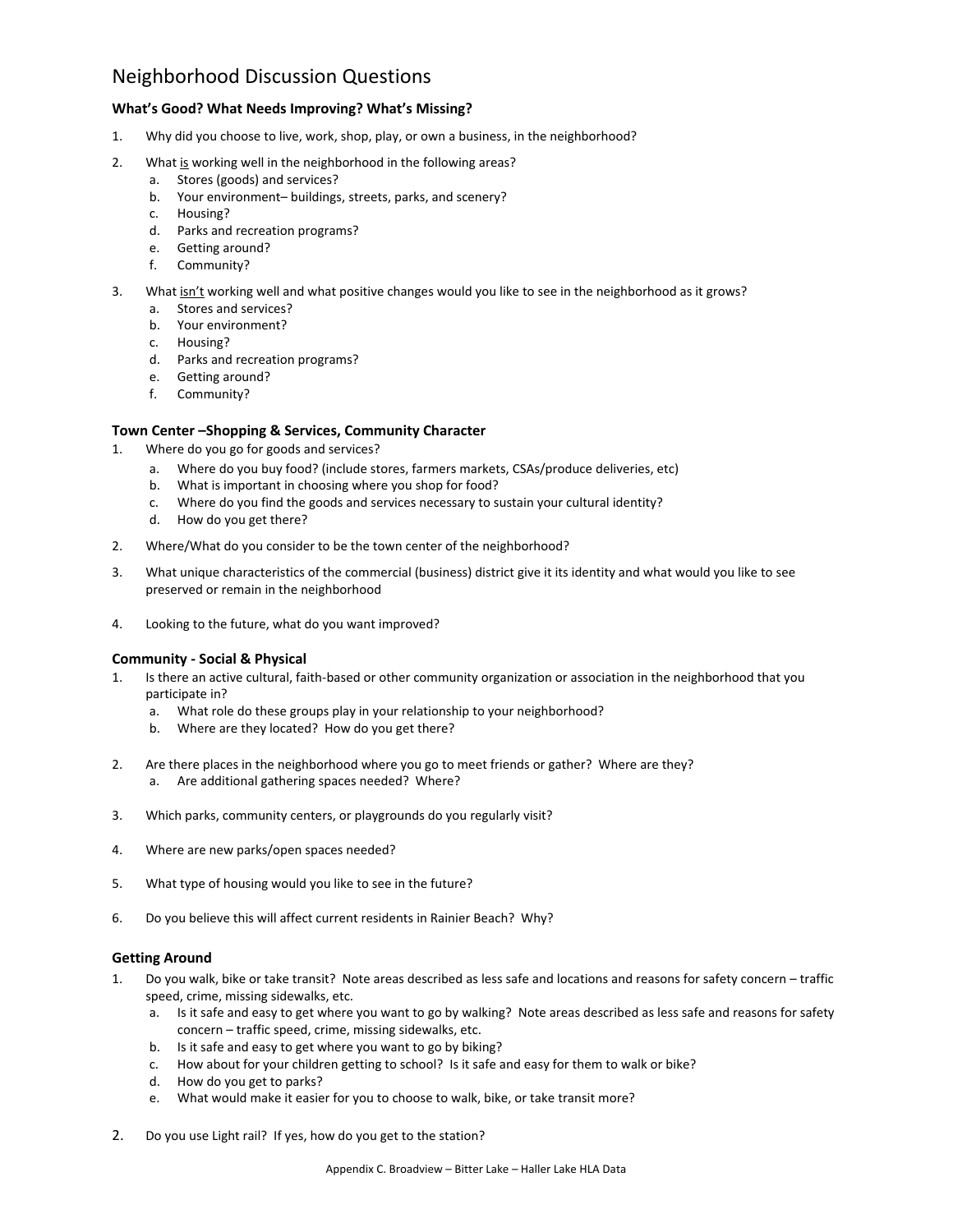# Neighborhood Discussion Questions

### What's Good? What Needs Improving? What's Missing?

1. Why did you choose to live, work, shop, play, or own a business, in the neighborhood?
2. What <u>is</u> working well in the neighborhood in the following areas?
   a. Stores (goods) and services?
   b. Your environment– buildings, streets, parks, and scenery?
   c. Housing?
   d. Parks and recreation programs?
   e. Getting around?
   f. Community?
3. What <u>isn't</u> working well and what positive changes would you like to see in the neighborhood as it grows?
   a. Stores and services?
   b. Your environment?
   c. Housing?
   d. Parks and recreation programs?
   e. Getting around?
   f. Community?

### Town Center –Shopping & Services, Community Character

1. Where do you go for goods and services?
   a. Where do you buy food? (include stores, farmers markets, CSAs/produce deliveries, etc)
   b. What is important in choosing where you shop for food?
   c. Where do you find the goods and services necessary to sustain your cultural identity?
   d. How do you get there?
2. Where/What do you consider to be the town center of the neighborhood?
3. What unique characteristics of the commercial (business) district give it its identity and what would you like to see preserved or remain in the neighborhood
4. Looking to the future, what do you want improved?

### Community - Social & Physical

1. Is there an active cultural, faith-based or other community organization or association in the neighborhood that you participate in?
   a. What role do these groups play in your relationship to your neighborhood?
   b. Where are they located? How do you get there?
2. Are there places in the neighborhood where you go to meet friends or gather? Where are they?
   a. Are additional gathering spaces needed? Where?
3. Which parks, community centers, or playgrounds do you regularly visit?
4. Where are new parks/open spaces needed?
5. What type of housing would you like to see in the future?
6. Do you believe this will affect current residents in Rainier Beach? Why?

### Getting Around

1. Do you walk, bike or take transit? Note areas described as less safe and locations and reasons for safety concern – traffic speed, crime, missing sidewalks, etc.
   a. Is it safe and easy to get where you want to go by walking? Note areas described as less safe and reasons for safety concern – traffic speed, crime, missing sidewalks, etc.
   b. Is it safe and easy to get where you want to go by biking?
   c. How about for your children getting to school? Is it safe and easy for them to walk or bike?
   d. How do you get to parks?
   e. What would make it easier for you to choose to walk, bike, or take transit more?
2. Do you use Light rail? If yes, how do you get to the station?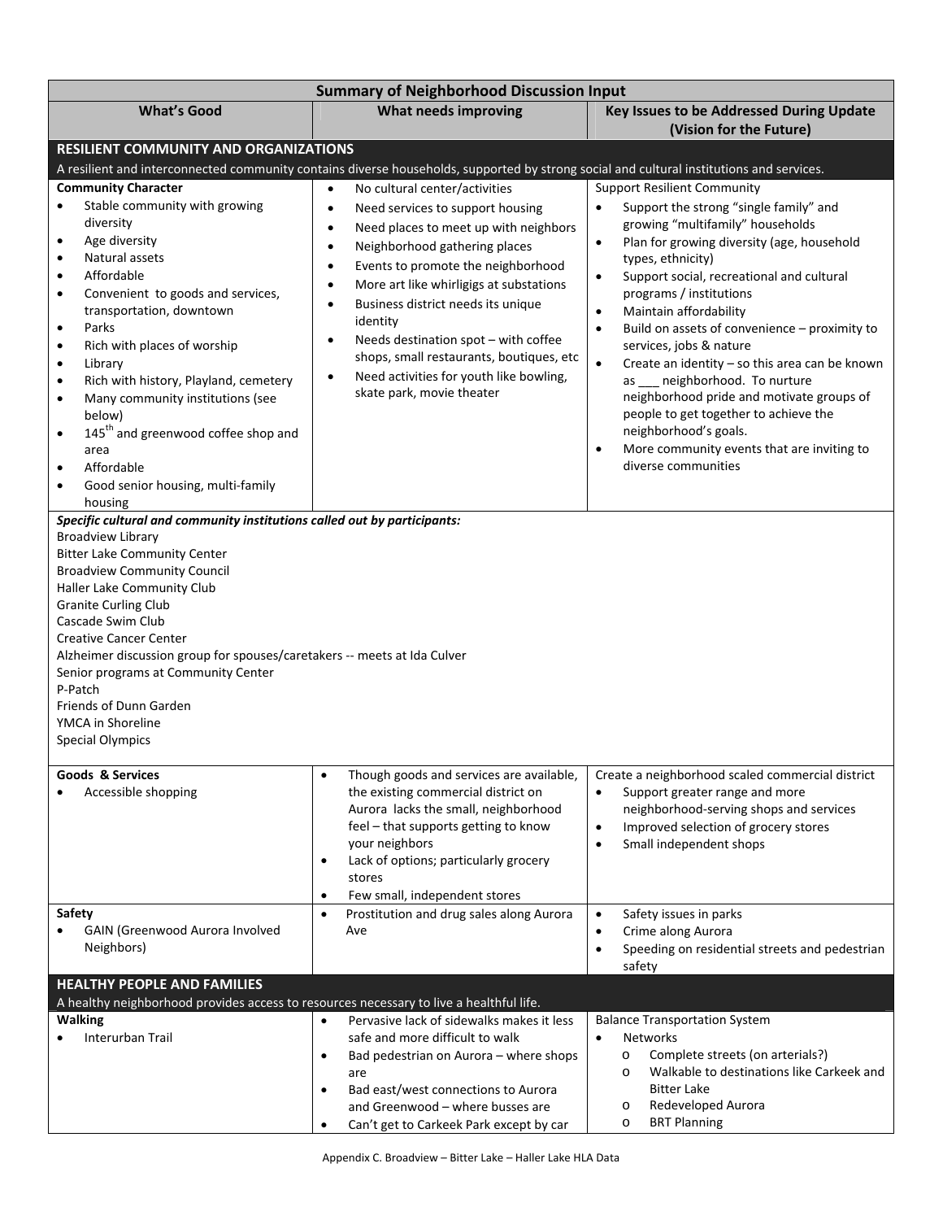| Summary of Neighborhood Discussion Input | | |
|---|---|---|
| **What's Good** | **What needs improving** | **Key Issues to be Addressed During Update (Vision for the Future)** |
| **RESILIENT COMMUNITY AND ORGANIZATIONS**<br>A resilient and interconnected community contains diverse households, supported by strong social and cultural institutions and services. | | |
| **Community Character**<br>• Stable community with growing diversity<br>• Age diversity<br>• Natural assets<br>• Affordable<br>• Convenient to goods and services, transportation, downtown<br>• Parks<br>• Rich with places of worship<br>• Library<br>• Rich with history, Playland, cemetery<br>• Many community institutions (see below)<br>• 145th and greenwood coffee shop and area<br>• Affordable<br>• Good senior housing, multi-family housing | • No cultural center/activities<br>• Need services to support housing<br>• Need places to meet up with neighbors<br>• Neighborhood gathering places<br>• Events to promote the neighborhood<br>• More art like whirligigs at substations<br>• Business district needs its unique identity<br>• Needs destination spot – with coffee shops, small restaurants, boutiques, etc<br>• Need activities for youth like bowling, skate park, movie theater | Support Resilient Community<br>• Support the strong "single family" and growing "multifamily" households<br>• Plan for growing diversity (age, household types, ethnicity)<br>• Support social, recreational and cultural programs / institutions<br>• Maintain affordability<br>• Build on assets of convenience – proximity to services, jobs & nature<br>• Create an identity – so this area can be known as ___ neighborhood. To nurture neighborhood pride and motivate groups of people to get together to achieve the neighborhood's goals.<br>• More community events that are inviting to diverse communities |
| ***Specific cultural and community institutions called out by participants:***<br>Broadview Library<br>Bitter Lake Community Center<br>Broadview Community Council<br>Haller Lake Community Club<br>Granite Curling Club<br>Cascade Swim Club<br>Creative Cancer Center<br>Alzheimer discussion group for spouses/caretakers -- meets at Ida Culver<br>Senior programs at Community Center<br>P-Patch<br>Friends of Dunn Garden<br>YMCA in Shoreline<br>Special Olympics | | |
| **Goods & Services**<br>• Accessible shopping | • Though goods and services are available, the existing commercial district on Aurora lacks the small, neighborhood feel – that supports getting to know your neighbors<br>• Lack of options; particularly grocery stores<br>• Few small, independent stores | Create a neighborhood scaled commercial district<br>• Support greater range and more neighborhood-serving shops and services<br>• Improved selection of grocery stores<br>• Small independent shops |
| **Safety**<br>• GAIN (Greenwood Aurora Involved Neighbors) | • Prostitution and drug sales along Aurora Ave | • Safety issues in parks<br>• Crime along Aurora<br>• Speeding on residential streets and pedestrian safety |
| **HEALTHY PEOPLE AND FAMILIES**<br>A healthy neighborhood provides access to resources necessary to live a healthful life. | | |
| **Walking**<br>• Interurban Trail | • Pervasive lack of sidewalks makes it less safe and more difficult to walk<br>• Bad pedestrian on Aurora – where shops are<br>• Bad east/west connections to Aurora and Greenwood – where busses are<br>• Can't get to Carkeek Park except by car | Balance Transportation System<br>• Networks<br>  o Complete streets (on arterials?)<br>  o Walkable to destinations like Carkeek and Bitter Lake<br>  o Redeveloped Aurora<br>  o BRT Planning |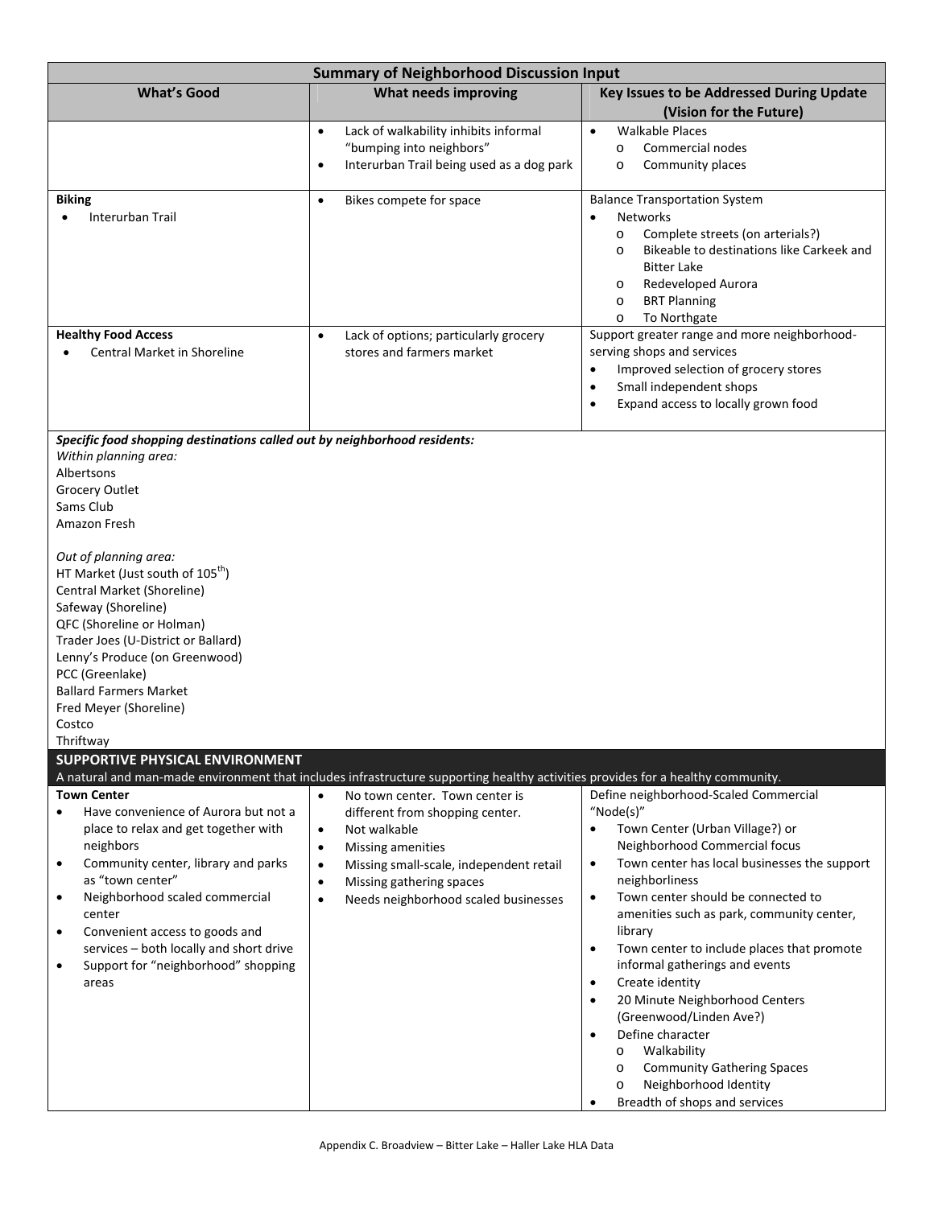| Summary of Neighborhood Discussion Input | | |
|---|---|---|
| **What's Good** | **What needs improving** | **Key Issues to be Addressed During Update (Vision for the Future)** |
| | • Lack of walkability inhibits informal "bumping into neighbors"<br>• Interurban Trail being used as a dog park | • Walkable Places<br>  o Commercial nodes<br>  o Community places |
| **Biking**<br>• Interurban Trail | • Bikes compete for space | Balance Transportation System<br>• Networks<br>  o Complete streets (on arterials?)<br>  o Bikeable to destinations like Carkeek and Bitter Lake<br>  o Redeveloped Aurora<br>  o BRT Planning<br>  o To Northgate |
| **Healthy Food Access**<br>• Central Market in Shoreline | • Lack of options; particularly grocery stores and farmers market | Support greater range and more neighborhood-serving shops and services<br>• Improved selection of grocery stores<br>• Small independent shops<br>• Expand access to locally grown food |

***Specific food shopping destinations called out by neighborhood residents:***

*Within planning area:*
Albertsons
Grocery Outlet
Sams Club
Amazon Fresh

*Out of planning area:*
HT Market (Just south of 105th)
Central Market (Shoreline)
Safeway (Shoreline)
QFC (Shoreline or Holman)
Trader Joes (U-District or Ballard)
Lenny's Produce (on Greenwood)
PCC (Greenlake)
Ballard Farmers Market
Fred Meyer (Shoreline)
Costco
Thriftway

**SUPPORTIVE PHYSICAL ENVIRONMENT**

A natural and man-made environment that includes infrastructure supporting healthy activities provides for a healthy community.

| What's Good | What needs improving | Key Issues to be Addressed During Update (Vision for the Future) |
|---|---|---|
| **Town Center**<br>• Have convenience of Aurora but not a place to relax and get together with neighbors<br>• Community center, library and parks as "town center"<br>• Neighborhood scaled commercial center<br>• Convenient access to goods and services – both locally and short drive<br>• Support for "neighborhood" shopping areas | • No town center. Town center is different from shopping center.<br>• Not walkable<br>• Missing amenities<br>• Missing small-scale, independent retail<br>• Missing gathering spaces<br>• Needs neighborhood scaled businesses | Define neighborhood-Scaled Commercial "Node(s)"<br>• Town Center (Urban Village?) or Neighborhood Commercial focus<br>• Town center has local businesses the support neighborliness<br>• Town center should be connected to amenities such as park, community center, library<br>• Town center to include places that promote informal gatherings and events<br>• Create identity<br>• 20 Minute Neighborhood Centers (Greenwood/Linden Ave?)<br>• Define character<br>  o Walkability<br>  o Community Gathering Spaces<br>  o Neighborhood Identity<br>• Breadth of shops and services |

Appendix C. Broadview – Bitter Lake – Haller Lake HLA Data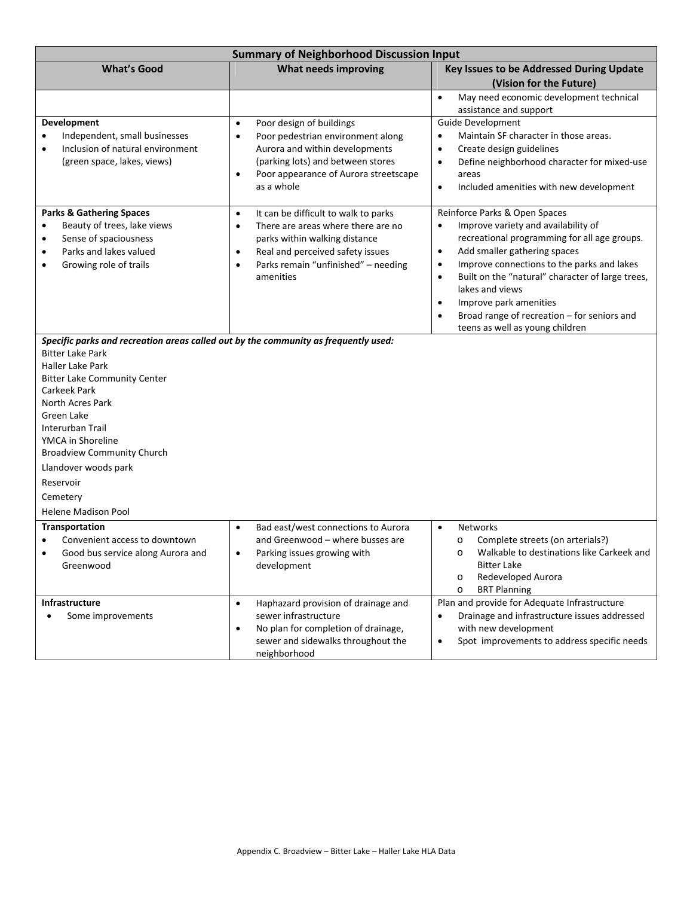| Summary of Neighborhood Discussion Input | | |
|---|---|---|
| **What's Good** | **What needs improving** | **Key Issues to be Addressed During Update (Vision for the Future)** |
| | | • May need economic development technical assistance and support |
| **Development**<br>• Independent, small businesses<br>• Inclusion of natural environment (green space, lakes, views) | • Poor design of buildings<br>• Poor pedestrian environment along Aurora and within developments (parking lots) and between stores<br>• Poor appearance of Aurora streetscape as a whole | Guide Development<br>• Maintain SF character in those areas.<br>• Create design guidelines<br>• Define neighborhood character for mixed-use areas<br>• Included amenities with new development |
| **Parks & Gathering Spaces**<br>• Beauty of trees, lake views<br>• Sense of spaciousness<br>• Parks and lakes valued<br>• Growing role of trails | • It can be difficult to walk to parks<br>• There are areas where there are no parks within walking distance<br>• Real and perceived safety issues<br>• Parks remain "unfinished" – needing amenities | Reinforce Parks & Open Spaces<br>• Improve variety and availability of recreational programming for all age groups.<br>• Add smaller gathering spaces<br>• Improve connections to the parks and lakes<br>• Built on the "natural" character of large trees, lakes and views<br>• Improve park amenities<br>• Broad range of recreation – for seniors and teens as well as young children |
| ***Specific parks and recreation areas called out by the community as frequently used:***<br>Bitter Lake Park<br>Haller Lake Park<br>Bitter Lake Community Center<br>Carkeek Park<br>North Acres Park<br>Green Lake<br>Interurban Trail<br>YMCA in Shoreline<br>Broadview Community Church<br>Llandover woods park<br>Reservoir<br>Cemetery<br>Helene Madison Pool | | |
| **Transportation**<br>• Convenient access to downtown<br>• Good bus service along Aurora and Greenwood | • Bad east/west connections to Aurora and Greenwood – where busses are<br>• Parking issues growing with development | • Networks<br>  o Complete streets (on arterials?)<br>  o Walkable to destinations like Carkeek and Bitter Lake<br>  o Redeveloped Aurora<br>  o BRT Planning |
| **Infrastructure**<br>• Some improvements | • Haphazard provision of drainage and sewer infrastructure<br>• No plan for completion of drainage, sewer and sidewalks throughout the neighborhood | Plan and provide for Adequate Infrastructure<br>• Drainage and infrastructure issues addressed with new development<br>• Spot improvements to address specific needs |